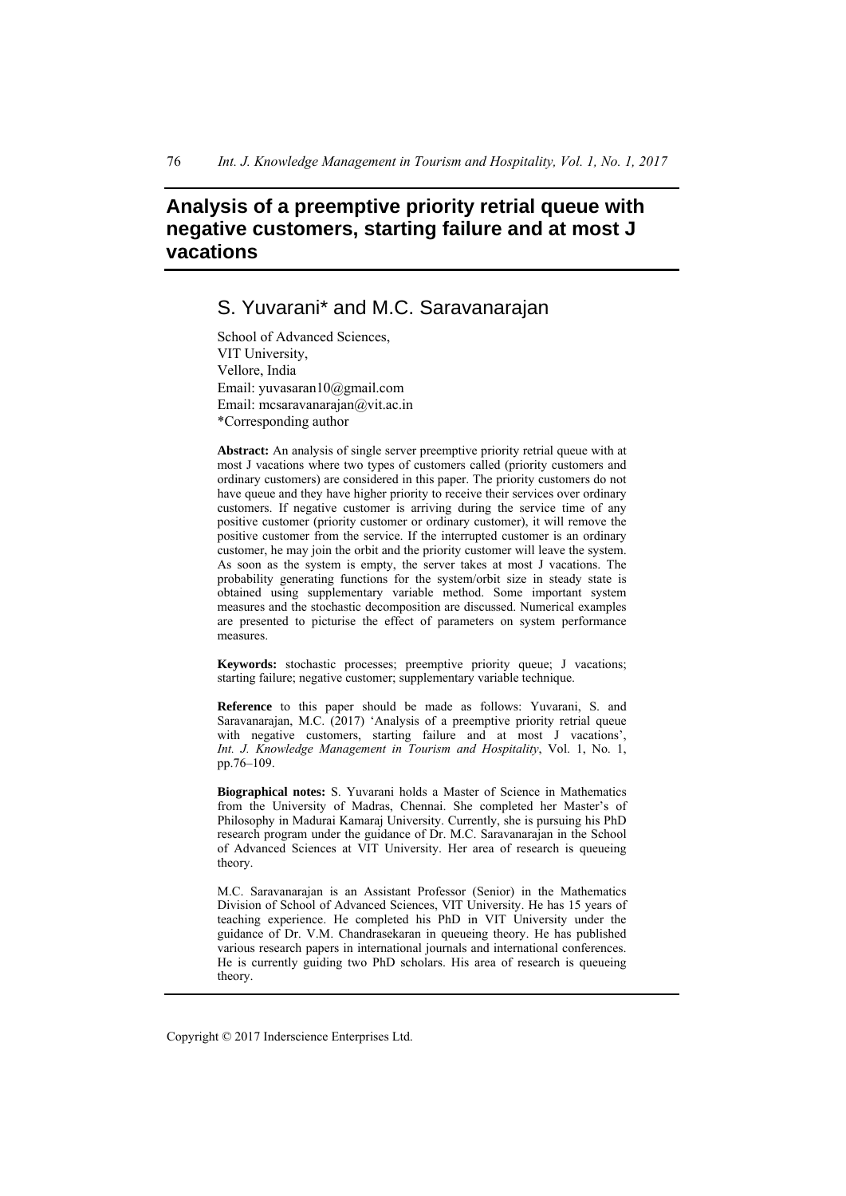# Analysis of a preemptive priority retrial queue with negative customers, starting failure and at most J vacations

## S. Yuvarani* and M.C. Saravanarajan

School of Advanced Sciences,
VIT University,
Vellore, India
Email: yuvasaran10@gmail.com
Email: mcsaravanarajan@vit.ac.in
*Corresponding author

**Abstract:** An analysis of single server preemptive priority retrial queue with at most J vacations where two types of customers called (priority customers and ordinary customers) are considered in this paper. The priority customers do not have queue and they have higher priority to receive their services over ordinary customers. If negative customer is arriving during the service time of any positive customer (priority customer or ordinary customer), it will remove the positive customer from the service. If the interrupted customer is an ordinary customer, he may join the orbit and the priority customer will leave the system. As soon as the system is empty, the server takes at most J vacations. The probability generating functions for the system/orbit size in steady state is obtained using supplementary variable method. Some important system measures and the stochastic decomposition are discussed. Numerical examples are presented to picturise the effect of parameters on system performance measures.

**Keywords:** stochastic processes; preemptive priority queue; J vacations; starting failure; negative customer; supplementary variable technique.

**Reference** to this paper should be made as follows: Yuvarani, S. and Saravanarajan, M.C. (2017) 'Analysis of a preemptive priority retrial queue with negative customers, starting failure and at most J vacations', *Int. J. Knowledge Management in Tourism and Hospitality*, Vol. 1, No. 1, pp.76–109.

**Biographical notes:** S. Yuvarani holds a Master of Science in Mathematics from the University of Madras, Chennai. She completed her Master's of Philosophy in Madurai Kamaraj University. Currently, she is pursuing his PhD research program under the guidance of Dr. M.C. Saravanarajan in the School of Advanced Sciences at VIT University. Her area of research is queueing theory.

M.C. Saravanarajan is an Assistant Professor (Senior) in the Mathematics Division of School of Advanced Sciences, VIT University. He has 15 years of teaching experience. He completed his PhD in VIT University under the guidance of Dr. V.M. Chandrasekaran in queueing theory. He has published various research papers in international journals and international conferences. He is currently guiding two PhD scholars. His area of research is queueing theory.

Copyright © 2017 Inderscience Enterprises Ltd.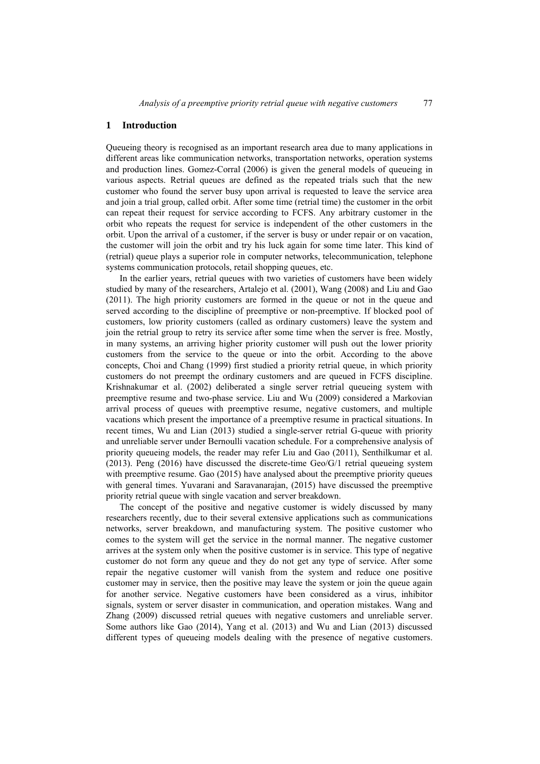## 1 Introduction

Queueing theory is recognised as an important research area due to many applications in different areas like communication networks, transportation networks, operation systems and production lines. Gomez-Corral (2006) is given the general models of queueing in various aspects. Retrial queues are defined as the repeated trials such that the new customer who found the server busy upon arrival is requested to leave the service area and join a trial group, called orbit. After some time (retrial time) the customer in the orbit can repeat their request for service according to FCFS. Any arbitrary customer in the orbit who repeats the request for service is independent of the other customers in the orbit. Upon the arrival of a customer, if the server is busy or under repair or on vacation, the customer will join the orbit and try his luck again for some time later. This kind of (retrial) queue plays a superior role in computer networks, telecommunication, telephone systems communication protocols, retail shopping queues, etc.

In the earlier years, retrial queues with two varieties of customers have been widely studied by many of the researchers, Artalejo et al. (2001), Wang (2008) and Liu and Gao (2011). The high priority customers are formed in the queue or not in the queue and served according to the discipline of preemptive or non-preemptive. If blocked pool of customers, low priority customers (called as ordinary customers) leave the system and join the retrial group to retry its service after some time when the server is free. Mostly, in many systems, an arriving higher priority customer will push out the lower priority customers from the service to the queue or into the orbit. According to the above concepts, Choi and Chang (1999) first studied a priority retrial queue, in which priority customers do not preempt the ordinary customers and are queued in FCFS discipline. Krishnakumar et al. (2002) deliberated a single server retrial queueing system with preemptive resume and two-phase service. Liu and Wu (2009) considered a Markovian arrival process of queues with preemptive resume, negative customers, and multiple vacations which present the importance of a preemptive resume in practical situations. In recent times, Wu and Lian (2013) studied a single-server retrial G-queue with priority and unreliable server under Bernoulli vacation schedule. For a comprehensive analysis of priority queueing models, the reader may refer Liu and Gao (2011), Senthilkumar et al. (2013). Peng (2016) have discussed the discrete-time Geo/G/1 retrial queueing system with preemptive resume. Gao (2015) have analysed about the preemptive priority queues with general times. Yuvarani and Saravanarajan, (2015) have discussed the preemptive priority retrial queue with single vacation and server breakdown.

The concept of the positive and negative customer is widely discussed by many researchers recently, due to their several extensive applications such as communications networks, server breakdown, and manufacturing system. The positive customer who comes to the system will get the service in the normal manner. The negative customer arrives at the system only when the positive customer is in service. This type of negative customer do not form any queue and they do not get any type of service. After some repair the negative customer will vanish from the system and reduce one positive customer may in service, then the positive may leave the system or join the queue again for another service. Negative customers have been considered as a virus, inhibitor signals, system or server disaster in communication, and operation mistakes. Wang and Zhang (2009) discussed retrial queues with negative customers and unreliable server. Some authors like Gao (2014), Yang et al. (2013) and Wu and Lian (2013) discussed different types of queueing models dealing with the presence of negative customers.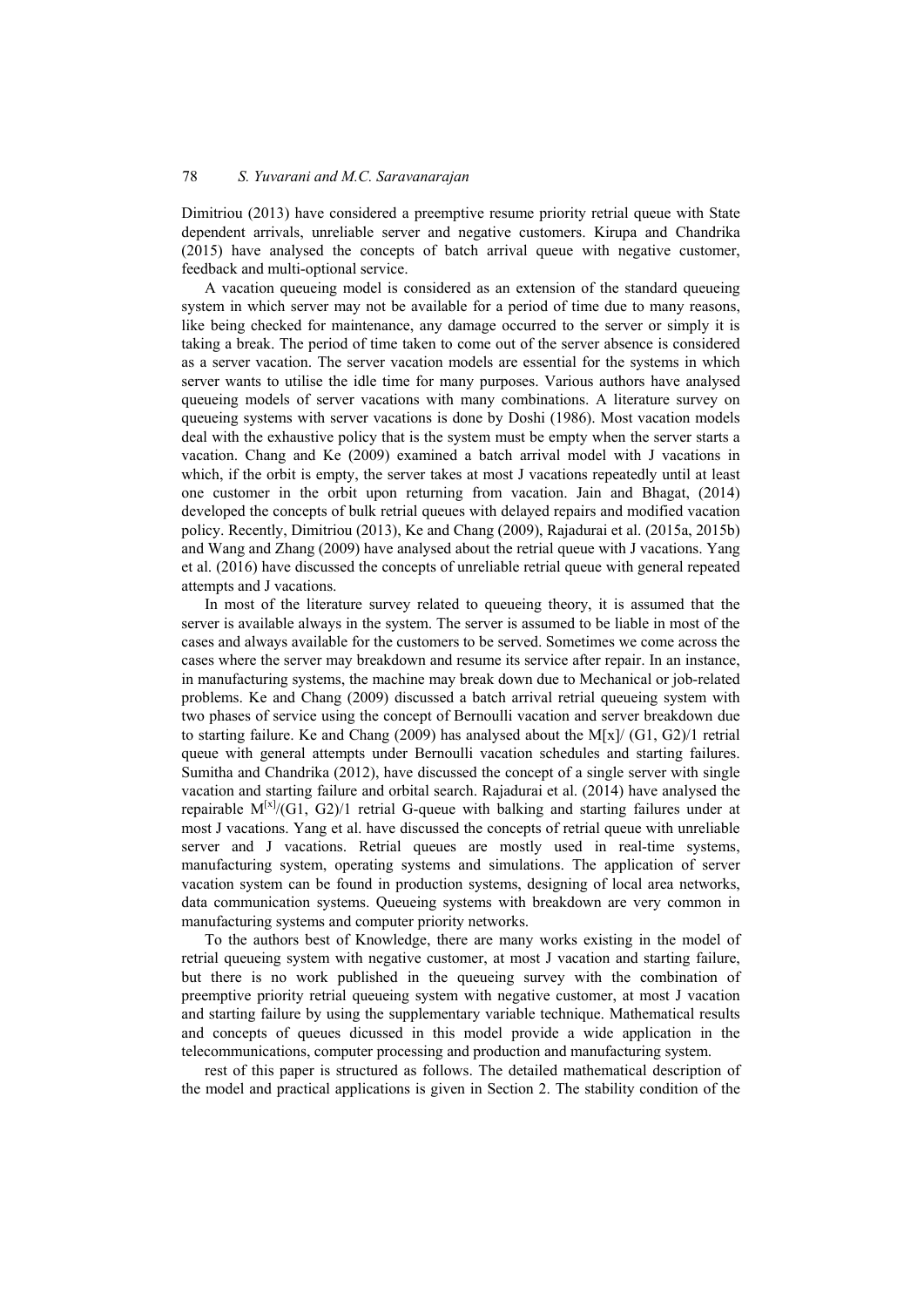Dimitriou (2013) have considered a preemptive resume priority retrial queue with State dependent arrivals, unreliable server and negative customers. Kirupa and Chandrika (2015) have analysed the concepts of batch arrival queue with negative customer, feedback and multi-optional service.

A vacation queueing model is considered as an extension of the standard queueing system in which server may not be available for a period of time due to many reasons, like being checked for maintenance, any damage occurred to the server or simply it is taking a break. The period of time taken to come out of the server absence is considered as a server vacation. The server vacation models are essential for the systems in which server wants to utilise the idle time for many purposes. Various authors have analysed queueing models of server vacations with many combinations. A literature survey on queueing systems with server vacations is done by Doshi (1986). Most vacation models deal with the exhaustive policy that is the system must be empty when the server starts a vacation. Chang and Ke (2009) examined a batch arrival model with J vacations in which, if the orbit is empty, the server takes at most J vacations repeatedly until at least one customer in the orbit upon returning from vacation. Jain and Bhagat, (2014) developed the concepts of bulk retrial queues with delayed repairs and modified vacation policy. Recently, Dimitriou (2013), Ke and Chang (2009), Rajadurai et al. (2015a, 2015b) and Wang and Zhang (2009) have analysed about the retrial queue with J vacations. Yang et al. (2016) have discussed the concepts of unreliable retrial queue with general repeated attempts and J vacations.

In most of the literature survey related to queueing theory, it is assumed that the server is available always in the system. The server is assumed to be liable in most of the cases and always available for the customers to be served. Sometimes we come across the cases where the server may breakdown and resume its service after repair. In an instance, in manufacturing systems, the machine may break down due to Mechanical or job-related problems. Ke and Chang (2009) discussed a batch arrival retrial queueing system with two phases of service using the concept of Bernoulli vacation and server breakdown due to starting failure. Ke and Chang (2009) has analysed about the M[x]/ (G1, G2)/1 retrial queue with general attempts under Bernoulli vacation schedules and starting failures. Sumitha and Chandrika (2012), have discussed the concept of a single server with single vacation and starting failure and orbital search. Rajadurai et al. (2014) have analysed the repairable $M^{[x]}/(G1, G2)/1$ retrial G-queue with balking and starting failures under at most J vacations. Yang et al. have discussed the concepts of retrial queue with unreliable server and J vacations. Retrial queues are mostly used in real-time systems, manufacturing system, operating systems and simulations. The application of server vacation system can be found in production systems, designing of local area networks, data communication systems. Queueing systems with breakdown are very common in manufacturing systems and computer priority networks.

To the authors best of Knowledge, there are many works existing in the model of retrial queueing system with negative customer, at most J vacation and starting failure, but there is no work published in the queueing survey with the combination of preemptive priority retrial queueing system with negative customer, at most J vacation and starting failure by using the supplementary variable technique. Mathematical results and concepts of queues dicussed in this model provide a wide application in the telecommunications, computer processing and production and manufacturing system.

rest of this paper is structured as follows. The detailed mathematical description of the model and practical applications is given in Section 2. The stability condition of the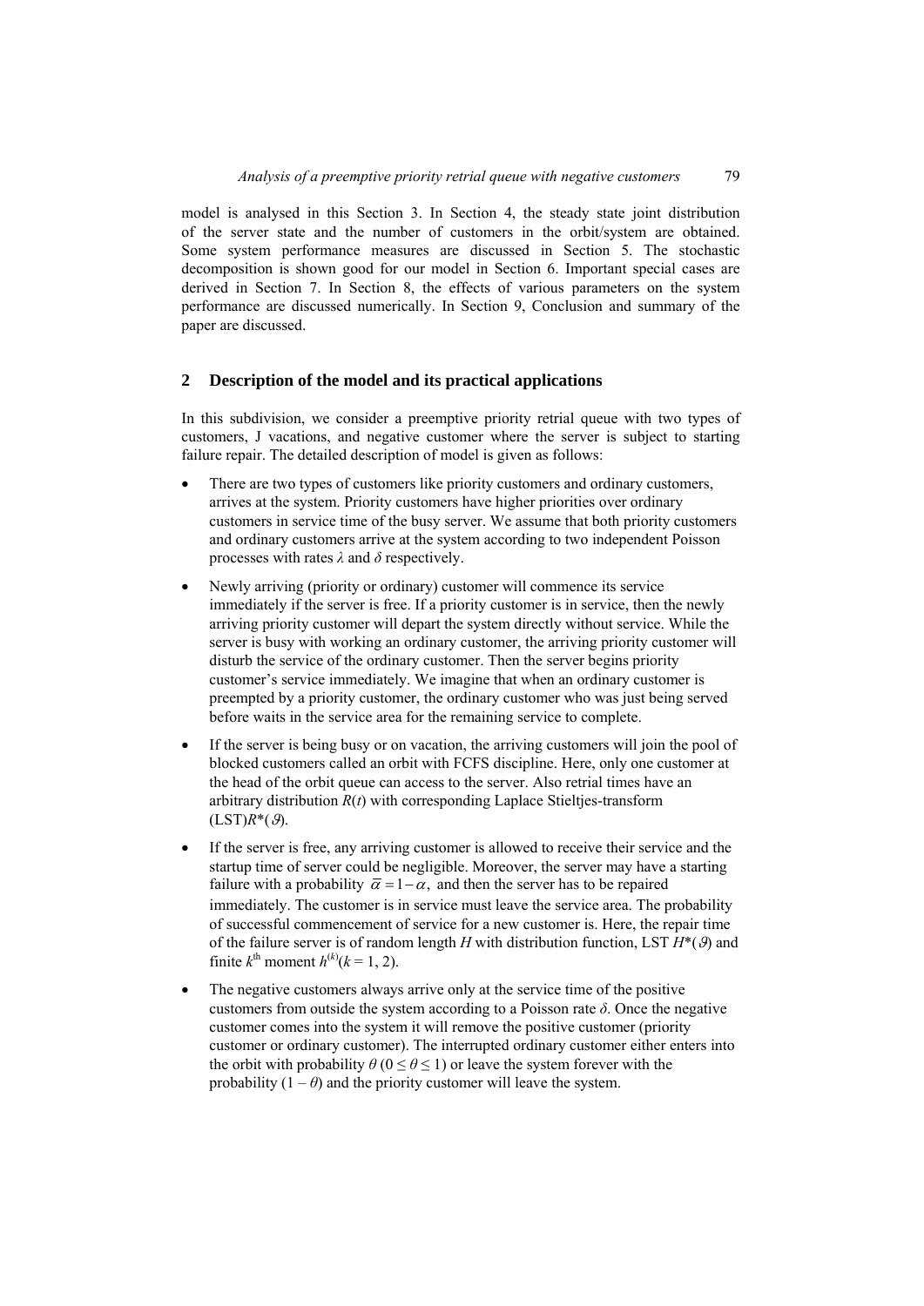model is analysed in this Section 3. In Section 4, the steady state joint distribution of the server state and the number of customers in the orbit/system are obtained. Some system performance measures are discussed in Section 5. The stochastic decomposition is shown good for our model in Section 6. Important special cases are derived in Section 7. In Section 8, the effects of various parameters on the system performance are discussed numerically. In Section 9, Conclusion and summary of the paper are discussed.

## 2 Description of the model and its practical applications

In this subdivision, we consider a preemptive priority retrial queue with two types of customers, J vacations, and negative customer where the server is subject to starting failure repair. The detailed description of model is given as follows:

- There are two types of customers like priority customers and ordinary customers, arrives at the system. Priority customers have higher priorities over ordinary customers in service time of the busy server. We assume that both priority customers and ordinary customers arrive at the system according to two independent Poisson processes with rates $\lambda$ and $\delta$ respectively.
- Newly arriving (priority or ordinary) customer will commence its service immediately if the server is free. If a priority customer is in service, then the newly arriving priority customer will depart the system directly without service. While the server is busy with working an ordinary customer, the arriving priority customer will disturb the service of the ordinary customer. Then the server begins priority customer's service immediately. We imagine that when an ordinary customer is preempted by a priority customer, the ordinary customer who was just being served before waits in the service area for the remaining service to complete.
- If the server is being busy or on vacation, the arriving customers will join the pool of blocked customers called an orbit with FCFS discipline. Here, only one customer at the head of the orbit queue can access to the server. Also retrial times have an arbitrary distribution $R(t)$ with corresponding Laplace Stieltjes-transform (LST)$R^*(\vartheta)$.
- If the server is free, any arriving customer is allowed to receive their service and the startup time of server could be negligible. Moreover, the server may have a starting failure with a probability $\bar{\alpha} = 1 - \alpha$, and then the server has to be repaired immediately. The customer is in service must leave the service area. The probability of successful commencement of service for a new customer is. Here, the repair time of the failure server is of random length $H$ with distribution function, LST $H^*(\vartheta)$ and finite $k^{\text{th}}$ moment $h^{(k)}(k = 1, 2)$.
- The negative customers always arrive only at the service time of the positive customers from outside the system according to a Poisson rate $\delta$. Once the negative customer comes into the system it will remove the positive customer (priority customer or ordinary customer). The interrupted ordinary customer either enters into the orbit with probability $\theta$ $(0 \leq \theta \leq 1)$ or leave the system forever with the probability $(1 - \theta)$ and the priority customer will leave the system.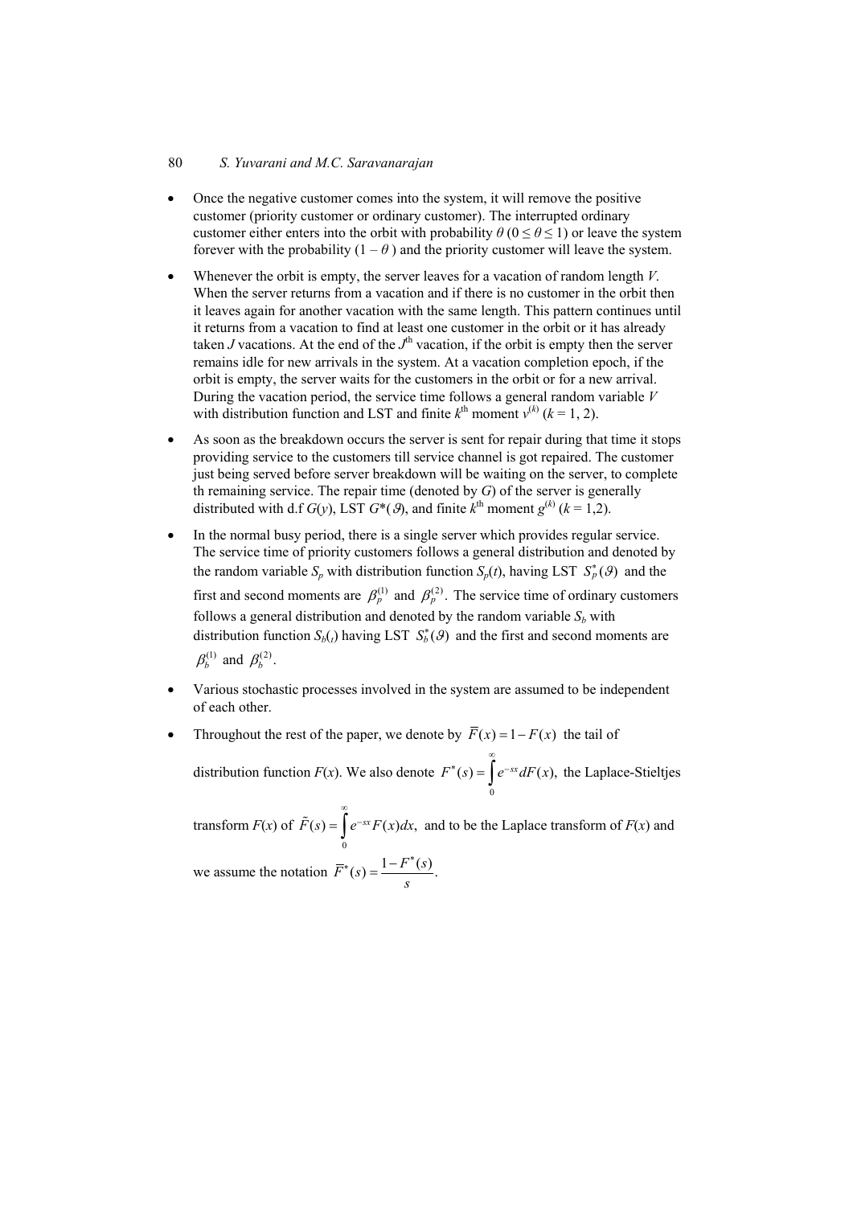- Once the negative customer comes into the system, it will remove the positive customer (priority customer or ordinary customer). The interrupted ordinary customer either enters into the orbit with probability $\theta$ ($0 \leq \theta \leq 1$) or leave the system forever with the probability $(1 - \theta)$ and the priority customer will leave the system.

- Whenever the orbit is empty, the server leaves for a vacation of random length $V$. When the server returns from a vacation and if there is no customer in the orbit then it leaves again for another vacation with the same length. This pattern continues until it returns from a vacation to find at least one customer in the orbit or it has already taken $J$ vacations. At the end of the $J^{\text{th}}$ vacation, if the orbit is empty then the server remains idle for new arrivals in the system. At a vacation completion epoch, if the orbit is empty, the server waits for the customers in the orbit or for a new arrival. During the vacation period, the service time follows a general random variable $V$ with distribution function and LST and finite $k^{\text{th}}$ moment $v^{(k)}$ ($k = 1, 2$).

- As soon as the breakdown occurs the server is sent for repair during that time it stops providing service to the customers till service channel is got repaired. The customer just being served before server breakdown will be waiting on the server, to complete th remaining service. The repair time (denoted by $G$) of the server is generally distributed with d.f $G(y)$, LST $G^*(\vartheta)$, and finite $k^{\text{th}}$ moment $g^{(k)}$ ($k = 1,2$).

- In the normal busy period, there is a single server which provides regular service. The service time of priority customers follows a general distribution and denoted by the random variable $S_p$ with distribution function $S_p(t)$, having LST $S_p^*(\vartheta)$ and the first and second moments are $\beta_p^{(1)}$ and $\beta_p^{(2)}$. The service time of ordinary customers follows a general distribution and denoted by the random variable $S_b$ with distribution function $S_{b(t)}$ having LST $S_b^*(\vartheta)$ and the first and second moments are $\beta_b^{(1)}$ and $\beta_b^{(2)}$.

- Various stochastic processes involved in the system are assumed to be independent of each other.

- Throughout the rest of the paper, we denote by $\bar{F}(x) = 1 - F(x)$ the tail of distribution function $F(x)$. We also denote $F^*(s) = \int_0^\infty e^{-sx} dF(x)$, the Laplace-Stieltjes transform $F(x)$ of $\tilde{F}(s) = \int_0^\infty e^{-sx} F(x)dx$, and to be the Laplace transform of $F(x)$ and we assume the notation $\bar{F}^*(s) = \dfrac{1 - F^*(s)}{s}$.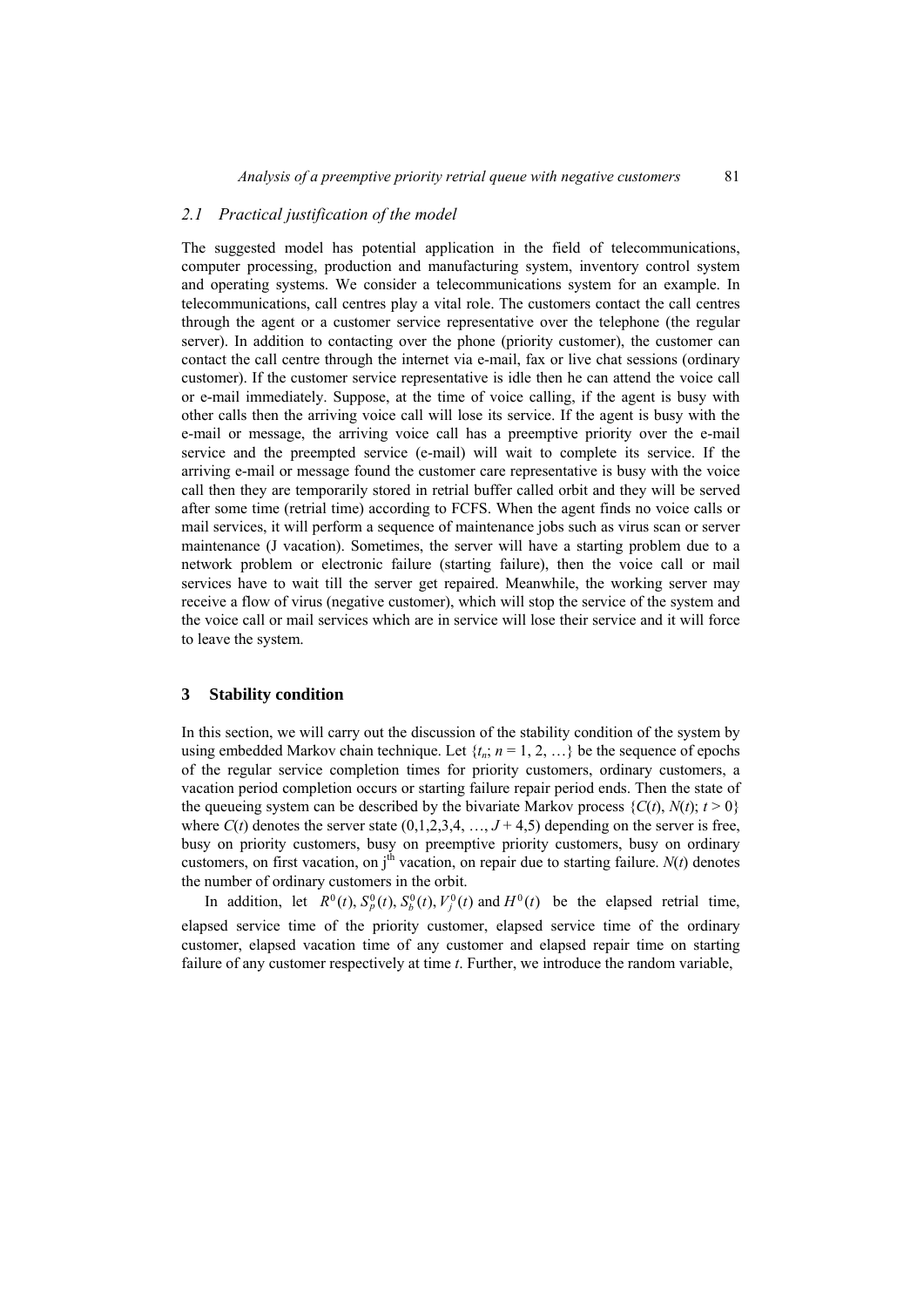### *2.1 Practical justification of the model*

The suggested model has potential application in the field of telecommunications, computer processing, production and manufacturing system, inventory control system and operating systems. We consider a telecommunications system for an example. In telecommunications, call centres play a vital role. The customers contact the call centres through the agent or a customer service representative over the telephone (the regular server). In addition to contacting over the phone (priority customer), the customer can contact the call centre through the internet via e-mail, fax or live chat sessions (ordinary customer). If the customer service representative is idle then he can attend the voice call or e-mail immediately. Suppose, at the time of voice calling, if the agent is busy with other calls then the arriving voice call will lose its service. If the agent is busy with the e-mail or message, the arriving voice call has a preemptive priority over the e-mail service and the preempted service (e-mail) will wait to complete its service. If the arriving e-mail or message found the customer care representative is busy with the voice call then they are temporarily stored in retrial buffer called orbit and they will be served after some time (retrial time) according to FCFS. When the agent finds no voice calls or mail services, it will perform a sequence of maintenance jobs such as virus scan or server maintenance (J vacation). Sometimes, the server will have a starting problem due to a network problem or electronic failure (starting failure), then the voice call or mail services have to wait till the server get repaired. Meanwhile, the working server may receive a flow of virus (negative customer), which will stop the service of the system and the voice call or mail services which are in service will lose their service and it will force to leave the system.

## 3 Stability condition

In this section, we will carry out the discussion of the stability condition of the system by using embedded Markov chain technique. Let $\{t_n; n = 1, 2, \ldots\}$ be the sequence of epochs of the regular service completion times for priority customers, ordinary customers, a vacation period completion occurs or starting failure repair period ends. Then the state of the queueing system can be described by the bivariate Markov process $\{C(t), N(t); t > 0\}$ where $C(t)$ denotes the server state $(0,1,2,3,4, \ldots, J + 4,5)$ depending on the server is free, busy on priority customers, busy on preemptive priority customers, busy on ordinary customers, on first vacation, on j$^{\text{th}}$ vacation, on repair due to starting failure. $N(t)$ denotes the number of ordinary customers in the orbit.

In addition, let $R^0(t), S_p^0(t), S_b^0(t), V_j^0(t)$ and $H^0(t)$ be the elapsed retrial time, elapsed service time of the priority customer, elapsed service time of the ordinary customer, elapsed vacation time of any customer and elapsed repair time on starting failure of any customer respectively at time $t$. Further, we introduce the random variable,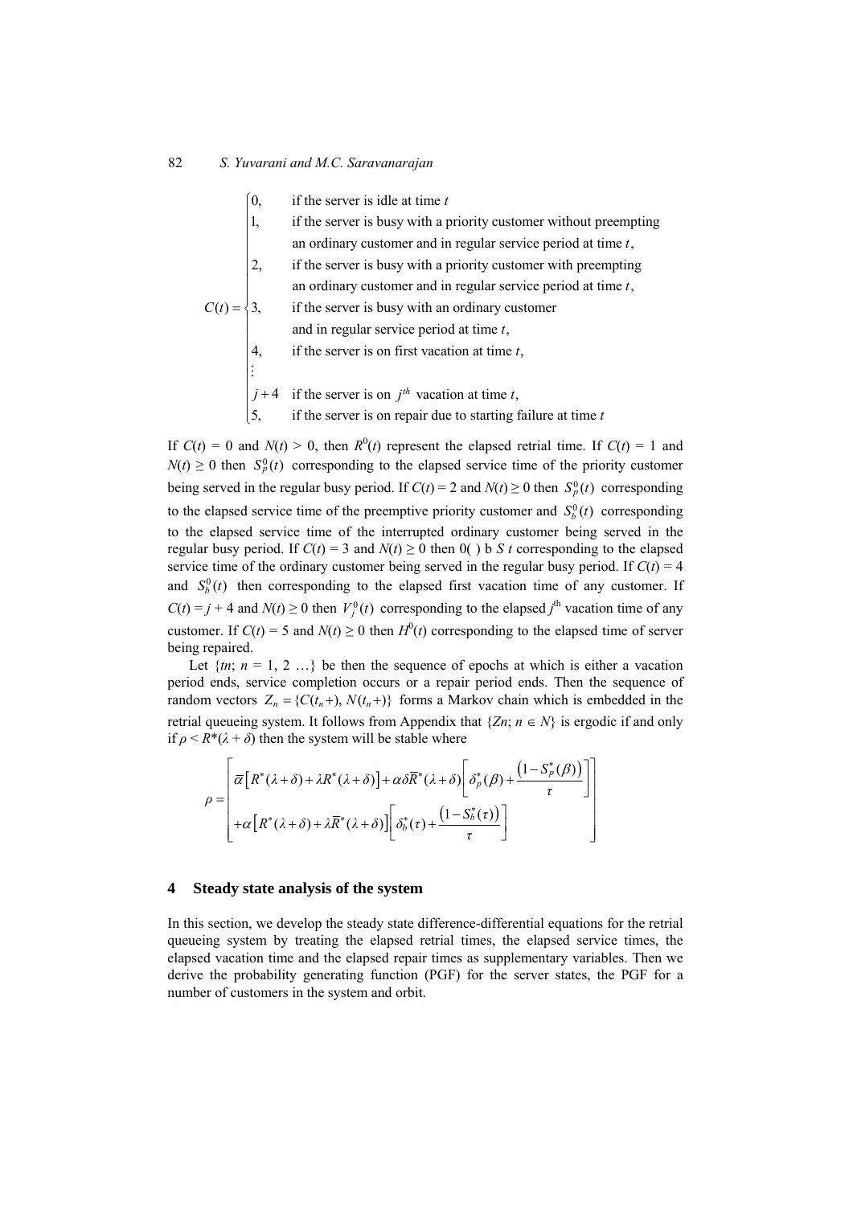$$
C(t) = \begin{cases} 0, & \text{if the server is idle at time } t \\ 1, & \text{if the server is busy with a priority customer without preempting} \\ & \text{an ordinary customer and in regular service period at time } t, \\ 2, & \text{if the server is busy with a priority customer with preempting} \\ & \text{an ordinary customer and in regular service period at time } t, \\ 3, & \text{if the server is busy with an ordinary customer} \\ & \text{and in regular service period at time } t, \\ 4, & \text{if the server is on first vacation at time } t, \\ \vdots & \\ j+4 & \text{if the server is on } j^{th} \text{ vacation at time } t, \\ 5, & \text{if the server is on repair due to starting failure at time } t \end{cases}
$$

If $C(t) = 0$ and $N(t) > 0$, then $R^0(t)$ represent the elapsed retrial time. If $C(t) = 1$ and $N(t) \geq 0$ then $S_p^0(t)$ corresponding to the elapsed service time of the priority customer being served in the regular busy period. If $C(t) = 2$ and $N(t) \geq 0$ then $S_p^0(t)$ corresponding to the elapsed service time of the preemptive priority customer and $S_b^0(t)$ corresponding to the elapsed service time of the interrupted ordinary customer being served in the regular busy period. If $C(t) = 3$ and $N(t) \geq 0$ then 0( ) b S t corresponding to the elapsed service time of the ordinary customer being served in the regular busy period. If $C(t) = 4$ and $S_b^0(t)$ then corresponding to the elapsed first vacation time of any customer. If $C(t) = j + 4$ and $N(t) \geq 0$ then $V_j^0(t)$ corresponding to the elapsed $j^{\text{th}}$ vacation time of any customer. If $C(t) = 5$ and $N(t) \geq 0$ then $H^0(t)$ corresponding to the elapsed time of server being repaired.

Let $\{tn;\, n = 1, 2 \ldots\}$ be then the sequence of epochs at which is either a vacation period ends, service completion occurs or a repair period ends. Then the sequence of random vectors $Z_n = \{C(t_n+), N(t_n+)\}$ forms a Markov chain which is embedded in the retrial queueing system. It follows from Appendix that $\{Zn;\, n \in N\}$ is ergodic if and only if $\rho < R^*(\lambda + \delta)$ then the system will be stable where

$$
\rho = \begin{bmatrix} \bar{\alpha}\left[R^*(\lambda+\delta) + \lambda R^*(\lambda+\delta)\right] + \alpha\delta\bar{R}^*(\lambda+\delta)\left[\delta_p^*(\beta) + \dfrac{\left(1 - S_p^*(\beta)\right)}{\tau}\right] \\ + \alpha\left[R^*(\lambda+\delta) + \lambda\bar{R}^*(\lambda+\delta)\right]\left[\delta_b^*(\tau) + \dfrac{\left(1 - S_b^*(\tau)\right)}{\tau}\right] \end{bmatrix}
$$

## 4 Steady state analysis of the system

In this section, we develop the steady state difference-differential equations for the retrial queueing system by treating the elapsed retrial times, the elapsed service times, the elapsed vacation time and the elapsed repair times as supplementary variables. Then we derive the probability generating function (PGF) for the server states, the PGF for a number of customers in the system and orbit.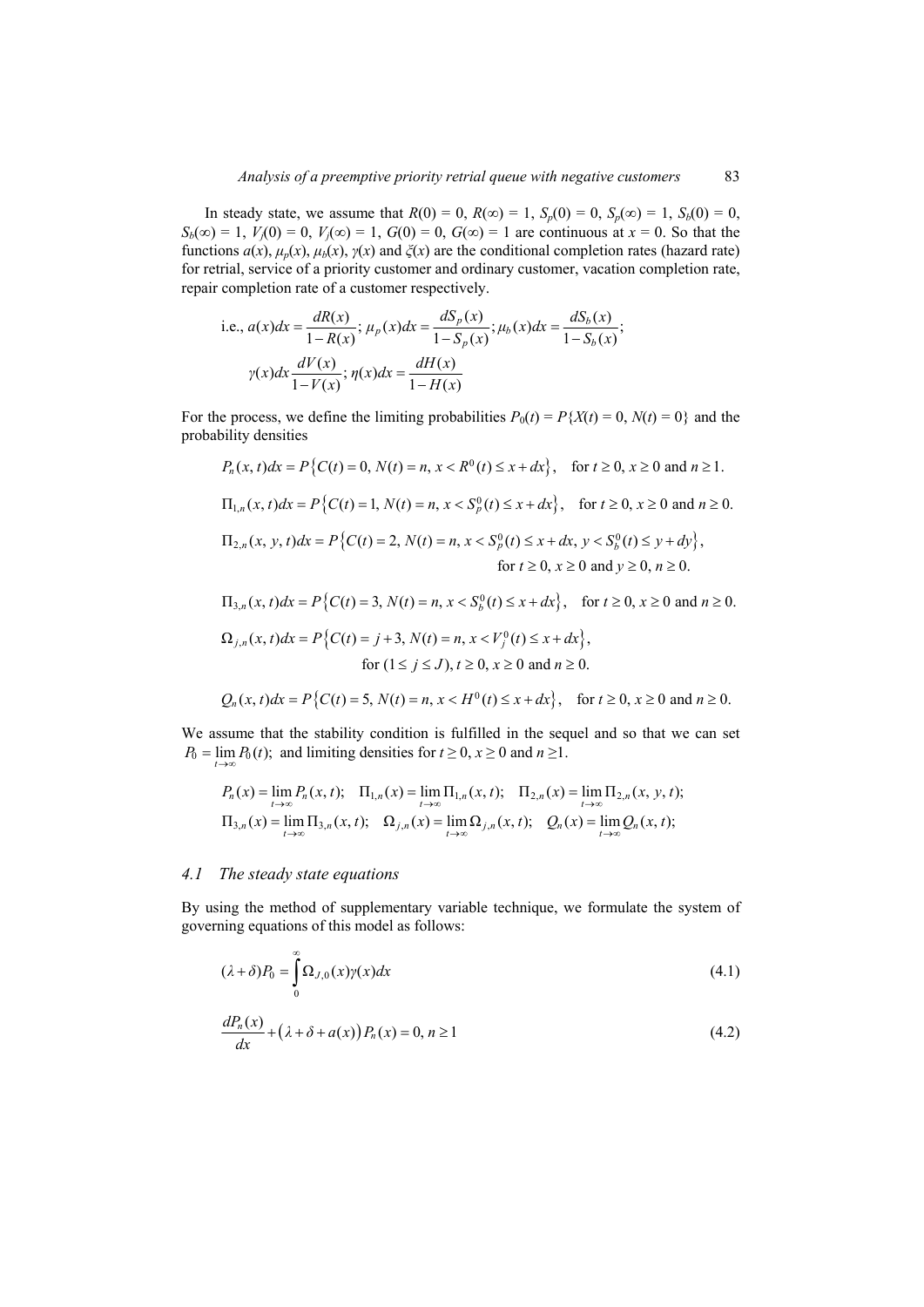In steady state, we assume that $R(0) = 0$, $R(\infty) = 1$, $S_p(0) = 0$, $S_p(\infty) = 1$, $S_b(0) = 0$, $S_b(\infty) = 1$, $V_j(0) = 0$, $V_j(\infty) = 1$, $G(0) = 0$, $G(\infty) = 1$ are continuous at $x = 0$. So that the functions $a(x)$, $\mu_p(x)$, $\mu_b(x)$, $\gamma(x)$ and $\xi(x)$ are the conditional completion rates (hazard rate) for retrial, service of a priority customer and ordinary customer, vacation completion rate, repair completion rate of a customer respectively.

$$\text{i.e., } a(x)dx = \frac{dR(x)}{1-R(x)};\ \mu_p(x)dx = \frac{dS_p(x)}{1-S_p(x)};\ \mu_b(x)dx = \frac{dS_b(x)}{1-S_b(x)};$$

$$\gamma(x)dx\frac{dV(x)}{1-V(x)};\ \eta(x)dx = \frac{dH(x)}{1-H(x)}$$

For the process, we define the limiting probabilities $P_0(t) = P\{X(t) = 0, N(t) = 0\}$ and the probability densities

$$P_n(x,t)dx = P\left\{C(t) = 0,\ N(t) = n,\ x < R^0(t) \le x + dx\right\}, \quad \text{for } t \ge 0,\ x \ge 0 \text{ and } n \ge 1.$$

$$\Pi_{1,n}(x,t)dx = P\left\{C(t) = 1,\ N(t) = n,\ x < S_p^0(t) \le x + dx\right\}, \quad \text{for } t \ge 0,\ x \ge 0 \text{ and } n \ge 0.$$

$$\Pi_{2,n}(x,y,t)dx = P\left\{C(t) = 2,\ N(t) = n,\ x < S_p^0(t) \le x + dx,\ y < S_b^0(t) \le y + dy\right\},$$
$$\text{for } t \ge 0,\ x \ge 0 \text{ and } y \ge 0,\ n \ge 0.$$

$$\Pi_{3,n}(x,t)dx = P\left\{C(t) = 3,\ N(t) = n,\ x < S_b^0(t) \le x + dx\right\}, \quad \text{for } t \ge 0,\ x \ge 0 \text{ and } n \ge 0.$$

$$\Omega_{j,n}(x,t)dx = P\left\{C(t) = j + 3,\ N(t) = n,\ x < V_j^0(t) \le x + dx\right\},$$
$$\text{for } (1 \le j \le J),\ t \ge 0,\ x \ge 0 \text{ and } n \ge 0.$$

$$Q_n(x,t)dx = P\left\{C(t) = 5,\ N(t) = n,\ x < H^0(t) \le x + dx\right\}, \quad \text{for } t \ge 0,\ x \ge 0 \text{ and } n \ge 0.$$

We assume that the stability condition is fulfilled in the sequel and so that we can set $P_0 = \lim_{t\to\infty} P_0(t)$; and limiting densities for $t \ge 0$, $x \ge 0$ and $n \ge 1$.

$$P_n(x) = \lim_{t\to\infty} P_n(x,t);\quad \Pi_{1,n}(x) = \lim_{t\to\infty} \Pi_{1,n}(x,t);\quad \Pi_{2,n}(x) = \lim_{t\to\infty} \Pi_{2,n}(x,y,t);$$
$$\Pi_{3,n}(x) = \lim_{t\to\infty} \Pi_{3,n}(x,t);\quad \Omega_{j,n}(x) = \lim_{t\to\infty} \Omega_{j,n}(x,t);\quad Q_n(x) = \lim_{t\to\infty} Q_n(x,t);$$

### 4.1 The steady state equations

By using the method of supplementary variable technique, we formulate the system of governing equations of this model as follows:

$$(\lambda + \delta)P_0 = \int_0^\infty \Omega_{J,0}(x)\gamma(x)dx \tag{4.1}$$

$$\frac{dP_n(x)}{dx} + \left(\lambda + \delta + a(x)\right)P_n(x) = 0,\ n \ge 1 \tag{4.2}$$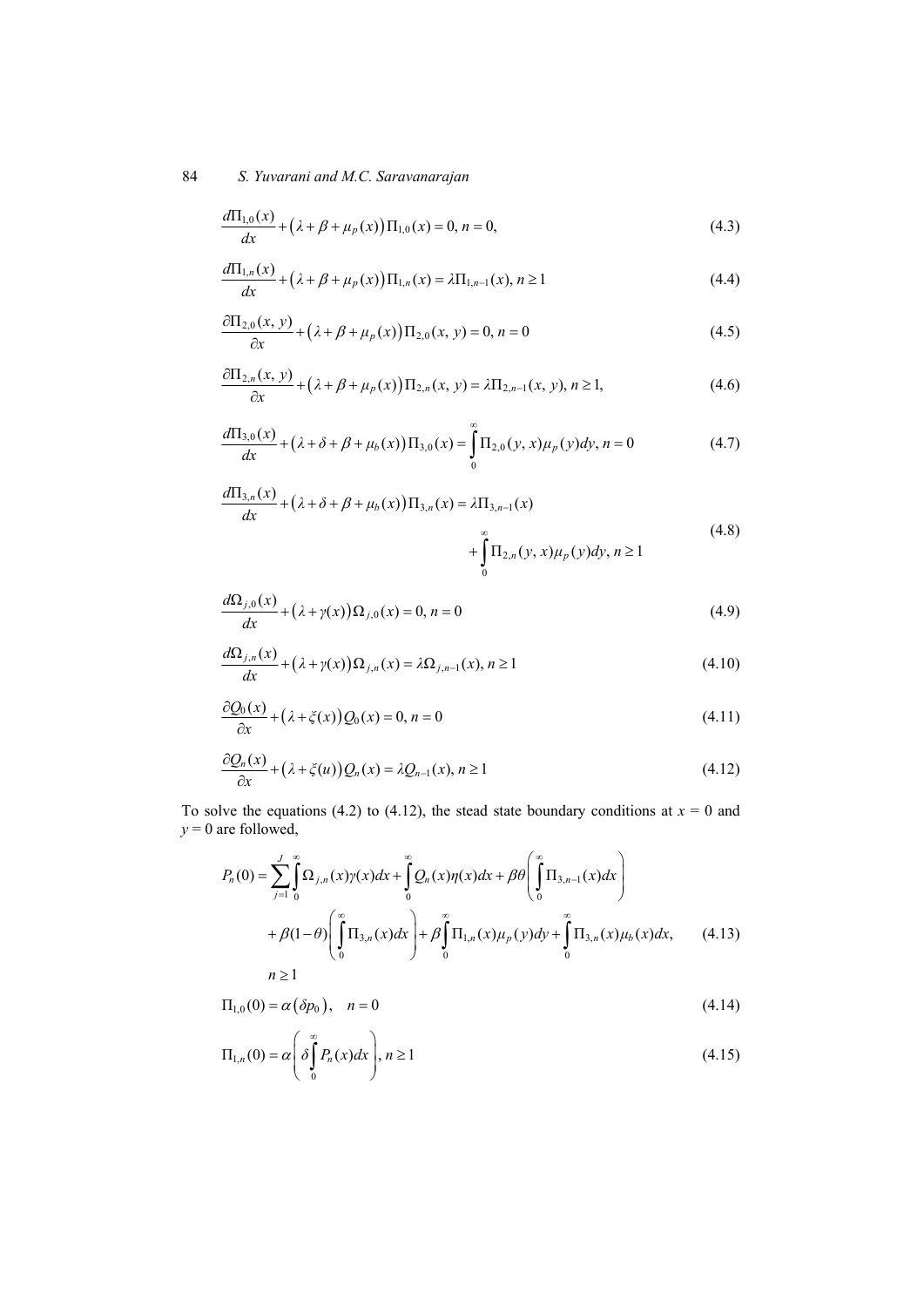$$\frac{d\Pi_{1,0}(x)}{dx}+\left(\lambda+\beta+\mu_p(x)\right)\Pi_{1,0}(x)=0,\ n=0, \tag{4.3}$$

$$\frac{d\Pi_{1,n}(x)}{dx}+\left(\lambda+\beta+\mu_p(x)\right)\Pi_{1,n}(x)=\lambda\Pi_{1,n-1}(x),\ n\geq 1 \tag{4.4}$$

$$\frac{\partial\Pi_{2,0}(x,\,y)}{\partial x}+\left(\lambda+\beta+\mu_p(x)\right)\Pi_{2,0}(x,\,y)=0,\ n=0 \tag{4.5}$$

$$\frac{\partial\Pi_{2,n}(x,\,y)}{\partial x}+\left(\lambda+\beta+\mu_p(x)\right)\Pi_{2,n}(x,\,y)=\lambda\Pi_{2,n-1}(x,\,y),\ n\geq 1, \tag{4.6}$$

$$\frac{d\Pi_{3,0}(x)}{dx}+\left(\lambda+\delta+\beta+\mu_b(x)\right)\Pi_{3,0}(x)=\int_0^\infty \Pi_{2,0}(y,\,x)\mu_p(y)dy,\ n=0 \tag{4.7}$$

$$\frac{d\Pi_{3,n}(x)}{dx}+\left(\lambda+\delta+\beta+\mu_b(x)\right)\Pi_{3,n}(x)=\lambda\Pi_{3,n-1}(x) + \int_0^\infty \Pi_{2,n}(y,\,x)\mu_p(y)dy,\ n\geq 1 \tag{4.8}$$

$$\frac{d\Omega_{j,0}(x)}{dx}+\left(\lambda+\gamma(x)\right)\Omega_{j,0}(x)=0,\ n=0 \tag{4.9}$$

$$\frac{d\Omega_{j,n}(x)}{dx}+\left(\lambda+\gamma(x)\right)\Omega_{j,n}(x)=\lambda\Omega_{j,n-1}(x),\ n\geq 1 \tag{4.10}$$

$$\frac{\partial Q_0(x)}{\partial x}+\left(\lambda+\xi(x)\right)Q_0(x)=0,\ n=0 \tag{4.11}$$

$$\frac{\partial Q_n(x)}{\partial x}+\left(\lambda+\xi(u)\right)Q_n(x)=\lambda Q_{n-1}(x),\ n\geq 1 \tag{4.12}$$

To solve the equations (4.2) to (4.12), the stead state boundary conditions at $x = 0$ and $y = 0$ are followed,

$$P_n(0)=\sum_{j=1}^{J}\int_0^\infty \Omega_{j,n}(x)\gamma(x)dx+\int_0^\infty Q_n(x)\eta(x)dx+\beta\theta\left(\int_0^\infty \Pi_{3,n-1}(x)dx\right) + \beta(1-\theta)\left(\int_0^\infty \Pi_{3,n}(x)dx\right)+\beta\int_0^\infty \Pi_{1,n}(x)\mu_p(y)dy+\int_0^\infty \Pi_{3,n}(x)\mu_b(x)dx, \tag{4.13}$$

$n\geq 1$

$$\Pi_{1,0}(0)=\alpha\left(\delta p_0\right),\quad n=0 \tag{4.14}$$

$$\Pi_{1,n}(0)=\alpha\left(\delta\int_0^\infty P_n(x)dx\right),\ n\geq 1 \tag{4.15}$$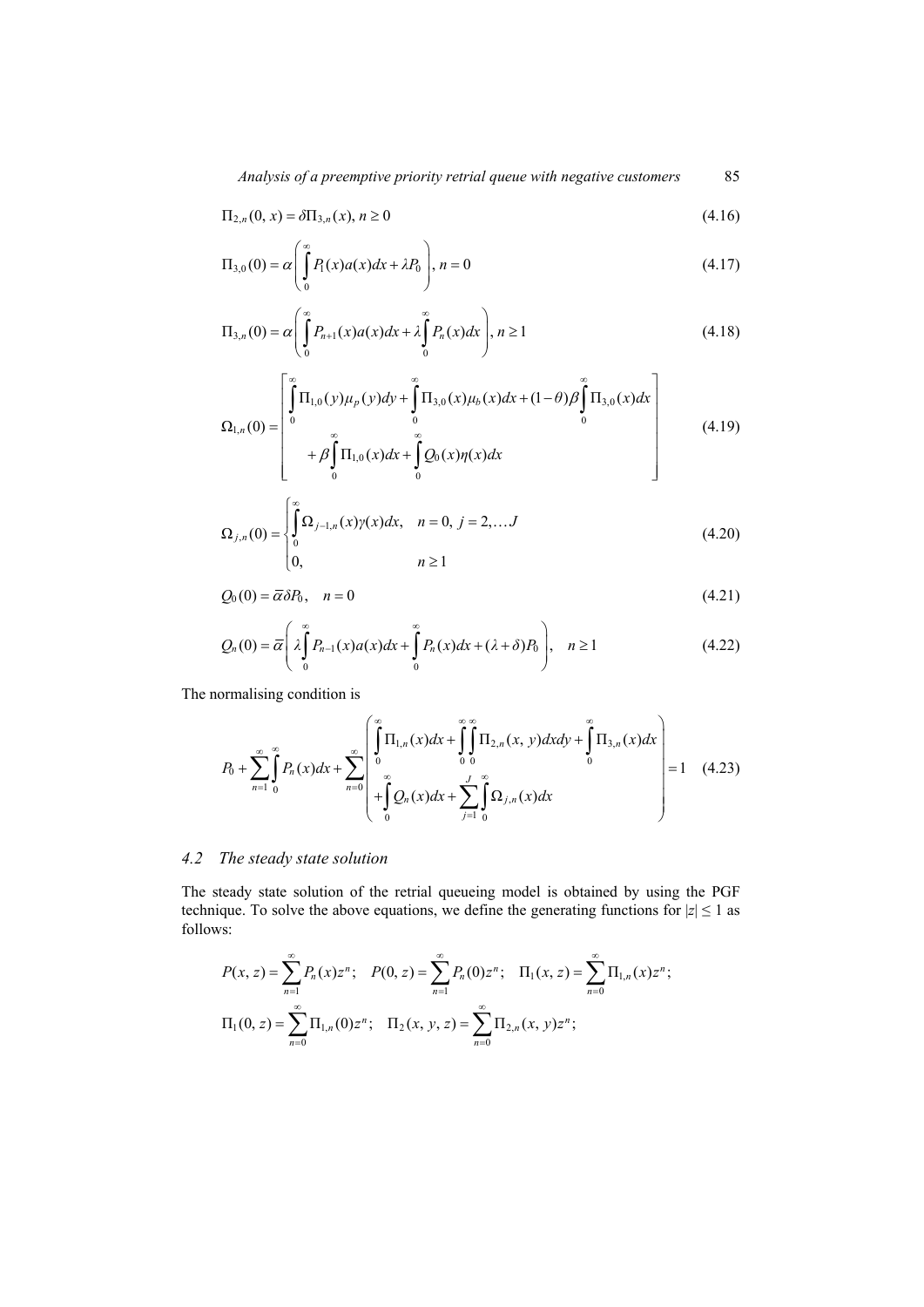$$\Pi_{2,n}(0, x) = \delta \Pi_{3,n}(x), n \geq 0 \tag{4.16}$$

$$\Pi_{3,0}(0) = \alpha \left( \int_0^\infty P_1(x)a(x)dx + \lambda P_0 \right), n = 0 \tag{4.17}$$

$$\Pi_{3,n}(0) = \alpha \left( \int_0^\infty P_{n+1}(x)a(x)dx + \lambda \int_0^\infty P_n(x)dx \right), n \geq 1 \tag{4.18}$$

$$\Omega_{1,n}(0) = \begin{bmatrix} \int_0^\infty \Pi_{1,0}(y)\mu_p(y)dy + \int_0^\infty \Pi_{3,0}(x)\mu_b(x)dx + (1-\theta)\beta \int_0^\infty \Pi_{3,0}(x)dx \\ + \beta \int_0^\infty \Pi_{1,0}(x)dx + \int_0^\infty Q_0(x)\eta(x)dx \end{bmatrix} \tag{4.19}$$

$$\Omega_{j,n}(0) = \begin{cases} \int_0^\infty \Omega_{j-1,n}(x)\gamma(x)dx, & n = 0, \ j = 2, \ldots J \\ 0, & n \geq 1 \end{cases} \tag{4.20}$$

$$Q_0(0) = \bar{\alpha}\delta P_0, \quad n = 0 \tag{4.21}$$

$$Q_n(0) = \bar{\alpha} \left( \lambda \int_0^\infty P_{n-1}(x)a(x)dx + \int_0^\infty P_n(x)dx + (\lambda + \delta)P_0 \right), \quad n \geq 1 \tag{4.22}$$

The normalising condition is

$$P_0 + \sum_{n=1}^\infty \int_0^\infty P_n(x)dx + \sum_{n=0}^\infty \left( \begin{array}{l} \int_0^\infty \Pi_{1,n}(x)dx + \int_0^\infty \int_0^\infty \Pi_{2,n}(x, y)dxdy + \int_0^\infty \Pi_{3,n}(x)dx \\ + \int_0^\infty Q_n(x)dx + \sum_{j=1}^J \int_0^\infty \Omega_{j,n}(x)dx \end{array} \right) = 1 \tag{4.23}$$

### 4.2 The steady state solution

The steady state solution of the retrial queueing model is obtained by using the PGF technique. To solve the above equations, we define the generating functions for $|z| \leq 1$ as follows:

$$P(x, z) = \sum_{n=1}^\infty P_n(x)z^n; \quad P(0, z) = \sum_{n=1}^\infty P_n(0)z^n; \quad \Pi_1(x, z) = \sum_{n=0}^\infty \Pi_{1,n}(x)z^n;$$

$$\Pi_1(0, z) = \sum_{n=0}^\infty \Pi_{1,n}(0)z^n; \quad \Pi_2(x, y, z) = \sum_{n=0}^\infty \Pi_{2,n}(x, y)z^n;$$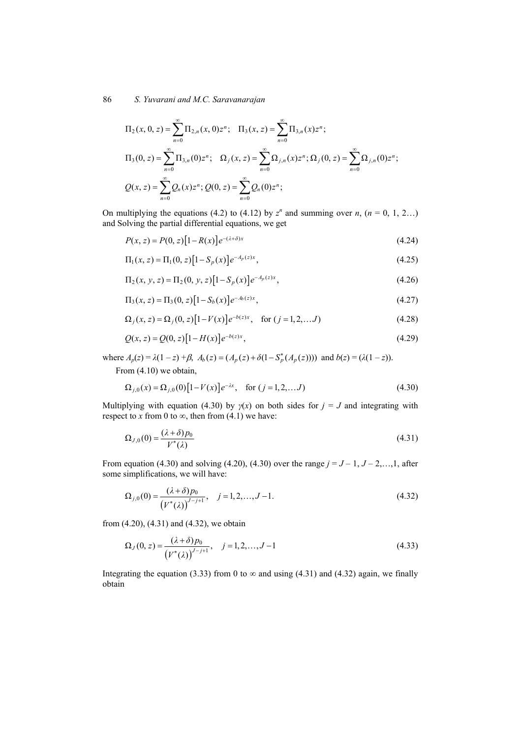$$\Pi_2(x, 0, z) = \sum_{n=0}^{\infty} \Pi_{2,n}(x, 0) z^n; \quad \Pi_3(x, z) = \sum_{n=0}^{\infty} \Pi_{3,n}(x) z^n;$$

$$\Pi_3(0, z) = \sum_{n=0}^{\infty} \Pi_{3,n}(0) z^n; \quad \Omega_j(x, z) = \sum_{n=0}^{\infty} \Omega_{j,n}(x) z^n; \Omega_j(0, z) = \sum_{n=0}^{\infty} \Omega_{j,n}(0) z^n;$$

$$Q(x, z) = \sum_{n=0}^{\infty} Q_n(x) z^n; Q(0, z) = \sum_{n=0}^{\infty} Q_n(0) z^n;$$

On multiplying the equations (4.2) to (4.12) by $z^n$ and summing over $n$, ($n$ = 0, 1, 2…) and Solving the partial differential equations, we get

$$P(x, z) = P(0, z)\left[1 - R(x)\right] e^{-(\lambda+\delta)x} \tag{4.24}$$

$$\Pi_1(x, z) = \Pi_1(0, z)\left[1 - S_p(x)\right] e^{-A_p(z)x}, \tag{4.25}$$

$$\Pi_2(x, y, z) = \Pi_2(0, y, z)\left[1 - S_p(x)\right] e^{-A_p(z)x}, \tag{4.26}$$

$$\Pi_3(x, z) = \Pi_3(0, z)\left[1 - S_b(x)\right] e^{-A_b(z)x}, \tag{4.27}$$

$$\Omega_j(x, z) = \Omega_j(0, z)\left[1 - V(x)\right] e^{-b(z)x}, \quad \text{for } (j = 1, 2, \ldots J) \tag{4.28}$$

$$Q(x, z) = Q(0, z)\left[1 - H(x)\right] e^{-b(z)x}, \tag{4.29}$$

where $A_p(z) = \lambda(1 - z) + \beta$, $A_b(z) = (A_p(z) + \delta(1 - S_p^*(A_p(z))))$ and $b(z) = (\lambda(1 - z))$.

From (4.10) we obtain,

$$\Omega_{j,0}(x) = \Omega_{j,0}(0)\left[1 - V(x)\right] e^{-\lambda x}, \quad \text{for } (j = 1, 2, \ldots J) \tag{4.30}$$

Multiplying with equation (4.30) by $\gamma(x)$ on both sides for $j = J$ and integrating with respect to $x$ from 0 to $\infty$, then from (4.1) we have:

$$\Omega_{J,0}(0) = \frac{(\lambda + \delta) p_0}{V^*(\lambda)} \tag{4.31}$$

From equation (4.30) and solving (4.20), (4.30) over the range $j = J - 1, J - 2, \ldots, 1$, after some simplifications, we will have:

$$\Omega_{j,0}(0) = \frac{(\lambda + \delta) p_0}{\left(V^*(\lambda)\right)^{J-j+1}}, \quad j = 1, 2, \ldots, J - 1. \tag{4.32}$$

from (4.20), (4.31) and (4.32), we obtain

$$\Omega_J(0, z) = \frac{(\lambda + \delta) p_0}{\left(V^*(\lambda)\right)^{J-j+1}}, \quad j = 1, 2, \ldots, J - 1 \tag{4.33}$$

Integrating the equation (3.33) from 0 to $\infty$ and using (4.31) and (4.32) again, we finally obtain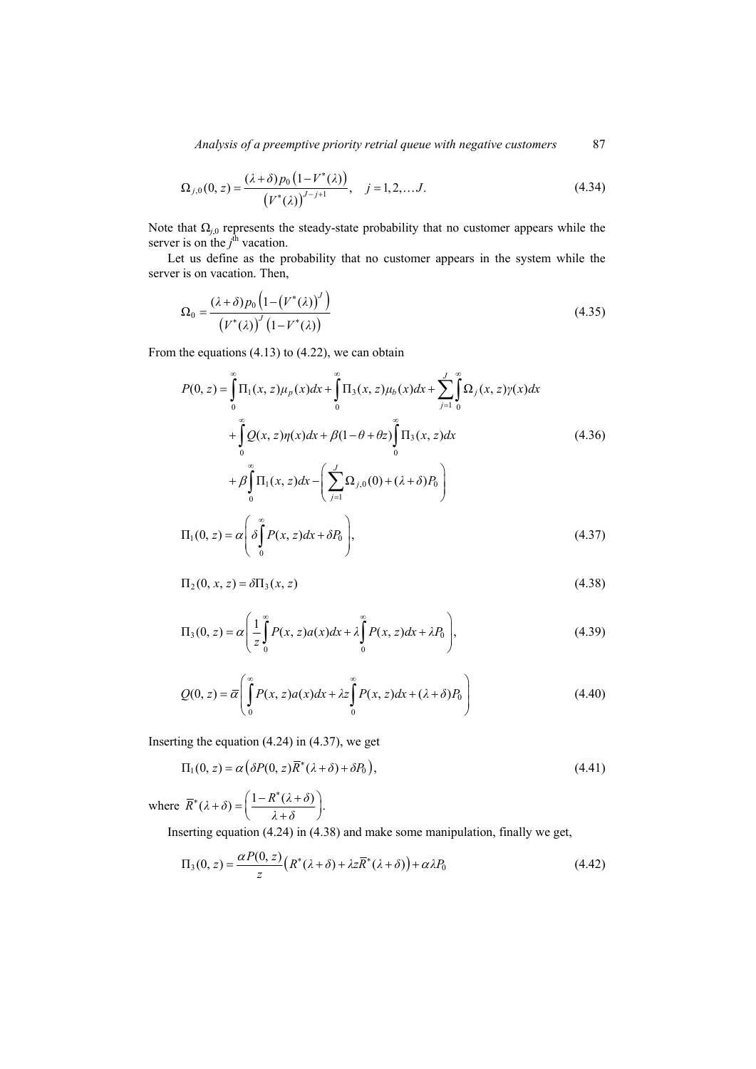$$\Omega_{j,0}(0,z) = \frac{(\lambda+\delta)p_0\left(1-V^*(\lambda)\right)}{\left(V^*(\lambda)\right)^{J-j+1}}, \quad j=1,2,\ldots J. \tag{4.34}$$

Note that $\Omega_{j,0}$ represents the steady-state probability that no customer appears while the server is on the $j^{\text{th}}$ vacation.

Let us define as the probability that no customer appears in the system while the server is on vacation. Then,

$$\Omega_0 = \frac{(\lambda+\delta)p_0\left(1-\left(V^*(\lambda)\right)^J\right)}{\left(V^*(\lambda)\right)^J\left(1-V^*(\lambda)\right)} \tag{4.35}$$

From the equations (4.13) to (4.22), we can obtain

$$\begin{aligned} P(0,z) &= \int_0^\infty \Pi_1(x,z)\mu_p(x)dx + \int_0^\infty \Pi_3(x,z)\mu_b(x)dx + \sum_{j=1}^{J}\int_0^\infty \Omega_j(x,z)\gamma(x)dx \\ &+ \int_0^\infty Q(x,z)\eta(x)dx + \beta(1-\theta+\theta z)\int_0^\infty \Pi_3(x,z)dx \\ &+ \beta\int_0^\infty \Pi_1(x,z)dx - \left(\sum_{j=1}^{J}\Omega_{j,0}(0) + (\lambda+\delta)P_0\right) \end{aligned} \tag{4.36}$$

$$\Pi_1(0,z) = \alpha\left(\delta\int_0^\infty P(x,z)dx + \delta P_0\right), \tag{4.37}$$

$$\Pi_2(0,x,z) = \delta\Pi_3(x,z) \tag{4.38}$$

$$\Pi_3(0,z) = \alpha\left(\frac{1}{z}\int_0^\infty P(x,z)a(x)dx + \lambda\int_0^\infty P(x,z)dx + \lambda P_0\right), \tag{4.39}$$

$$Q(0,z) = \bar{\alpha}\left(\int_0^\infty P(x,z)a(x)dx + \lambda z\int_0^\infty P(x,z)dx + (\lambda+\delta)P_0\right) \tag{4.40}$$

Inserting the equation (4.24) in (4.37), we get

$$\Pi_1(0,z) = \alpha\left(\delta P(0,z)\bar{R}^*(\lambda+\delta) + \delta P_0\right), \tag{4.41}$$

where $\bar{R}^*(\lambda+\delta) = \left(\frac{1-R^*(\lambda+\delta)}{\lambda+\delta}\right)$.

Inserting equation (4.24) in (4.38) and make some manipulation, finally we get,

$$\Pi_3(0,z) = \frac{\alpha P(0,z)}{z}\left(R^*(\lambda+\delta) + \lambda z\bar{R}^*(\lambda+\delta)\right) + \alpha\lambda P_0 \tag{4.42}$$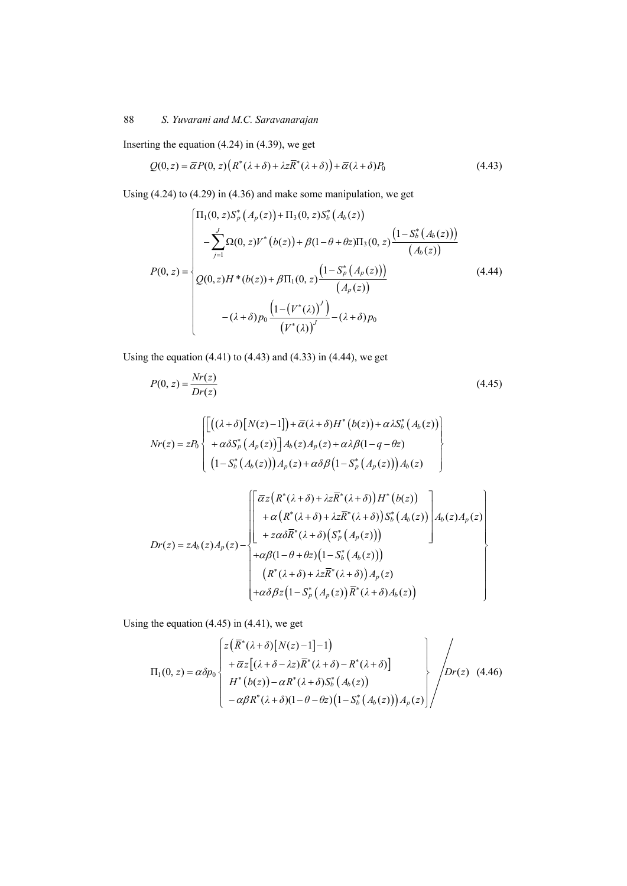Inserting the equation (4.24) in (4.39), we get

$$Q(0,z) = \overline{\alpha} P(0,z)\left(R^*(\lambda+\delta) + \lambda z \overline{R}^*(\lambda+\delta)\right) + \overline{\alpha}(\lambda+\delta)P_0 \tag{4.43}$$

Using (4.24) to (4.29) in (4.36) and make some manipulation, we get

$$P(0,z) = \begin{cases} \Pi_1(0,z)S_p^*\left(A_p(z)\right) + \Pi_3(0,z)S_b^*\left(A_b(z)\right) \\ \quad -\sum_{j=1}^{J}\Omega(0,z)V^*\left(b(z)\right) + \beta(1-\theta+\theta z)\Pi_3(0,z)\dfrac{\left(1-S_b^*\left(A_b(z)\right)\right)}{\left(A_b(z)\right)} \\ Q(0,z)H^*(b(z)) + \beta\Pi_1(0,z)\dfrac{\left(1-S_p^*\left(A_p(z)\right)\right)}{\left(A_p(z)\right)} \\ \quad -(\lambda+\delta)p_0\dfrac{\left(1-\left(V^*(\lambda)\right)^J\right)}{\left(V^*(\lambda)\right)^J} - (\lambda+\delta)p_0 \end{cases} \tag{4.44}$$

Using the equation (4.41) to (4.43) and (4.33) in (4.44), we get

$$P(0,z) = \frac{Nr(z)}{Dr(z)} \tag{4.45}$$

$$Nr(z) = zP_0\left\{\begin{array}{l} \Big[\left((\lambda+\delta)\left[N(z)-1\right]\right) + \overline{\alpha}(\lambda+\delta)H^*\left(b(z)\right) + \alpha\lambda S_b^*\left(A_b(z)\right) \\ \quad + \alpha\delta S_p^*\left(A_p(z)\right)\Big]A_b(z)A_p(z) + \alpha\lambda\beta(1-q-\theta z) \\ \left(1-S_b^*\left(A_b(z)\right)\right)A_p(z) + \alpha\delta\beta\left(1-S_p^*\left(A_p(z)\right)\right)A_b(z) \end{array}\right\}$$

$$Dr(z) = zA_b(z)A_p(z) - \left\{\begin{array}{l} \left[\begin{array}{l} \overline{\alpha}z\left(R^*(\lambda+\delta) + \lambda z\overline{R}^*(\lambda+\delta)\right)H^*\left(b(z)\right) \\ \quad + \alpha\left(R^*(\lambda+\delta) + \lambda z\overline{R}^*(\lambda+\delta)\right)S_b^*\left(A_b(z)\right) \\ \quad + z\alpha\delta\overline{R}^*(\lambda+\delta)\left(S_p^*\left(A_p(z)\right)\right) \end{array}\right]A_b(z)A_p(z) \\ +\alpha\beta(1-\theta+\theta z)\left(1-S_b^*\left(A_b(z)\right)\right) \\ \quad \left(R^*(\lambda+\delta) + \lambda z\overline{R}^*(\lambda+\delta)\right)A_p(z) \\ +\alpha\delta\beta z\left(1-S_p^*\left(A_p(z)\right)\overline{R}^*(\lambda+\delta)A_b(z)\right) \end{array}\right\}$$

Using the equation (4.45) in (4.41), we get

$$\Pi_1(0,z) = \alpha\delta p_0\left\{\begin{array}{l} z\left(\overline{R}^*(\lambda+\delta)\left[N(z)-1\right]-1\right) \\ \quad + \overline{\alpha}z\left[(\lambda+\delta-\lambda z)\overline{R}^*(\lambda+\delta) - R^*(\lambda+\delta)\right] \\ \quad H^*\left(b(z)\right) - \alpha R^*(\lambda+\delta)S_b^*\left(A_b(z)\right) \\ \quad -\alpha\beta R^*(\lambda+\delta)(1-\theta-\theta z)\left(1-S_b^*\left(A_b(z)\right)\right)A_p(z) \end{array}\right\}\Bigg/ Dr(z) \tag{4.46}$$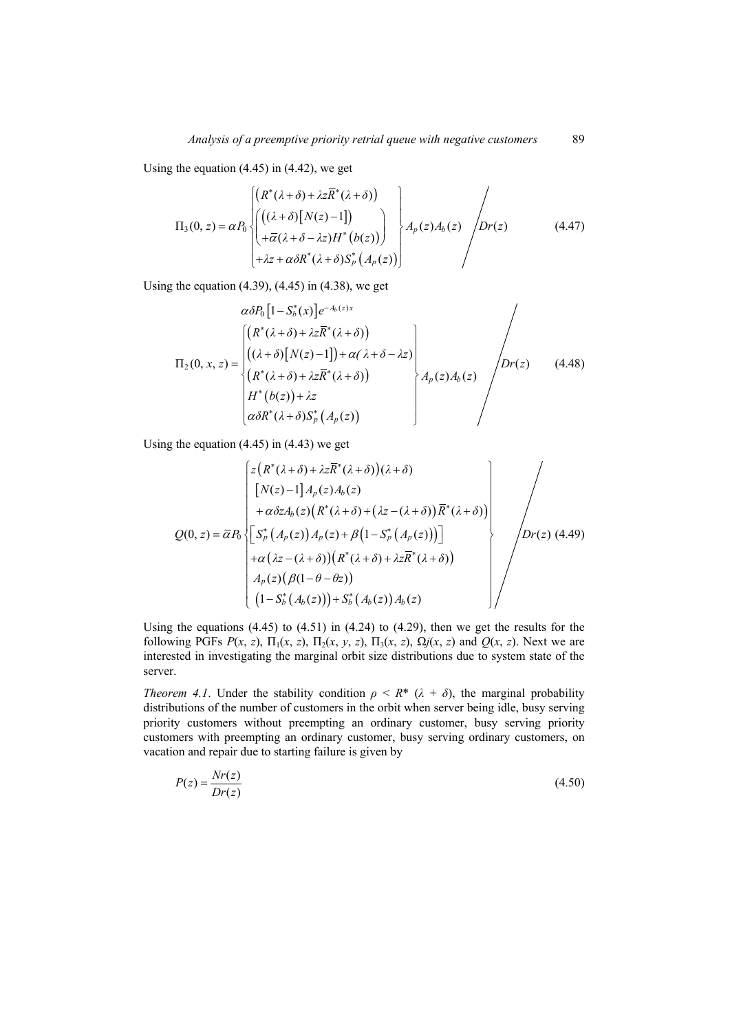Using the equation (4.45) in (4.42), we get

$$\Pi_3(0, z) = \alpha P_0 \left\{ \begin{array}{l} \left(R^*(\lambda+\delta) + \lambda z \overline{R}^*(\lambda+\delta)\right) \\ \left( \begin{array}{l} \left((\lambda+\delta)\left[N(z)-1\right]\right) \\ +\overline{\alpha}(\lambda+\delta-\lambda z) H^*\left(b(z)\right) \end{array} \right) \\ +\lambda z + \alpha\delta R^*(\lambda+\delta) S_p^*\left(A_p(z)\right) \end{array} \right\} A_p(z) A_b(z) \Big/ Dr(z) \tag{4.47}$$

Using the equation (4.39), (4.45) in (4.38), we get

$$\Pi_2(0, x, z) = \frac{\alpha\delta P_0\left[1 - S_b^*(x)\right] e^{-A_b(z)x} \left\{ \begin{array}{l} \left(R^*(\lambda+\delta) + \lambda z \overline{R}^*(\lambda+\delta)\right) \\ \left((\lambda+\delta)\left[N(z)-1\right]\right) + \alpha(\lambda+\delta-\lambda z) \\ \left(R^*(\lambda+\delta) + \lambda z \overline{R}^*(\lambda+\delta)\right) \\ H^*\left(b(z)\right) + \lambda z \\ \alpha\delta R^*(\lambda+\delta) S_p^*\left(A_p(z)\right) \end{array} \right\} A_p(z) A_b(z)}{Dr(z)} \tag{4.48}$$

Using the equation (4.45) in (4.43) we get

$$Q(0, z) = \overline{\alpha} P_0 \left\{ \begin{array}{l} z\left(R^*(\lambda+\delta) + \lambda z \overline{R}^*(\lambda+\delta)\right)(\lambda+\delta) \\ \quad \left[N(z)-1\right] A_p(z) A_b(z) \\ \quad + \alpha\delta z A_b(z) \left(R^*(\lambda+\delta) + \left(\lambda z - (\lambda+\delta)\right)\overline{R}^*(\lambda+\delta)\right) \\ \left[S_p^*\left(A_p(z)\right) A_p(z) + \beta\left(1 - S_p^*\left(A_p(z)\right)\right)\right] \\ +\alpha\left(\lambda z - (\lambda+\delta)\right)\left(R^*(\lambda+\delta) + \lambda z \overline{R}^*(\lambda+\delta)\right) \\ A_p(z)\left(\beta(1-\theta-\theta z)\right) \\ \left(1 - S_b^*\left(A_b(z)\right)\right) + S_b^*\left(A_b(z)\right) A_b(z) \end{array} \right\} \Big/ Dr(z) \tag{4.49}$$

Using the equations (4.45) to (4.51) in (4.24) to (4.29), then we get the results for the following PGFs $P(x, z)$, $\Pi_1(x, z)$, $\Pi_2(x, y, z)$, $\Pi_3(x, z)$, $\Omega j(x, z)$ and $Q(x, z)$. Next we are interested in investigating the marginal orbit size distributions due to system state of the server.

*Theorem 4.1*. Under the stability condition $\rho < R^*(\lambda + \delta)$, the marginal probability distributions of the number of customers in the orbit when server being idle, busy serving priority customers without preempting an ordinary customer, busy serving priority customers with preempting an ordinary customer, busy serving ordinary customers, on vacation and repair due to starting failure is given by

$$P(z) = \frac{Nr(z)}{Dr(z)} \tag{4.50}$$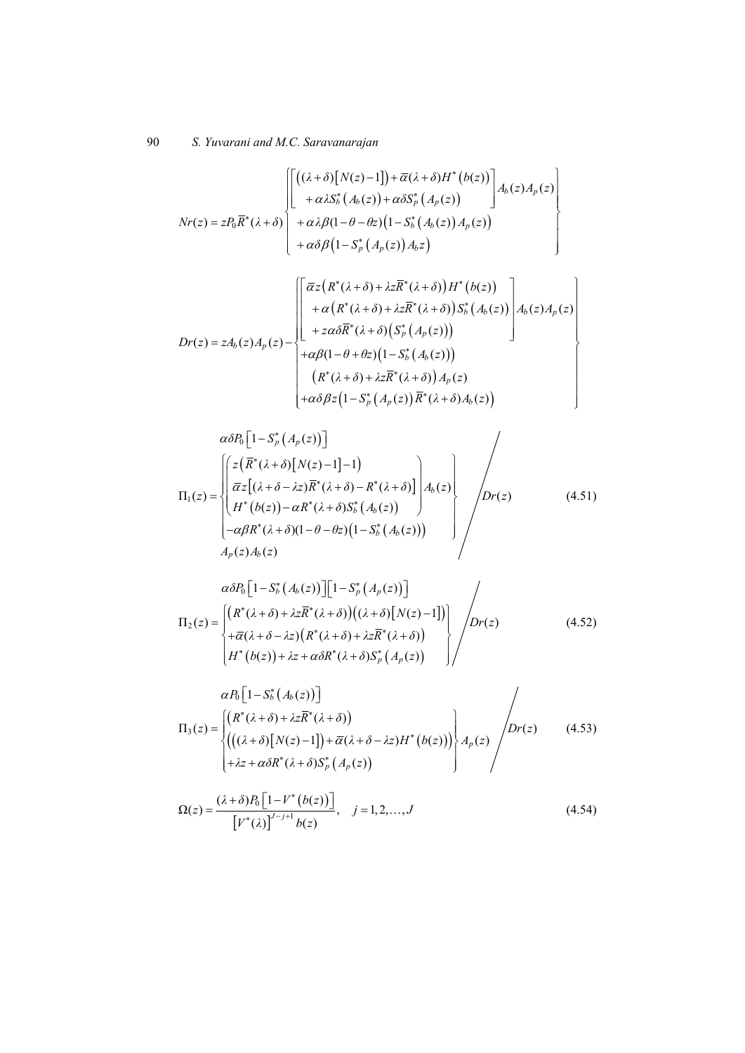$$Nr(z) = zP_0\bar{R}^*(\lambda+\delta)\left\{\begin{array}{l}\left[\begin{array}{l}\left((\lambda+\delta)\left[N(z)-1\right]\right)+\bar{\alpha}(\lambda+\delta)H^*\left(b(z)\right)\\ +\alpha\lambda S_b^*\left(A_b(z)\right)+\alpha\delta S_p^*\left(A_p(z)\right)\end{array}\right]A_b(z)A_p(z)\\ +\alpha\lambda\beta(1-\theta-\theta z)\left(1-S_b^*\left(A_b(z)\right)A_p(z)\right)\\ +\alpha\delta\beta\left(1-S_p^*\left(A_p(z)\right)A_b z\right)\end{array}\right\}$$

$$Dr(z) = zA_b(z)A_p(z) - \left\{\begin{array}{l}\left[\begin{array}{l}\bar{\alpha}z\left(R^*(\lambda+\delta)+\lambda z\bar{R}^*(\lambda+\delta)\right)H^*\left(b(z)\right)\\ +\alpha\left(R^*(\lambda+\delta)+\lambda z\bar{R}^*(\lambda+\delta)\right)S_b^*\left(A_b(z)\right)\\ +z\alpha\delta\bar{R}^*(\lambda+\delta)\left(S_p^*\left(A_p(z)\right)\right)\end{array}\right]A_b(z)A_p(z)\\ +\alpha\beta(1-\theta+\theta z)\left(1-S_b^*\left(A_b(z)\right)\right)\\ \quad\left(R^*(\lambda+\delta)+\lambda z\bar{R}^*(\lambda+\delta)\right)A_p(z)\\ +\alpha\delta\beta z\left(1-S_p^*\left(A_p(z)\right)\bar{R}^*(\lambda+\delta)A_b(z)\right)\end{array}\right\}$$

$$\Pi_1(z) = \left.\begin{array}{l}\alpha\delta P_0\left[1-S_p^*\left(A_p(z)\right)\right]\\ \left\{\begin{array}{l}\left(\begin{array}{l}z\left(\bar{R}^*(\lambda+\delta)\left[N(z)-1\right]-1\right)\\ \bar{\alpha}z\left[(\lambda+\delta-\lambda z)\bar{R}^*(\lambda+\delta)-R^*(\lambda+\delta)\right]\\ H^*\left(b(z)\right)-\alpha R^*(\lambda+\delta)S_b^*\left(A_b(z)\right)\end{array}\right)A_b(z)\\ -\alpha\beta R^*(\lambda+\delta)(1-\theta-\theta z)\left(1-S_b^*\left(A_b(z)\right)\right)\end{array}\right\}\\ A_p(z)A_b(z)\end{array}\right/ Dr(z) \tag{4.51}$$

$$\Pi_2(z) = \left.\begin{array}{l}\alpha\delta P_0\left[1-S_b^*\left(A_b(z)\right)\right]\left[1-S_p^*\left(A_p(z)\right)\right]\\ \left\{\begin{array}{l}\left(R^*(\lambda+\delta)+\lambda z\bar{R}^*(\lambda+\delta)\right)\left((\lambda+\delta)\left[N(z)-1\right]\right)\\ +\bar{\alpha}(\lambda+\delta-\lambda z)\left(R^*(\lambda+\delta)+\lambda z\bar{R}^*(\lambda+\delta)\right)\\ H^*\left(b(z)\right)+\lambda z+\alpha\delta R^*(\lambda+\delta)S_p^*\left(A_p(z)\right)\end{array}\right\}\end{array}\right/ Dr(z) \tag{4.52}$$

$$\Pi_3(z) = \left.\begin{array}{l}\alpha P_0\left[1-S_b^*\left(A_b(z)\right)\right]\\ \left\{\begin{array}{l}\left(R^*(\lambda+\delta)+\lambda z\bar{R}^*(\lambda+\delta)\right)\\ \left(\left((\lambda+\delta)\left[N(z)-1\right]\right)+\bar{\alpha}(\lambda+\delta-\lambda z)H^*\left(b(z)\right)\right)\\ +\lambda z+\alpha\delta R^*(\lambda+\delta)S_p^*\left(A_p(z)\right)\end{array}\right\}A_p(z)\end{array}\right/ Dr(z) \tag{4.53}$$

$$\Omega(z) = \frac{(\lambda+\delta)P_0\left[1-V^*\left(b(z)\right)\right]}{\left[V^*(\lambda)\right]^{J-j+1}b(z)}, \quad j=1,2,\ldots,J \tag{4.54}$$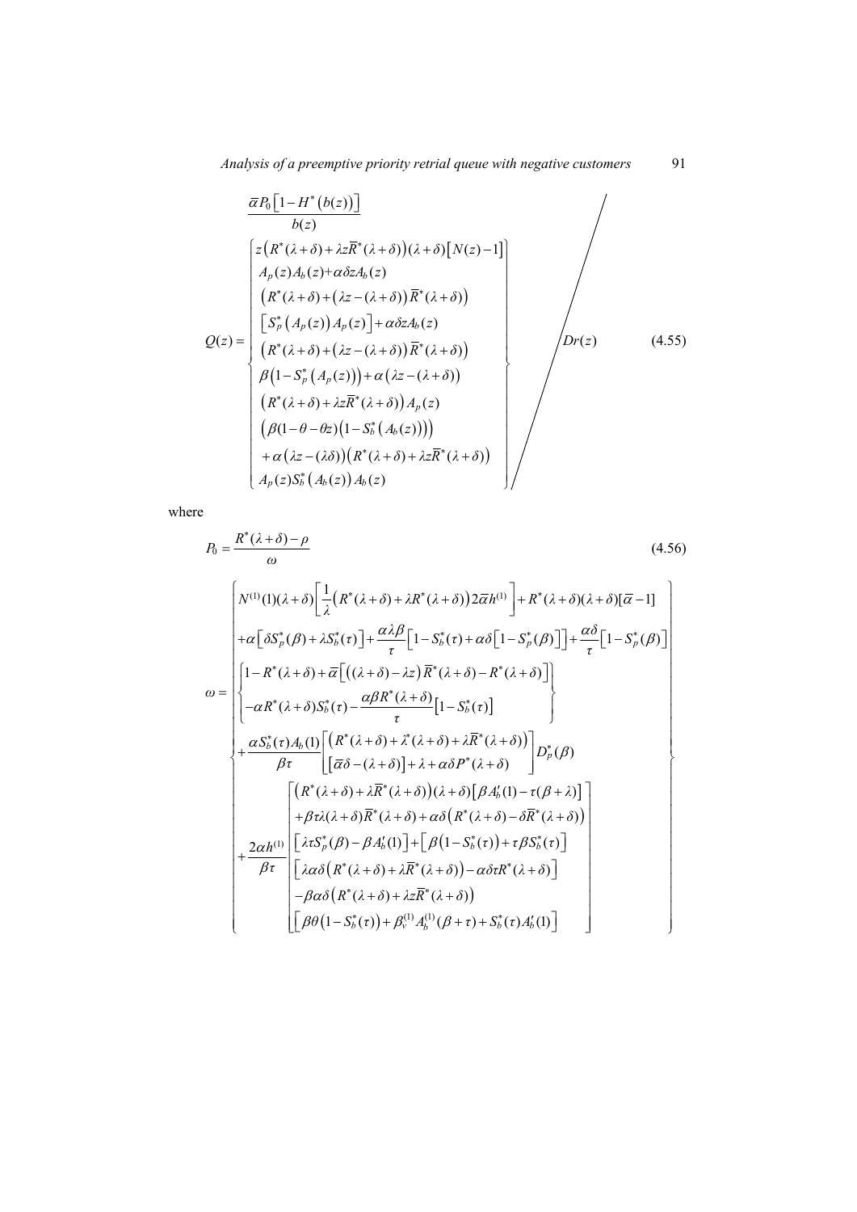$$
Q(z) = \frac{\left\{\begin{array}{l} \dfrac{\overline{\alpha} P_0 \left[1 - H^*\left(b(z)\right)\right]}{b(z)} \\ z\left(R^*(\lambda+\delta) + \lambda z \overline{R}^*(\lambda+\delta)\right)(\lambda+\delta)\left[N(z)-1\right] \\ A_p(z) A_b(z) + \alpha \delta z A_b(z) \\ \left(R^*(\lambda+\delta) + \left(\lambda z - (\lambda+\delta)\right)\overline{R}^*(\lambda+\delta)\right) \\ \left[S_p^*\left(A_p(z)\right) A_p(z)\right] + \alpha \delta z A_b(z) \\ \left(R^*(\lambda+\delta) + \left(\lambda z - (\lambda+\delta)\right)\overline{R}^*(\lambda+\delta)\right) \\ \beta\left(1 - S_p^*\left(A_p(z)\right)\right) + \alpha\left(\lambda z - (\lambda+\delta)\right) \\ \left(R^*(\lambda+\delta) + \lambda z \overline{R}^*(\lambda+\delta)\right) A_p(z) \\ \left(\beta(1-\theta-\theta z)\left(1 - S_b^*\left(A_b(z)\right)\right)\right) \\ + \alpha\left(\lambda z - (\lambda\delta)\right)\left(R^*(\lambda+\delta) + \lambda z \overline{R}^*(\lambda+\delta)\right) \\ A_p(z) S_b^*\left(A_b(z)\right) A_b(z) \end{array}\right\}}{Dr(z)} \tag{4.55}
$$

where

$$
P_0 = \frac{R^*(\lambda+\delta) - \rho}{\omega} \tag{4.56}
$$

$$
\omega = \left\{\begin{array}{l} N^{(1)}(1)(\lambda+\delta)\left[\dfrac{1}{\lambda}\left(R^*(\lambda+\delta) + \lambda R^*(\lambda+\delta)\right) 2\overline{\alpha} h^{(1)}\right] + R^*(\lambda+\delta)(\lambda+\delta)[\overline{\alpha} - 1] \\ + \alpha\left[\delta S_p^*(\beta) + \lambda S_b^*(\tau)\right] + \dfrac{\alpha\lambda\beta}{\tau}\left[1 - S_b^*(\tau) + \alpha\delta\left[1 - S_p^*(\beta)\right]\right] + \dfrac{\alpha\delta}{\tau}\left[1 - S_p^*(\beta)\right] \\ \left\{\begin{array}{l} 1 - R^*(\lambda+\delta) + \overline{\alpha}\left[\left((\lambda+\delta) - \lambda z\right)\overline{R}^*(\lambda+\delta) - R^*(\lambda+\delta)\right] \\ -\alpha R^*(\lambda+\delta) S_b^*(\tau) - \dfrac{\alpha\beta R^*(\lambda+\delta)}{\tau}\left[1 - S_b^*(\tau)\right] \end{array}\right\} \\ + \dfrac{\alpha S_b^*(\tau) A_b(1)}{\beta\tau}\left[\begin{array}{l} \left(R^*(\lambda+\delta) + \lambda^*(\lambda+\delta) + \lambda \overline{R}^*(\lambda+\delta)\right) \\ \left[\overline{\alpha}\delta - (\lambda+\delta)\right] + \lambda + \alpha\delta P^*(\lambda+\delta) \end{array}\right] D_p^*(\beta) \\ + \dfrac{2\alpha h^{(1)}}{\beta\tau}\left[\begin{array}{l} \left(R^*(\lambda+\delta) + \lambda\overline{R}^*(\lambda+\delta)\right)(\lambda+\delta)\left[\beta A_b'(1) - \tau(\beta+\lambda)\right] \\ + \beta\tau\lambda(\lambda+\delta)\overline{R}^*(\lambda+\delta) + \alpha\delta\left(R^*(\lambda+\delta) - \delta\overline{R}^*(\lambda+\delta)\right) \\ \left[\lambda\tau S_p^*(\beta) - \beta A_b'(1)\right] + \left[\beta\left(1 - S_b^*(\tau)\right) + \tau\beta S_b^*(\tau)\right] \\ \left[\lambda\alpha\delta\left(R^*(\lambda+\delta) + \lambda\overline{R}^*(\lambda+\delta)\right) - \alpha\delta\tau R^*(\lambda+\delta)\right] \\ -\beta\alpha\delta\left(R^*(\lambda+\delta) + \lambda z \overline{R}^*(\lambda+\delta)\right) \\ \left[\beta\theta\left(1 - S_b^*(\tau)\right) + \beta_v^{(1)} A_b^{(1)}(\beta+\tau) + S_b^*(\tau) A_b'(1)\right] \end{array}\right] \end{array}\right\}
$$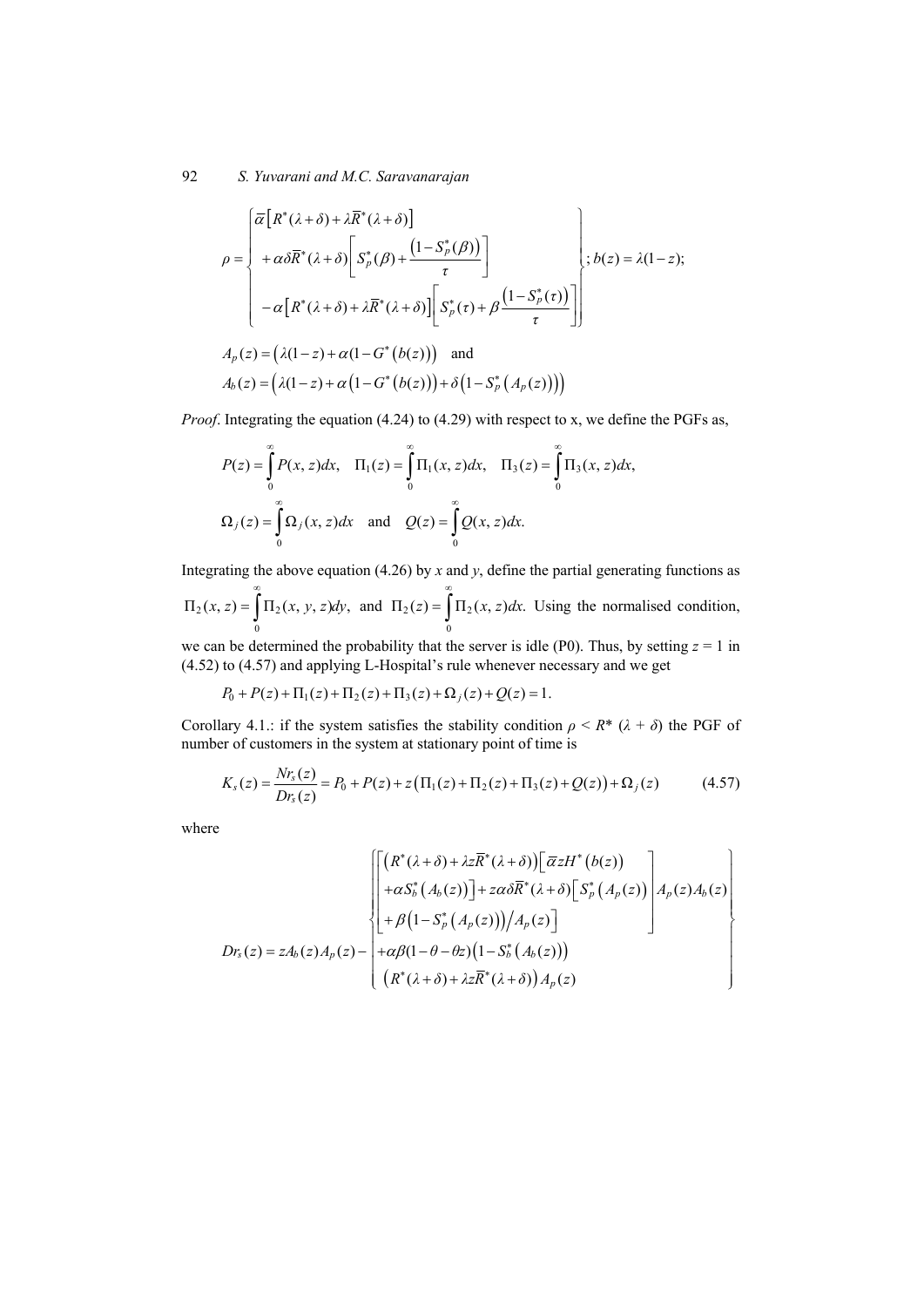$$
\rho = \left\{ \begin{array}{l} \bar{\alpha}\left[R^*(\lambda+\delta)+\lambda \bar{R}^*(\lambda+\delta)\right] \\ +\alpha\delta\bar{R}^*(\lambda+\delta)\left[S_p^*(\beta)+\dfrac{\left(1-S_p^*(\beta)\right)}{\tau}\right] \\ -\alpha\left[R^*(\lambda+\delta)+\lambda\bar{R}^*(\lambda+\delta)\right]\left[S_p^*(\tau)+\beta\dfrac{\left(1-S_p^*(\tau)\right)}{\tau}\right] \end{array} \right\}; b(z)=\lambda(1-z);
$$

$$
A_p(z)=\left(\lambda(1-z)+\alpha(1-G^*(b(z))\right) \quad \text{and}
$$

$$
A_b(z)=\left(\lambda(1-z)+\alpha\left(1-G^*(b(z))\right)+\delta\left(1-S_p^*\left(A_p(z)\right)\right)\right)
$$

*Proof*. Integrating the equation (4.24) to (4.29) with respect to x, we define the PGFs as,

$$
P(z)=\int_0^\infty P(x,z)dx, \quad \Pi_1(z)=\int_0^\infty \Pi_1(x,z)dx, \quad \Pi_3(z)=\int_0^\infty \Pi_3(x,z)dx,
$$

$$
\Omega_j(z)=\int_0^\infty \Omega_j(x,z)dx \quad \text{and} \quad Q(z)=\int_0^\infty Q(x,z)dx.
$$

Integrating the above equation (4.26) by *x* and *y*, define the partial generating functions as $\Pi_2(x,z)=\int_0^\infty \Pi_2(x,y,z)dy$, and $\Pi_2(z)=\int_0^\infty \Pi_2(x,z)dx$. Using the normalised condition, we can be determined the probability that the server is idle (P0). Thus, by setting $z = 1$ in (4.52) to (4.57) and applying L-Hospital's rule whenever necessary and we get

$$
P_0+P(z)+\Pi_1(z)+\Pi_2(z)+\Pi_3(z)+\Omega_j(z)+Q(z)=1.
$$

Corollary 4.1.: if the system satisfies the stability condition $\rho < R^*(\lambda + \delta)$ the PGF of number of customers in the system at stationary point of time is

$$
K_s(z)=\frac{Nr_s(z)}{Dr_s(z)}=P_0+P(z)+z\left(\Pi_1(z)+\Pi_2(z)+\Pi_3(z)+Q(z)\right)+\Omega_j(z) \tag{4.57}
$$

where

$$
Dr_s(z)=zA_b(z)A_p(z)-\left\{ \begin{array}{l} \left[ \begin{array}{l} \left(R^*(\lambda+\delta)+\lambda z\bar{R}^*(\lambda+\delta)\right)\left[\bar{\alpha}zH^*\left(b(z)\right)\right. \\ \left.+\alpha S_b^*\left(A_b(z)\right)\right]+z\alpha\delta\bar{R}^*(\lambda+\delta)\left[S_p^*\left(A_p(z)\right)\right. \\ \left.+\beta\left(1-S_p^*\left(A_p(z)\right)\right)\big/A_p(z)\right] \end{array} \right] A_p(z)A_b(z) \\ +\alpha\beta(1-\theta-\theta z)\left(1-S_b^*\left(A_b(z)\right)\right) \\ \left(R^*(\lambda+\delta)+\lambda z\bar{R}^*(\lambda+\delta)\right)A_p(z) \end{array} \right\}
$$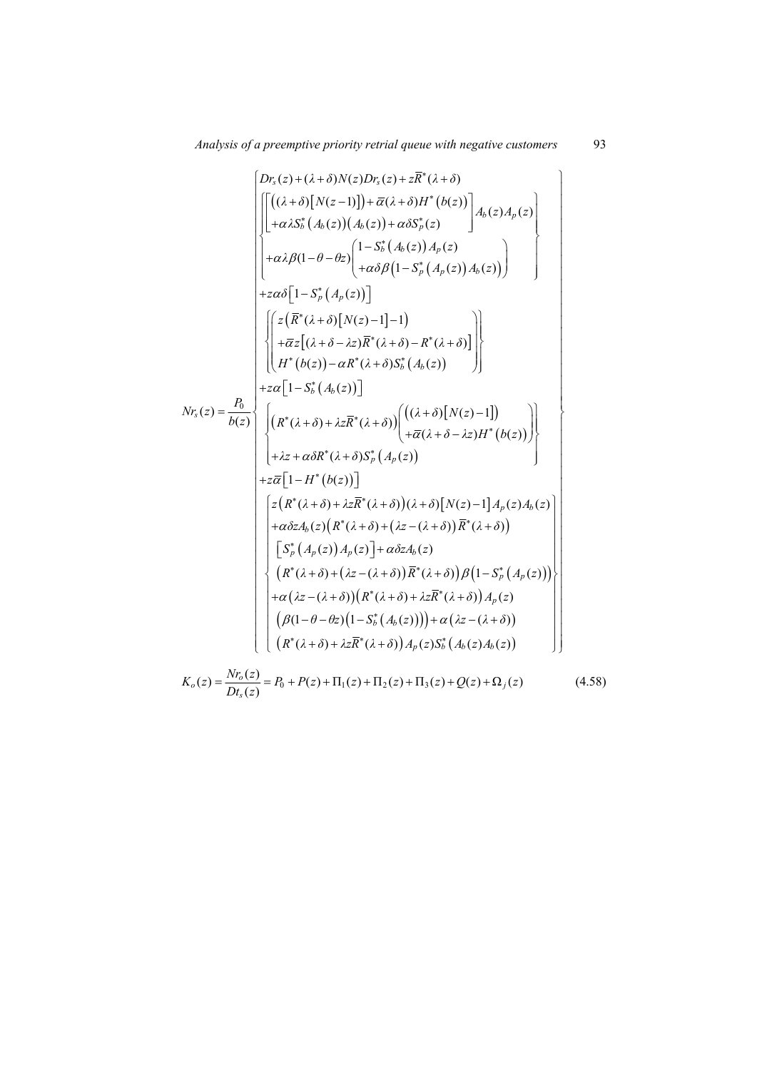$$
Nr_s(z) = \frac{P_0}{b(z)} \left\{
\begin{array}{l}
Dr_s(z) + (\lambda+\delta)N(z)Dr_s(z) + z\overline{R}^*(\lambda+\delta) \\
\left\{ \begin{array}{l}
\left[ \begin{array}{l} \left((\lambda+\delta)\left[N(z-1)\right]\right) + \overline{\alpha}(\lambda+\delta)H^*\left(b(z)\right) \\ +\alpha\lambda S_b^*\left(A_b(z)\right)\left(A_b(z)\right) + \alpha\delta S_p^*(z) \end{array} \right] A_b(z)A_p(z) \\
+\alpha\lambda\beta(1-\theta-\theta z)\left( \begin{array}{l} 1-S_b^*\left(A_b(z)\right)A_p(z) \\ +\alpha\delta\beta\left(1-S_p^*\left(A_p(z)\right)A_b(z)\right) \end{array} \right)
\end{array} \right\} \\
+z\alpha\delta\left[1-S_p^*\left(A_p(z)\right)\right] \\
\left\{ \left( \begin{array}{l} z\left(\overline{R}^*(\lambda+\delta)\left[N(z)-1\right]-1\right) \\ +\overline{\alpha}z\left[(\lambda+\delta-\lambda z)\overline{R}^*(\lambda+\delta) - R^*(\lambda+\delta)\right] \\ H^*\left(b(z)\right) - \alpha R^*(\lambda+\delta)S_b^*\left(A_b(z)\right) \end{array} \right) \right\} \\
+z\alpha\left[1-S_b^*\left(A_b(z)\right)\right] \\
\left\{ \begin{array}{l} \left(R^*(\lambda+\delta) + \lambda z\overline{R}^*(\lambda+\delta)\right)\left( \begin{array}{l} \left((\lambda+\delta)\left[N(z)-1\right]\right) \\ +\overline{\alpha}(\lambda+\delta-\lambda z)H^*\left(b(z)\right) \end{array} \right) \\ +\lambda z + \alpha\delta R^*(\lambda+\delta)S_p^*\left(A_p(z)\right) \end{array} \right\} \\
+z\overline{\alpha}\left[1-H^*\left(b(z)\right)\right] \\
\left\{ \begin{array}{l}
z\left(R^*(\lambda+\delta)+\lambda z\overline{R}^*(\lambda+\delta)\right)(\lambda+\delta)\left[N(z)-1\right]A_p(z)A_b(z) \\
+\alpha\delta z A_b(z)\left(R^*(\lambda+\delta) + \left(\lambda z-(\lambda+\delta)\right)\overline{R}^*(\lambda+\delta)\right) \\
\quad \left[S_p^*\left(A_p(z)\right)A_p(z)\right] + \alpha\delta z A_b(z) \\
\quad \left(R^*(\lambda+\delta) + \left(\lambda z-(\lambda+\delta)\right)\overline{R}^*(\lambda+\delta)\right)\beta\left(1-S_p^*\left(A_p(z)\right)\right) \\
+\alpha\left(\lambda z-(\lambda+\delta)\right)\left(R^*(\lambda+\delta)+\lambda z\overline{R}^*(\lambda+\delta)\right)A_p(z) \\
\quad \left(\beta(1-\theta-\theta z)\left(1-S_b^*\left(A_b(z)\right)\right)\right) + \alpha\left(\lambda z-(\lambda+\delta)\right) \\
\quad \left(R^*(\lambda+\delta)+\lambda z\overline{R}^*(\lambda+\delta)\right)A_p(z)S_b^*\left(A_b(z)A_b(z)\right)
\end{array} \right\}
\end{array}
\right\}
$$

$$
K_o(z) = \frac{Nr_o(z)}{Dt_s(z)} = P_0 + P(z) + \Pi_1(z) + \Pi_2(z) + \Pi_3(z) + Q(z) + \Omega_j(z) \tag{4.58}
$$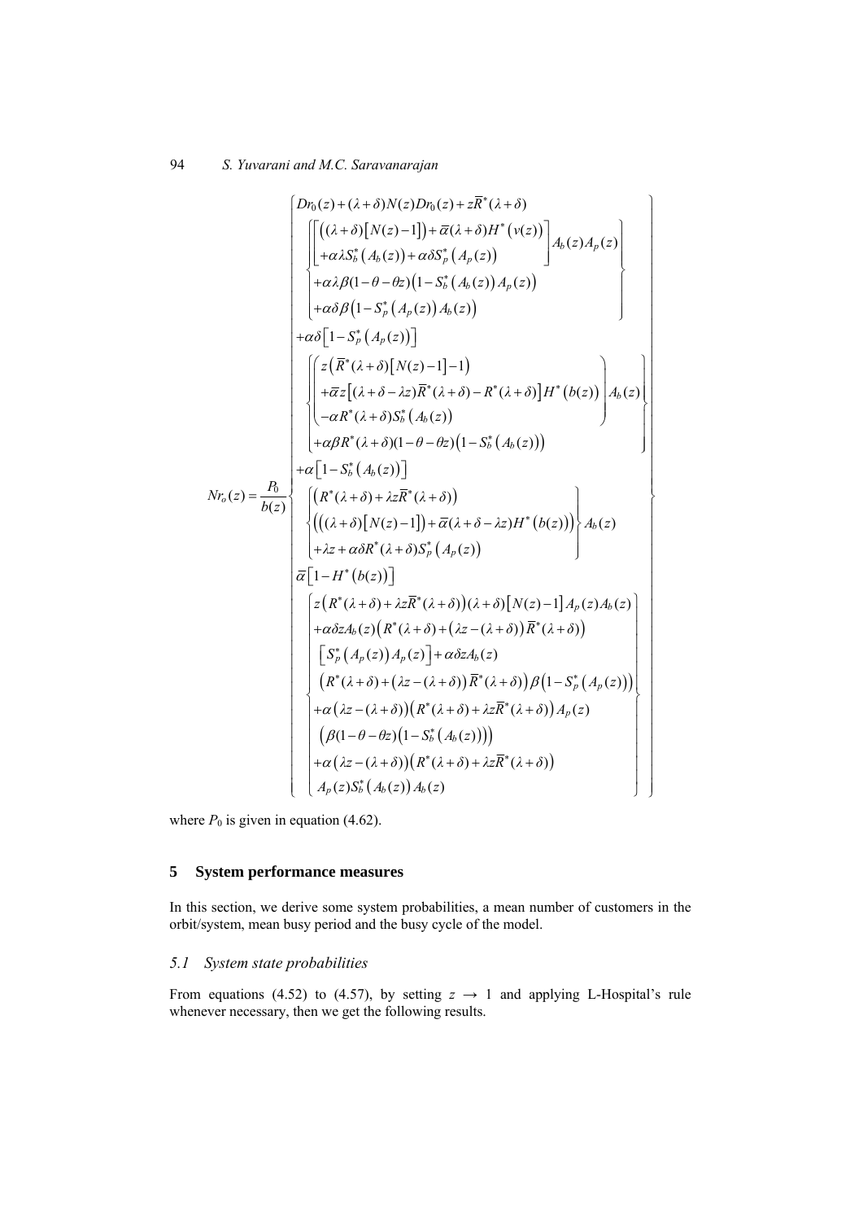$$
Nr_o(z) = \frac{P_0}{b(z)} \left\{ \begin{array}{l}
Dr_0(z) + (\lambda+\delta)N(z)Dr_0(z) + z\overline{R}^*(\lambda+\delta) \\
\left\{ \begin{array}{l}
\left[ \begin{array}{l} \left((\lambda+\delta)\left[N(z)-1\right]\right) + \overline{\alpha}(\lambda+\delta)H^*\left(v(z)\right) \\ +\alpha\lambda S_b^*\left(A_b(z)\right) + \alpha\delta S_p^*\left(A_p(z)\right) \end{array} \right] A_b(z)A_p(z) \\
+\alpha\lambda\beta(1-\theta-\theta z)\left(1-S_b^*\left(A_b(z)\right)A_p(z)\right) \\
+\alpha\delta\beta\left(1-S_p^*\left(A_p(z)\right)A_b(z)\right)
\end{array} \right\} \\
+\alpha\delta\left[1-S_p^*\left(A_p(z)\right)\right] \\
\left\{ \begin{array}{l}
\left( \begin{array}{l} z\left(\overline{R}^*(\lambda+\delta)\left[N(z)-1\right]-1\right) \\ +\overline{\alpha}z\left[(\lambda+\delta-\lambda z)\overline{R}^*(\lambda+\delta) - R^*(\lambda+\delta)\right]H^*\left(b(z)\right) \\ -\alpha R^*(\lambda+\delta)S_b^*\left(A_b(z)\right) \end{array} \right) A_b(z) \\
+\alpha\beta R^*(\lambda+\delta)(1-\theta-\theta z)\left(1-S_b^*\left(A_b(z)\right)\right)
\end{array} \right\} \\
+\alpha\left[1-S_b^*\left(A_b(z)\right)\right] \\
\left\{ \begin{array}{l}
\left(R^*(\lambda+\delta) + \lambda z\overline{R}^*(\lambda+\delta)\right) \\
\left(\left((\lambda+\delta)\left[N(z)-1\right]\right) + \overline{\alpha}(\lambda+\delta-\lambda z)H^*\left(b(z)\right)\right) \\
+\lambda z + \alpha\delta R^*(\lambda+\delta)S_p^*\left(A_p(z)\right)
\end{array} \right\} A_b(z) \\
\overline{\alpha}\left[1-H^*\left(b(z)\right)\right] \\
\left\{ \begin{array}{l}
z\left(R^*(\lambda+\delta) + \lambda z\overline{R}^*(\lambda+\delta)\right)(\lambda+\delta)\left[N(z)-1\right]A_p(z)A_b(z) \\
+\alpha\delta z A_b(z)\left(R^*(\lambda+\delta) + \left(\lambda z - (\lambda+\delta)\right)\overline{R}^*(\lambda+\delta)\right) \\
\left[S_p^*\left(A_p(z)\right)A_p(z)\right] + \alpha\delta z A_b(z) \\
\left(R^*(\lambda+\delta) + \left(\lambda z - (\lambda+\delta)\right)\overline{R}^*(\lambda+\delta)\right)\beta\left(1-S_p^*\left(A_p(z)\right)\right) \\
+\alpha\left(\lambda z - (\lambda+\delta)\right)\left(R^*(\lambda+\delta) + \lambda z\overline{R}^*(\lambda+\delta)\right)A_p(z) \\
\left(\beta(1-\theta-\theta z)\left(1-S_b^*\left(A_b(z)\right)\right)\right) \\
+\alpha\left(\lambda z - (\lambda+\delta)\right)\left(R^*(\lambda+\delta) + \lambda z\overline{R}^*(\lambda+\delta)\right) \\
A_p(z)S_b^*\left(A_b(z)\right)A_b(z)
\end{array} \right\}
\end{array} \right\}
$$

where $P_0$ is given in equation (4.62).

## 5 System performance measures

In this section, we derive some system probabilities, a mean number of customers in the orbit/system, mean busy period and the busy cycle of the model.

### 5.1 System state probabilities

From equations (4.52) to (4.57), by setting $z \to 1$ and applying L-Hospital's rule whenever necessary, then we get the following results.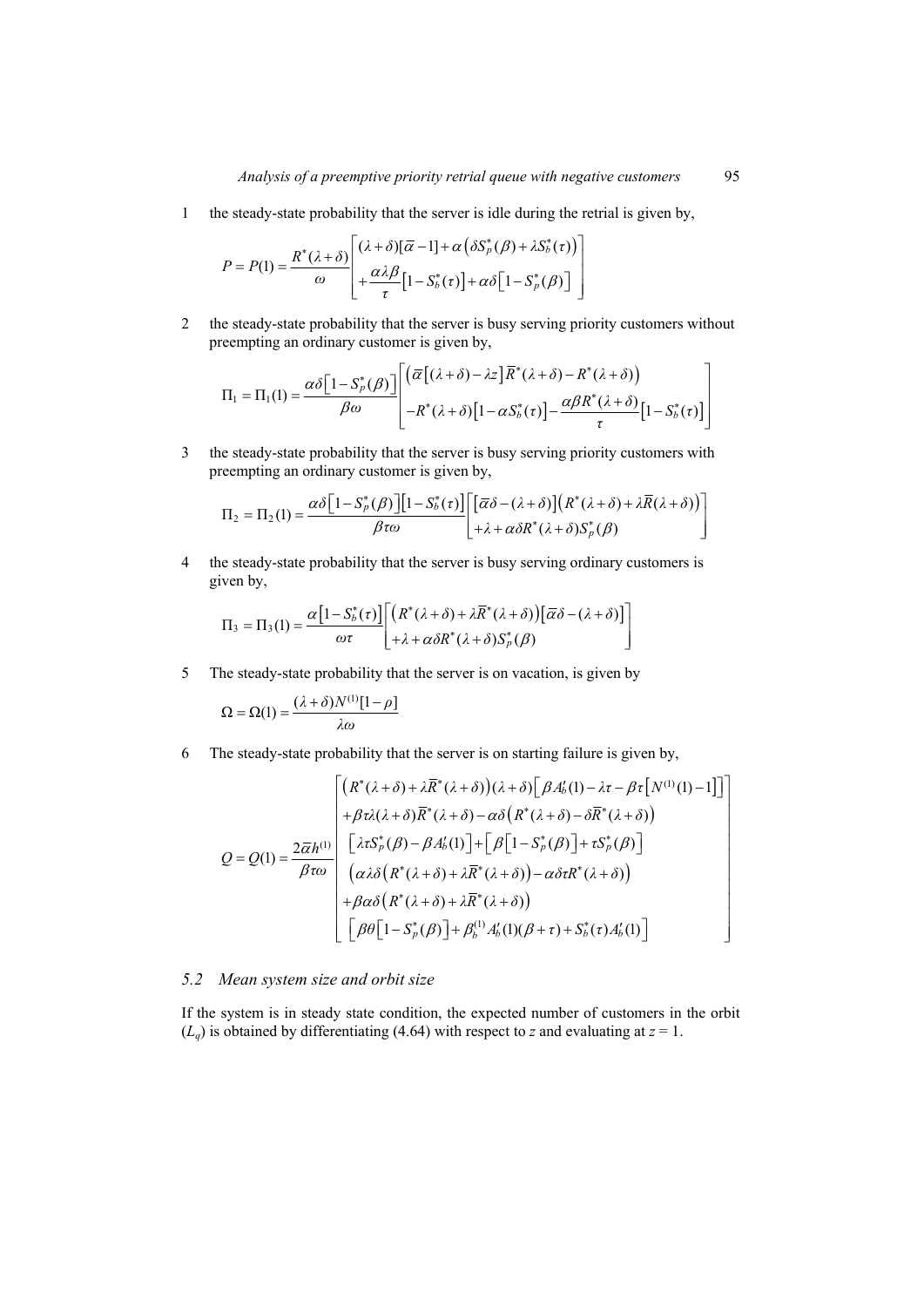1 the steady-state probability that the server is idle during the retrial is given by,

$$P = P(1) = \frac{R^*(\lambda+\delta)}{\omega}\begin{bmatrix} (\lambda+\delta)[\overline{\alpha}-1] + \alpha\left(\delta S_p^*(\beta) + \lambda S_b^*(\tau)\right) \\ + \dfrac{\alpha\lambda\beta}{\tau}\left[1 - S_b^*(\tau)\right] + \alpha\delta\left[1 - S_p^*(\beta)\right] \end{bmatrix}$$

2 the steady-state probability that the server is busy serving priority customers without preempting an ordinary customer is given by,

$$\Pi_1 = \Pi_1(1) = \frac{\alpha\delta\left[1 - S_p^*(\beta)\right]}{\beta\omega}\begin{bmatrix} \left(\overline{\alpha}\left[(\lambda+\delta) - \lambda z\right]\overline{R}^*(\lambda+\delta) - R^*(\lambda+\delta)\right) \\ -R^*(\lambda+\delta)\left[1 - \alpha S_b^*(\tau)\right] - \dfrac{\alpha\beta R^*(\lambda+\delta)}{\tau}\left[1 - S_b^*(\tau)\right] \end{bmatrix}$$

3 the steady-state probability that the server is busy serving priority customers with preempting an ordinary customer is given by,

$$\Pi_2 = \Pi_2(1) = \frac{\alpha\delta\left[1 - S_p^*(\beta)\right]\left[1 - S_b^*(\tau)\right]}{\beta\tau\omega}\begin{bmatrix} \left[\overline{\alpha}\delta - (\lambda+\delta)\right]\left(R^*(\lambda+\delta) + \lambda\overline{R}(\lambda+\delta)\right) \\ +\lambda + \alpha\delta R^*(\lambda+\delta)S_p^*(\beta) \end{bmatrix}$$

4 the steady-state probability that the server is busy serving ordinary customers is given by,

$$\Pi_3 = \Pi_3(1) = \frac{\alpha\left[1 - S_b^*(\tau)\right]}{\omega\tau}\begin{bmatrix} \left(R^*(\lambda+\delta) + \lambda\overline{R}^*(\lambda+\delta)\right)\left[\overline{\alpha}\delta - (\lambda+\delta)\right] \\ +\lambda + \alpha\delta R^*(\lambda+\delta)S_p^*(\beta) \end{bmatrix}$$

5 The steady-state probability that the server is on vacation, is given by

$$\Omega = \Omega(1) = \frac{(\lambda+\delta)N^{(1)}[1-\rho]}{\lambda\omega}$$

6 The steady-state probability that the server is on starting failure is given by,

$$Q = Q(1) = \frac{2\overline{\alpha}h^{(1)}}{\beta\tau\omega}\begin{bmatrix} \left(R^*(\lambda+\delta) + \lambda\overline{R}^*(\lambda+\delta)\right)(\lambda+\delta)\left[\beta A_b'(1) - \lambda\tau - \beta\tau\left[N^{(1)}(1) - 1\right]\right] \\ +\beta\tau\lambda(\lambda+\delta)\overline{R}^*(\lambda+\delta) - \alpha\delta\left(R^*(\lambda+\delta) - \delta\overline{R}^*(\lambda+\delta)\right) \\ \left[\lambda\tau S_p^*(\beta) - \beta A_b'(1)\right] + \left[\beta\left[1 - S_p^*(\beta)\right] + \tau S_p^*(\beta)\right] \\ \left(\alpha\lambda\delta\left(R^*(\lambda+\delta) + \lambda\overline{R}^*(\lambda+\delta)\right) - \alpha\delta\tau R^*(\lambda+\delta)\right) \\ +\beta\alpha\delta\left(R^*(\lambda+\delta) + \lambda\overline{R}^*(\lambda+\delta)\right) \\ \left[\beta\theta\left[1 - S_p^*(\beta)\right] + \beta_b^{(1)}A_b'(1)(\beta+\tau) + S_b^*(\tau)A_b'(1)\right] \end{bmatrix}$$

### *5.2 Mean system size and orbit size*

If the system is in steady state condition, the expected number of customers in the orbit ($L_q$) is obtained by differentiating (4.64) with respect to $z$ and evaluating at $z = 1$.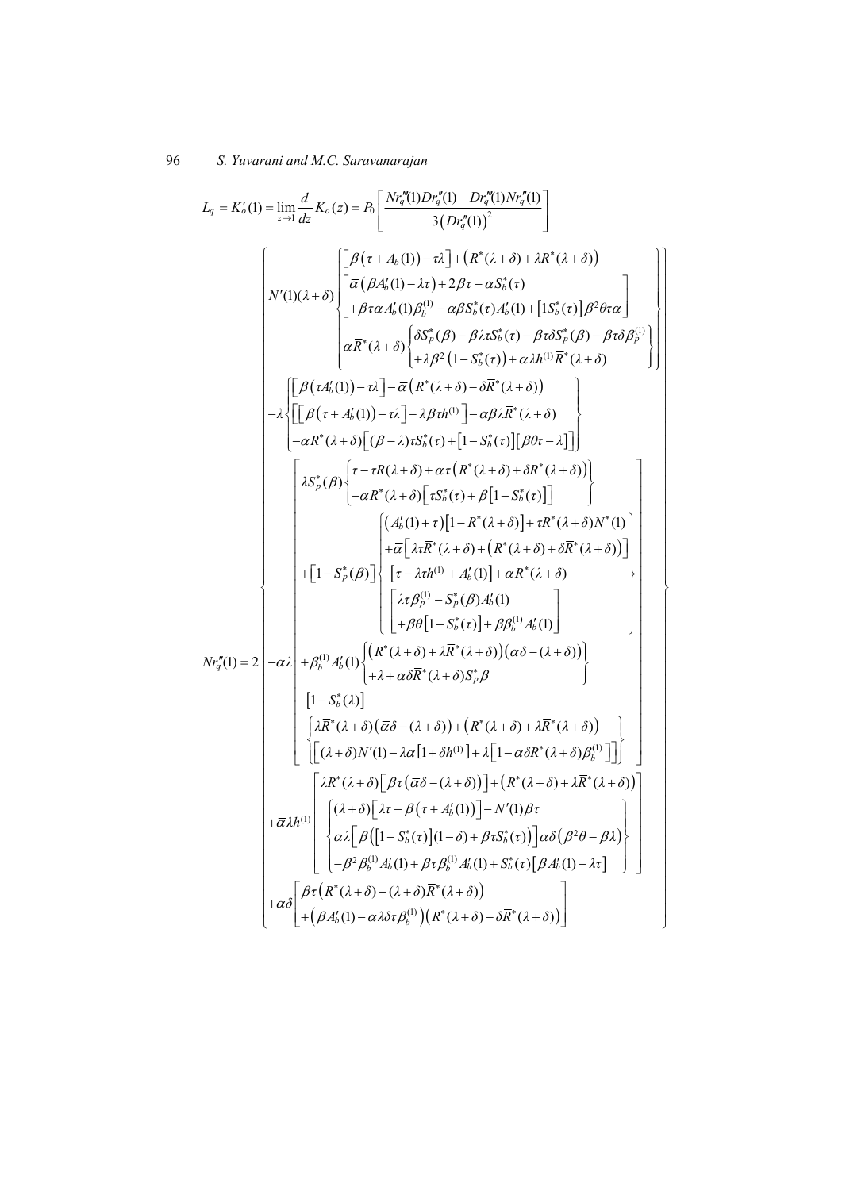$$L_q = K_o'(1) = \lim_{z \to 1} \frac{d}{dz} K_o(z) = P_0 \left[ \frac{Nr_q'''(1) Dr_q''(1) - Dr_q'''(1) Nr_q''(1)}{3\left(Dr_q''(1)\right)^2} \right]$$

$$Nr_q''(1) = 2 \left\{ \begin{array}{l} N'(1)(\lambda+\delta) \left\{ \begin{array}{l} \left[ \beta\left(\tau + A_b(1)\right) - \tau\lambda \right] + \left( R^*(\lambda+\delta) + \lambda \overline{R}^*(\lambda+\delta) \right) \\ \left[ \begin{array}{l} \overline{\alpha}\left( \beta A_b'(1) - \lambda\tau \right) + 2\beta\tau - \alpha S_b^*(\tau) \\ + \beta\tau\alpha A_b'(1)\beta_b^{(1)} - \alpha\beta S_b^*(\tau) A_b'(1) + \left[1 S_b^*(\tau)\right]\beta^2\theta\tau\alpha \end{array} \right] \\ \alpha \overline{R}^*(\lambda+\delta) \left\{ \begin{array}{l} \delta S_p^*(\beta) - \beta\lambda\tau S_b^*(\tau) - \beta\tau\delta S_p^*(\beta) - \beta\tau\delta\beta_p^{(1)} \\ + \lambda\beta^2\left(1 - S_b^*(\tau)\right) + \overline{\alpha}\lambda h^{(1)} \overline{R}^*(\lambda+\delta) \end{array} \right\} \end{array} \right\} \\ -\lambda \left\{ \begin{array}{l} \left[ \beta\left(\tau A_b'(1)\right) - \tau\lambda \right] - \overline{\alpha}\left( R^*(\lambda+\delta) - \delta \overline{R}^*(\lambda+\delta) \right) \\ \left[ \left[ \beta\left(\tau + A_b'(1)\right) - \tau\lambda \right] - \lambda\beta\tau h^{(1)} \right] - \overline{\alpha}\beta\lambda \overline{R}^*(\lambda+\delta) \\ -\alpha R^*(\lambda+\delta)\left[ (\beta-\lambda)\tau S_b^*(\tau) + \left[1 - S_b^*(\tau)\right]\left[\beta\theta\tau - \lambda\right] \right] \end{array} \right\} \\ -\alpha\lambda \left[ \begin{array}{l} \lambda S_p^*(\beta) \left\{ \begin{array}{l} \tau - \tau\overline{R}(\lambda+\delta) + \overline{\alpha}\tau\left( R^*(\lambda+\delta) + \delta \overline{R}^*(\lambda+\delta) \right) \\ -\alpha R^*(\lambda+\delta)\left[ \tau S_b^*(\tau) + \beta\left[1 - S_b^*(\tau)\right] \right] \end{array} \right\} \\ + \left[1 - S_p^*(\beta)\right] \left\{ \begin{array}{l} \left( A_b'(1) + \tau \right)\left[1 - R^*(\lambda+\delta)\right] + \tau R^*(\lambda+\delta) N^*(1) \\ + \overline{\alpha}\left[ \lambda\tau \overline{R}^*(\lambda+\delta) + \left( R^*(\lambda+\delta) + \delta \overline{R}^*(\lambda+\delta) \right) \right] \\ \left[ \tau - \lambda\tau h^{(1)} + A_b'(1) \right] + \alpha \overline{R}^*(\lambda+\delta) \\ \left[ \begin{array}{l} \lambda\tau\beta_p^{(1)} - S_p^*(\beta) A_b'(1) \\ + \beta\theta\left[1 - S_b^*(\tau)\right] + \beta\beta_b^{(1)} A_b'(1) \end{array} \right] \end{array} \right\} \\ + \beta_b^{(1)} A_b'(1) \left\{ \begin{array}{l} \left( R^*(\lambda+\delta) + \lambda \overline{R}^*(\lambda+\delta) \right)\left( \overline{\alpha}\delta - (\lambda+\delta) \right) \\ + \lambda + \alpha\delta \overline{R}^*(\lambda+\delta) S_p^* \beta \end{array} \right\} \\ \left[1 - S_b^*(\lambda)\right] \\ \left\{ \begin{array}{l} \lambda \overline{R}^*(\lambda+\delta)\left( \overline{\alpha}\delta - (\lambda+\delta) \right) + \left( R^*(\lambda+\delta) + \lambda \overline{R}^*(\lambda+\delta) \right) \\ \left[ (\lambda+\delta) N'(1) - \lambda\alpha\left[1 + \delta h^{(1)}\right] + \lambda\left[ 1 - \alpha\delta R^*(\lambda+\delta)\beta_b^{(1)} \right] \right] \end{array} \right\} \end{array} \right] \\ + \overline{\alpha}\lambda h^{(1)} \left[ \begin{array}{l} \lambda R^*(\lambda+\delta)\left[ \beta\tau\left( \overline{\alpha}\delta - (\lambda+\delta) \right) \right] + \left( R^*(\lambda+\delta) + \lambda \overline{R}^*(\lambda+\delta) \right) \\ \left\{ \begin{array}{l} (\lambda+\delta)\left[ \lambda\tau - \beta\left(\tau + A_b'(1)\right) \right] - N'(1)\beta\tau \\ \alpha\lambda\left[ \beta\left( \left[1 - S_b^*(\tau)\right](1-\delta) + \beta\tau S_b^*(\tau) \right) \right]\alpha\delta\left( \beta^2\theta - \beta\lambda \right) \\ -\beta^2\beta_b^{(1)} A_b'(1) + \beta\tau\beta_b^{(1)} A_b'(1) + S_b^*(\tau)\left[ \beta A_b'(1) - \lambda\tau \right] \end{array} \right\} \end{array} \right] \\ + \alpha\delta \left[ \begin{array}{l} \beta\tau\left( R^*(\lambda+\delta) - (\lambda+\delta)\overline{R}^*(\lambda+\delta) \right) \\ + \left( \beta A_b'(1) - \alpha\lambda\delta\tau\beta_b^{(1)} \right)\left( R^*(\lambda+\delta) - \delta \overline{R}^*(\lambda+\delta) \right) \end{array} \right] \end{array} \right\}$$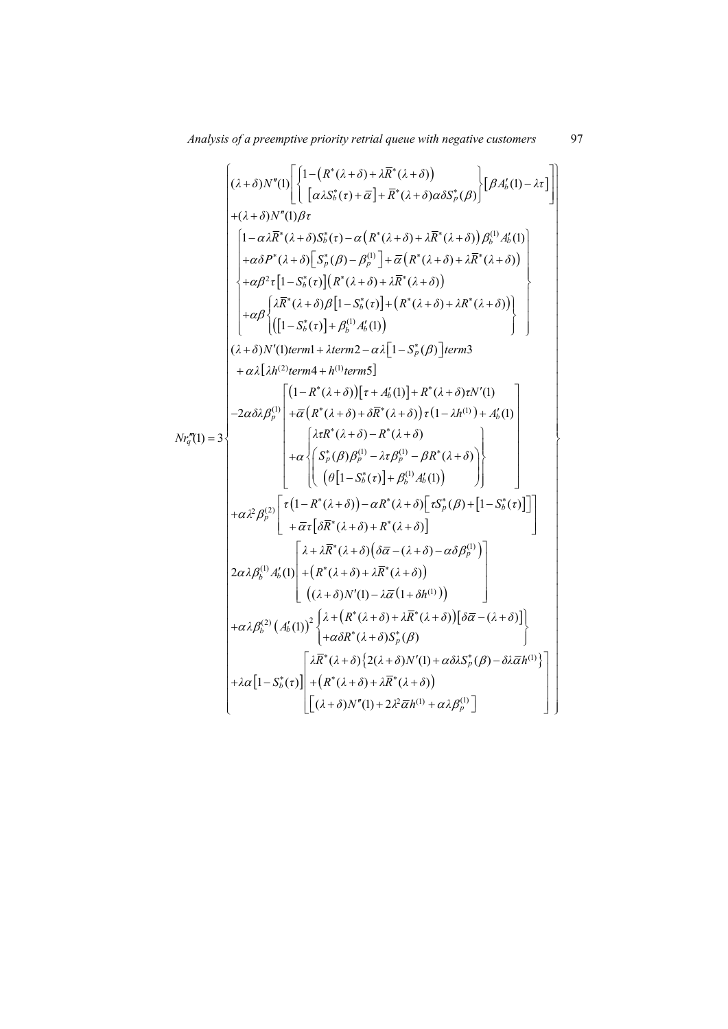$$
Nr_q'''(1) = 3\left\{
\begin{array}{l}
(\lambda+\delta)N''(1)\left[\left\{\begin{array}{l}1-\left(R^*(\lambda+\delta)+\lambda\overline{R}^*(\lambda+\delta)\right) \\ \left[\alpha\lambda S_b^*(\tau)+\overline{\alpha}\right]+\overline{R}^*(\lambda+\delta)\alpha\delta S_p^*(\beta)\end{array}\right\}\left[\beta A_b'(1)-\lambda\tau\right]\right] \\
+(\lambda+\delta)N''(1)\beta\tau \\
\left\{\begin{array}{l}
1-\alpha\lambda\overline{R}^*(\lambda+\delta)S_b^*(\tau)-\alpha\left(R^*(\lambda+\delta)+\lambda\overline{R}^*(\lambda+\delta)\right)\beta_b^{(1)}A_b'(1) \\
+\alpha\delta P^*(\lambda+\delta)\left[S_p^*(\beta)-\beta_p^{(1)}\right]+\overline{\alpha}\left(R^*(\lambda+\delta)+\lambda\overline{R}^*(\lambda+\delta)\right) \\
+\alpha\beta^2\tau\left[1-S_b^*(\tau)\right]\left(R^*(\lambda+\delta)+\lambda\overline{R}^*(\lambda+\delta)\right) \\
+\alpha\beta\left\{\begin{array}{l}\lambda\overline{R}^*(\lambda+\delta)\beta\left[1-S_b^*(\tau)\right]+\left(R^*(\lambda+\delta)+\lambda R^*(\lambda+\delta)\right) \\ \left(\left[1-S_b^*(\tau)\right]+\beta_b^{(1)}A_b'(1)\right)\end{array}\right\}
\end{array}\right\} \\
(\lambda+\delta)N'(1)term1+\lambda term2-\alpha\lambda\left[1-S_p^*(\beta)\right]term3 \\
\quad+\alpha\lambda\left[\lambda h^{(2)}term4+h^{(1)}term5\right] \\
-2\alpha\delta\lambda\beta_p^{(1)}\left[\begin{array}{l}
\left(1-R^*(\lambda+\delta)\right)\left[\tau+A_b'(1)\right]+R^*(\lambda+\delta)\tau N'(1) \\
+\overline{\alpha}\left(R^*(\lambda+\delta)+\delta\overline{R}^*(\lambda+\delta)\right)\tau\left(1-\lambda h^{(1)}\right)+A_b'(1) \\
+\alpha\left\{\begin{array}{l}\lambda\tau R^*(\lambda+\delta)-R^*(\lambda+\delta) \\ \left(S_p^*(\beta)\beta_p^{(1)}-\lambda\tau\beta_p^{(1)}-\beta R^*(\lambda+\delta)\right) \\ \left(\theta\left[1-S_b^*(\tau)\right]+\beta_b^{(1)}A_b'(1)\right)\end{array}\right\}
\end{array}\right] \\
+\alpha\lambda^2\beta_p^{(2)}\left[\begin{array}{l}\tau\left(1-R^*(\lambda+\delta)\right)-\alpha R^*(\lambda+\delta)\left[\tau S_p^*(\beta)+\left[1-S_b^*(\tau)\right]\right] \\ +\overline{\alpha}\tau\left[\delta\overline{R}^*(\lambda+\delta)+R^*(\lambda+\delta)\right]\end{array}\right] \\
2\alpha\lambda\beta_b^{(1)}A_b'(1)\left[\begin{array}{l}\lambda+\lambda\overline{R}^*(\lambda+\delta)\left(\delta\overline{\alpha}-(\lambda+\delta)-\alpha\delta\beta_p^{(1)}\right) \\ +\left(R^*(\lambda+\delta)+\lambda\overline{R}^*(\lambda+\delta)\right) \\ \left((\lambda+\delta)N'(1)-\lambda\overline{\alpha}\left(1+\delta h^{(1)}\right)\right)\end{array}\right] \\
+\alpha\lambda\beta_b^{(2)}\left(A_b'(1)\right)^2\left\{\begin{array}{l}\lambda+\left(R^*(\lambda+\delta)+\lambda\overline{R}^*(\lambda+\delta)\right)\left[\delta\overline{\alpha}-(\lambda+\delta)\right] \\ +\alpha\delta R^*(\lambda+\delta)S_p^*(\beta)\end{array}\right\} \\
+\lambda\alpha\left[1-S_b^*(\tau)\right]\left[\begin{array}{l}\lambda\overline{R}^*(\lambda+\delta)\left\{2(\lambda+\delta)N'(1)+\alpha\delta\lambda S_p^*(\beta)-\delta\lambda\overline{\alpha}h^{(1)}\right\} \\ +\left(R^*(\lambda+\delta)+\lambda\overline{R}^*(\lambda+\delta)\right) \\ \left[(\lambda+\delta)N''(1)+2\lambda^2\overline{\alpha}h^{(1)}+\alpha\lambda\beta_p^{(1)}\right]\end{array}\right]
\end{array}
\right\}
$$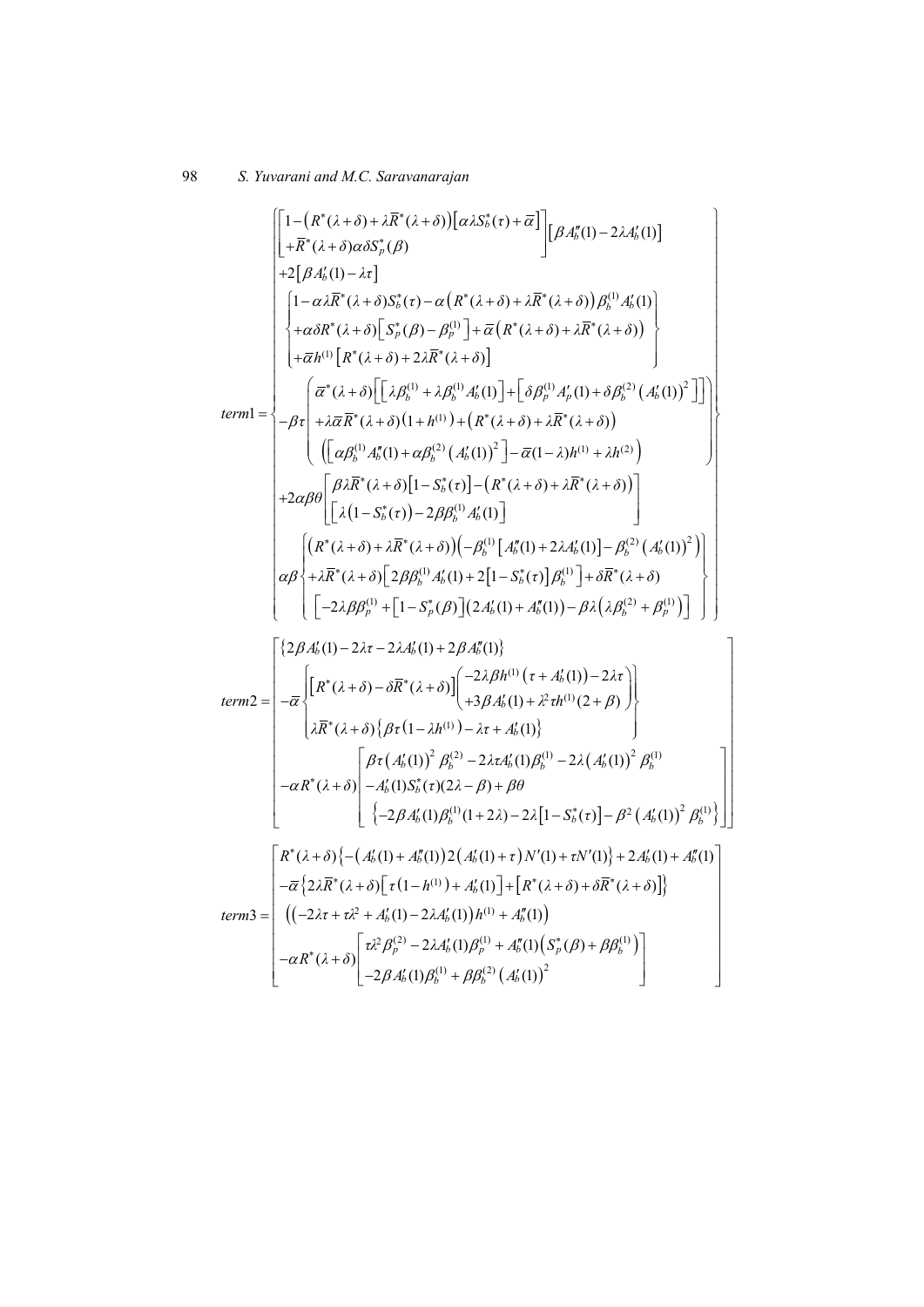$$
term1=\left\{\begin{array}{l}
\left[\begin{array}{l}1-\left(R^{*}(\lambda+\delta)+\lambda\overline{R}^{*}(\lambda+\delta)\right)\left[\alpha\lambda S_{b}^{*}(\tau)+\overline{\alpha}\right]\\+\overline{R}^{*}(\lambda+\delta)\alpha\delta S_{p}^{*}(\beta)\end{array}\right]\left[\beta A_{b}''(1)-2\lambda A_{b}'(1)\right]\\
+2\left[\beta A_{b}'(1)-\lambda\tau\right]\\
\quad\left\{\begin{array}{l}1-\alpha\lambda\overline{R}^{*}(\lambda+\delta)S_{b}^{*}(\tau)-\alpha\left(R^{*}(\lambda+\delta)+\lambda\overline{R}^{*}(\lambda+\delta)\right)\beta_{b}^{(1)}A_{b}'(1)\\+\alpha\delta R^{*}(\lambda+\delta)\left[S_{p}^{*}(\beta)-\beta_{p}^{(1)}\right]+\overline{\alpha}\left(R^{*}(\lambda+\delta)+\lambda\overline{R}^{*}(\lambda+\delta)\right)\\+\overline{\alpha}h^{(1)}\left[R^{*}(\lambda+\delta)+2\lambda\overline{R}^{*}(\lambda+\delta)\right]\end{array}\right\}\\
-\beta\tau\left(\begin{array}{l}\overline{\alpha}^{*}(\lambda+\delta)\left[\left[\lambda\beta_{b}^{(1)}+\lambda\beta_{b}^{(1)}A_{b}'(1)\right]+\left[\delta\beta_{p}^{(1)}A_{p}'(1)+\delta\beta_{b}^{(2)}\left(A_{b}'(1)\right)^{2}\right]\right]\\+\lambda\overline{\alpha}\overline{R}^{*}(\lambda+\delta)\left(1+h^{(1)}\right)+\left(R^{*}(\lambda+\delta)+\lambda\overline{R}^{*}(\lambda+\delta)\right)\\\left(\left[\alpha\beta_{b}^{(1)}A_{b}''(1)+\alpha\beta_{b}^{(2)}\left(A_{b}'(1)\right)^{2}\right]-\overline{\alpha}(1-\lambda)h^{(1)}+\lambda h^{(2)}\right)\end{array}\right)\\
+2\alpha\beta\theta\left[\begin{array}{l}\beta\lambda\overline{R}^{*}(\lambda+\delta)\left[1-S_{b}^{*}(\tau)\right]-\left(R^{*}(\lambda+\delta)+\lambda\overline{R}^{*}(\lambda+\delta)\right)\\\left[\lambda\left(1-S_{b}^{*}(\tau)\right)-2\beta\beta_{b}^{(1)}A_{b}'(1)\right]\end{array}\right]\\
\alpha\beta\left\{\begin{array}{l}\left(R^{*}(\lambda+\delta)+\lambda\overline{R}^{*}(\lambda+\delta)\right)\left(-\beta_{b}^{(1)}\left[A_{b}''(1)+2\lambda A_{b}'(1)\right]-\beta_{b}^{(2)}\left(A_{b}'(1)\right)^{2}\right)\\+\lambda\overline{R}^{*}(\lambda+\delta)\left[2\beta\beta_{b}^{(1)}A_{b}'(1)+2\left[1-S_{b}^{*}(\tau)\right]\beta_{b}^{(1)}\right]+\delta\overline{R}^{*}(\lambda+\delta)\\\left[-2\lambda\beta\beta_{p}^{(1)}+\left[1-S_{p}^{*}(\beta)\right]\left(2A_{b}'(1)+A_{b}''(1)\right)-\beta\lambda\left(\lambda\beta_{b}^{(2)}+\beta_{p}^{(1)}\right)\right]\end{array}\right\}
\end{array}\right\}
$$

$$
term2=\left[\begin{array}{l}
\left\{2\beta A_{b}'(1)-2\lambda\tau-2\lambda A_{b}'(1)+2\beta A_{b}''(1)\right\}\\
-\overline{\alpha}\left\{\begin{array}{l}\left[R^{*}(\lambda+\delta)-\delta\overline{R}^{*}(\lambda+\delta)\right]\left(\begin{array}{l}-2\lambda\beta h^{(1)}\left(\tau+A_{b}'(1)\right)-2\lambda\tau\\+3\beta A_{b}'(1)+\lambda^{2}\tau h^{(1)}(2+\beta)\end{array}\right)\\\lambda\overline{R}^{*}(\lambda+\delta)\left\{\beta\tau\left(1-\lambda h^{(1)}\right)-\lambda\tau+A_{b}'(1)\right\}\end{array}\right\}\\
-\alpha R^{*}(\lambda+\delta)\left[\begin{array}{l}\beta\tau\left(A_{b}'(1)\right)^{2}\beta_{b}^{(2)}-2\lambda\tau A_{b}'(1)\beta_{b}^{(1)}-2\lambda\left(A_{b}'(1)\right)^{2}\beta_{b}^{(1)}\\-A_{b}'(1)S_{b}^{*}(\tau)(2\lambda-\beta)+\beta\theta\\\left\{-2\beta A_{b}'(1)\beta_{b}^{(1)}(1+2\lambda)-2\lambda\left[1-S_{b}^{*}(\tau)\right]-\beta^{2}\left(A_{b}'(1)\right)^{2}\beta_{b}^{(1)}\right\}\end{array}\right]
\end{array}\right]
$$

$$
term3=\left[\begin{array}{l}
R^{*}(\lambda+\delta)\left\{-\left(A_{b}'(1)+A_{b}''(1)\right)2\left(A_{b}'(1)+\tau\right)N'(1)+\tau N'(1)\right\}+2A_{b}'(1)+A_{b}''(1)\\
-\overline{\alpha}\left\{2\lambda\overline{R}^{*}(\lambda+\delta)\left[\tau\left(1-h^{(1)}\right)+A_{b}'(1)\right]+\left[R^{*}(\lambda+\delta)+\delta\overline{R}^{*}(\lambda+\delta)\right]\right\}\\
\left(\left(-2\lambda\tau+\tau\lambda^{2}+A_{b}'(1)-2\lambda A_{b}'(1)\right)h^{(1)}+A_{b}''(1)\right)\\
-\alpha R^{*}(\lambda+\delta)\left[\begin{array}{l}\tau\lambda^{2}\beta_{p}^{(2)}-2\lambda A_{b}'(1)\beta_{p}^{(1)}+A_{b}''(1)\left(S_{p}^{*}(\beta)+\beta\beta_{b}^{(1)}\right)\\-2\beta A_{b}'(1)\beta_{b}^{(1)}+\beta\beta_{b}^{(2)}\left(A_{b}'(1)\right)^{2}\end{array}\right]
\end{array}\right]
$$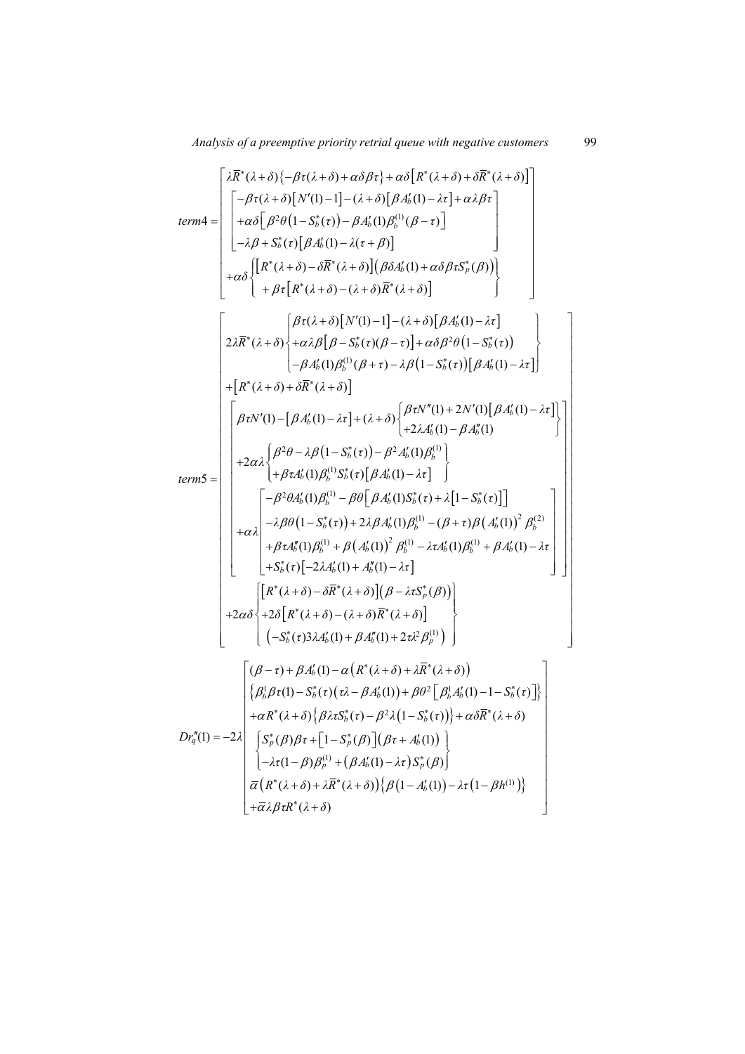$$term4=\begin{bmatrix}\lambda\bar{R}^*(\lambda+\delta)\{-\beta\tau(\lambda+\delta)+\alpha\delta\beta\tau\}+\alpha\delta\left[R^*(\lambda+\delta)+\delta\bar{R}^*(\lambda+\delta)\right]\\ \begin{bmatrix}-\beta\tau(\lambda+\delta)\left[N'(1)-1\right]-(\lambda+\delta)\left[\beta A_b'(1)-\lambda\tau\right]+\alpha\lambda\beta\tau\\ +\alpha\delta\left[\beta^2\theta\left(1-S_b^*(\tau)\right)-\beta A_b'(1)\beta_b^{(1)}(\beta-\tau)\right]\\ -\lambda\beta+S_b^*(\tau)\left[\beta A_b'(1)-\lambda(\tau+\beta)\right]\end{bmatrix}\\ +\alpha\delta\begin{Bmatrix}\left[R^*(\lambda+\delta)-\delta\bar{R}^*(\lambda+\delta)\right]\left(\beta\delta A_b'(1)+\alpha\delta\beta\tau S_p^*(\beta)\right)\\ +\beta\tau\left[R^*(\lambda+\delta)-(\lambda+\delta)\bar{R}^*(\lambda+\delta)\right]\end{Bmatrix}\end{bmatrix}$$

$$term5=\begin{bmatrix}2\lambda\bar{R}^*(\lambda+\delta)\begin{Bmatrix}\beta\tau(\lambda+\delta)\left[N'(1)-1\right]-(\lambda+\delta)\left[\beta A_b'(1)-\lambda\tau\right]\\ +\alpha\lambda\beta\left[\beta-S_b^*(\tau)(\beta-\tau)\right]+\alpha\delta\beta^2\theta\left(1-S_b^*(\tau)\right)\\ -\beta A_b'(1)\beta_b^{(1)}(\beta+\tau)-\lambda\beta\left(1-S_b^*(\tau)\right)\left[\beta A_b'(1)-\lambda\tau\right]\end{Bmatrix}\\ +\left[R^*(\lambda+\delta)+\delta\bar{R}^*(\lambda+\delta)\right]\\ \begin{bmatrix}\beta\tau N'(1)-\left[\beta A_b'(1)-\lambda\tau\right]+(\lambda+\delta)\begin{Bmatrix}\beta\tau N''(1)+2N'(1)\left[\beta A_b'(1)-\lambda\tau\right]\\ +2\lambda A_b'(1)-\beta A_b''(1)\end{Bmatrix}\\ +2\alpha\lambda\begin{Bmatrix}\beta^2\theta-\lambda\beta\left(1-S_b^*(\tau)\right)-\beta^2A_b'(1)\beta_b^{(1)}\\ +\beta\tau A_b'(1)\beta_b^{(1)}S_b^*(\tau)\left[\beta A_b'(1)-\lambda\tau\right]\end{Bmatrix}\\ +\alpha\lambda\begin{bmatrix}-\beta^2\theta A_b'(1)\beta_b^{(1)}-\beta\theta\left[\beta A_b'(1)S_b^*(\tau)+\lambda\left[1-S_b^*(\tau)\right]\right]\\ -\lambda\beta\theta\left(1-S_b^*(\tau)\right)+2\lambda\beta A_b'(1)\beta_b^{(1)}-(\beta+\tau)\beta\left(A_b'(1)\right)^2\beta_b^{(2)}\\ +\beta\tau A_b''(1)\beta_b^{(1)}+\beta\left(A_b'(1)\right)^2\beta_b^{(1)}-\lambda\tau A_b'(1)\beta_b^{(1)}+\beta A_b'(1)-\lambda\tau\\ +S_b^*(\tau)\left[-2\lambda A_b'(1)+A_b''(1)-\lambda\tau\right]\end{bmatrix}\end{bmatrix}\\ +2\alpha\delta\begin{Bmatrix}\left[R^*(\lambda+\delta)-\delta\bar{R}^*(\lambda+\delta)\right]\left(\beta-\lambda\tau S_p^*(\beta)\right)\\ +2\delta\left[R^*(\lambda+\delta)-(\lambda+\delta)\bar{R}^*(\lambda+\delta)\right]\\ \left(-S_b^*(\tau)3\lambda A_b'(1)+\beta A_b''(1)+2\tau\lambda^2\beta_p^{(1)}\right)\end{Bmatrix}\end{bmatrix}$$

$$Dr_q''(1)=-2\lambda\begin{bmatrix}(\beta-\tau)+\beta A_b'(1)-\alpha\left(R^*(\lambda+\delta)+\lambda\bar{R}^*(\lambda+\delta)\right)\\ \left\{\beta_b^1\beta\tau(1)-S_b^*(\tau)\left(\tau\lambda-\beta A_b'(1)\right)+\beta\theta^2\left[\beta_b^1A_b'(1)-1-S_b^*(\tau)\right]\right\}\\ +\alpha R^*(\lambda+\delta)\left\{\beta\lambda\tau S_b^*(\tau)-\beta^2\lambda\left(1-S_b^*(\tau)\right)\right\}+\alpha\delta\bar{R}^*(\lambda+\delta)\\ \begin{Bmatrix}S_p^*(\beta)\beta\tau+\left[1-S_p^*(\beta)\right]\left(\beta\tau+A_b'(1)\right)\\ -\lambda\tau(1-\beta)\beta_p^{(1)}+\left(\beta A_b'(1)-\lambda\tau\right)S_p^*(\beta)\end{Bmatrix}\\ \bar{\alpha}\left(R^*(\lambda+\delta)+\lambda\bar{R}^*(\lambda+\delta)\right)\left\{\beta\left(1-A_b'(1)\right)-\lambda\tau\left(1-\beta h^{(1)}\right)\right\}\\ +\bar{\alpha}\lambda\beta\tau R^*(\lambda+\delta)\end{bmatrix}$$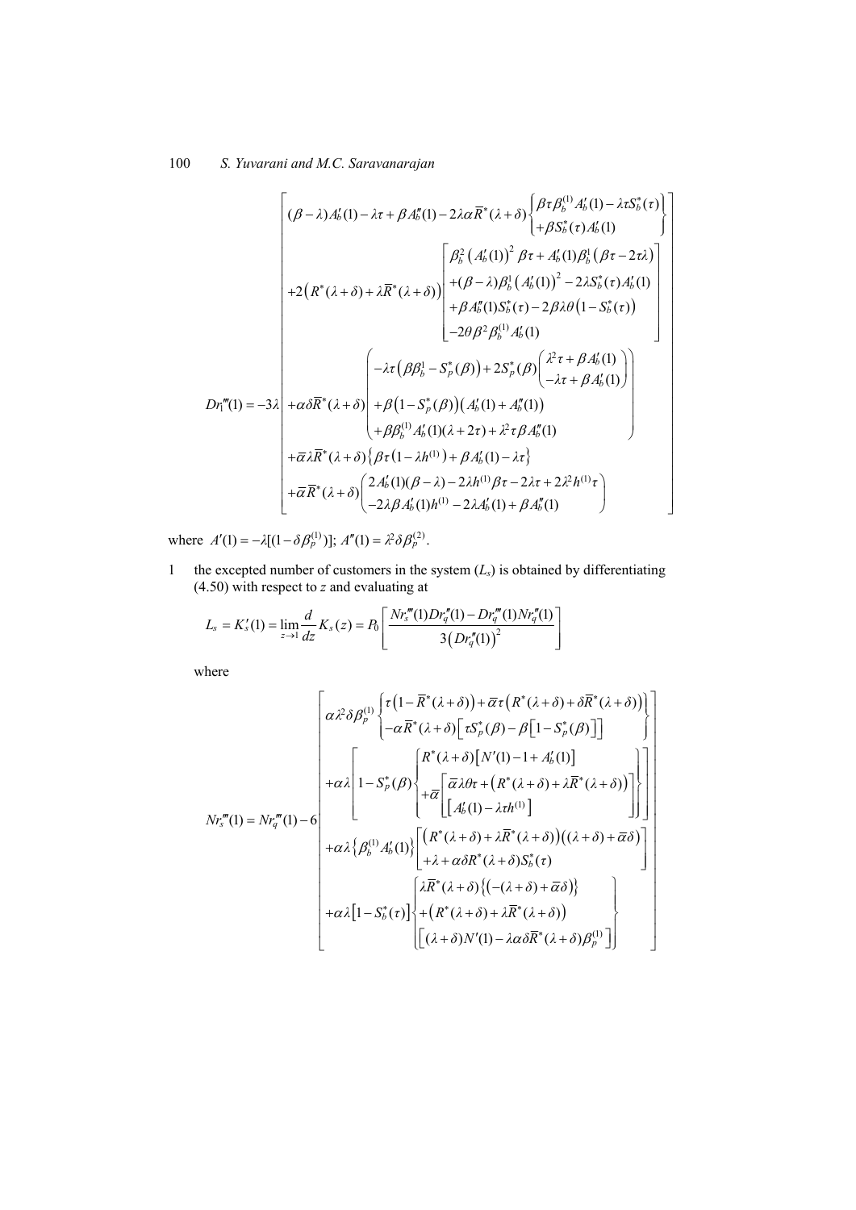$$Dr_1'''(1) = -3\lambda \left[ \begin{array}{l} (\beta-\lambda)A_b'(1) - \lambda\tau + \beta A_b''(1) - 2\lambda\alpha\overline{R}^*(\lambda+\delta)\left\{ \begin{array}{l} \beta\tau\beta_b^{(1)}A_b'(1) - \lambda\tau S_b^*(\tau) \\ +\beta S_b^*(\tau)A_b'(1) \end{array} \right\} \\ +2\left(R^*(\lambda+\delta)+\lambda\overline{R}^*(\lambda+\delta)\right)\left[ \begin{array}{l} \beta_b^2\left(A_b'(1)\right)^2\beta\tau + A_b'(1)\beta_b^1\left(\beta\tau-2\tau\lambda\right) \\ +(\beta-\lambda)\beta_b^1\left(A_b'(1)\right)^2 - 2\lambda S_b^*(\tau)A_b'(1) \\ +\beta A_b''(1)S_b^*(\tau) - 2\beta\lambda\theta\left(1-S_b^*(\tau)\right) \\ -2\theta\beta^2\beta_b^{(1)}A_b'(1) \end{array} \right] \\ +\alpha\delta\overline{R}^*(\lambda+\delta)\left( \begin{array}{l} -\lambda\tau\left(\beta\beta_b^1 - S_p^*(\beta)\right) + 2S_p^*(\beta)\left( \begin{array}{l} \lambda^2\tau + \beta A_b'(1) \\ -\lambda\tau + \beta A_b'(1) \end{array} \right) \\ +\beta\left(1-S_p^*(\beta)\right)\left(A_b'(1)+A_b''(1)\right) \\ +\beta\beta_b^{(1)}A_b'(1)(\lambda+2\tau) + \lambda^2\tau\beta A_b''(1) \end{array} \right) \\ +\overline{\alpha}\lambda\overline{R}^*(\lambda+\delta)\left\{\beta\tau\left(1-\lambda h^{(1)}\right) + \beta A_b'(1) - \lambda\tau\right\} \\ +\overline{\alpha}\overline{R}^*(\lambda+\delta)\left( \begin{array}{l} 2A_b'(1)(\beta-\lambda) - 2\lambda h^{(1)}\beta\tau - 2\lambda\tau + 2\lambda^2 h^{(1)}\tau \\ -2\lambda\beta A_b'(1)h^{(1)} - 2\lambda A_b'(1) + \beta A_b''(1) \end{array} \right) \end{array} \right]$$

where $A'(1) = -\lambda[(1-\delta\beta_p^{(1)})]$; $A''(1) = \lambda^2\delta\beta_p^{(2)}$.

1 the excepted number of customers in the system ($L_s$) is obtained by differentiating (4.50) with respect to $z$ and evaluating at

$$L_s = K_s'(1) = \lim_{z\to1}\frac{d}{dz}K_s(z) = P_0\left[\frac{Nr_s'''(1)Dr_q''(1) - Dr_q'''(1)Nr_q''(1)}{3\left(Dr_q''(1)\right)^2}\right]$$

where

$$Nr_s'''(1) = Nr_q'''(1) - 6\left[ \begin{array}{l} \alpha\lambda^2\delta\beta_p^{(1)}\left\{ \begin{array}{l} \tau\left(1-\overline{R}^*(\lambda+\delta)\right) + \overline{\alpha}\tau\left(R^*(\lambda+\delta)+\delta\overline{R}^*(\lambda+\delta)\right) \\ -\alpha\overline{R}^*(\lambda+\delta)\left[\tau S_p^*(\beta) - \beta\left[1-S_p^*(\beta)\right]\right] \end{array} \right\} \\ +\alpha\lambda\left[1-S_p^*(\beta)\left\{ \begin{array}{l} R^*(\lambda+\delta)\left[N'(1)-1+A_b'(1)\right] \\ +\overline{\alpha}\left[ \begin{array}{l} \overline{\alpha}\lambda\theta\tau + \left(R^*(\lambda+\delta)+\lambda\overline{R}^*(\lambda+\delta)\right) \\ \left[A_b'(1) - \lambda\tau h^{(1)}\right] \end{array} \right] \end{array} \right\}\right] \\ +\alpha\lambda\left\{\beta_b^{(1)}A_b'(1)\right\}\left[ \begin{array}{l} \left(R^*(\lambda+\delta)+\lambda\overline{R}^*(\lambda+\delta)\right)\left((\lambda+\delta)+\overline{\alpha}\delta\right) \\ +\lambda+\alpha\delta R^*(\lambda+\delta)S_b^*(\tau) \end{array} \right] \\ +\alpha\lambda\left[1-S_b^*(\tau)\right]\left\{ \begin{array}{l} \lambda\overline{R}^*(\lambda+\delta)\left\{\left(-(\lambda+\delta)+\overline{\alpha}\delta\right)\right\} \\ +\left(R^*(\lambda+\delta)+\lambda\overline{R}^*(\lambda+\delta)\right) \\ \left[(\lambda+\delta)N'(1) - \lambda\alpha\delta\overline{R}^*(\lambda+\delta)\beta_p^{(1)}\right] \end{array} \right\} \end{array} \right]$$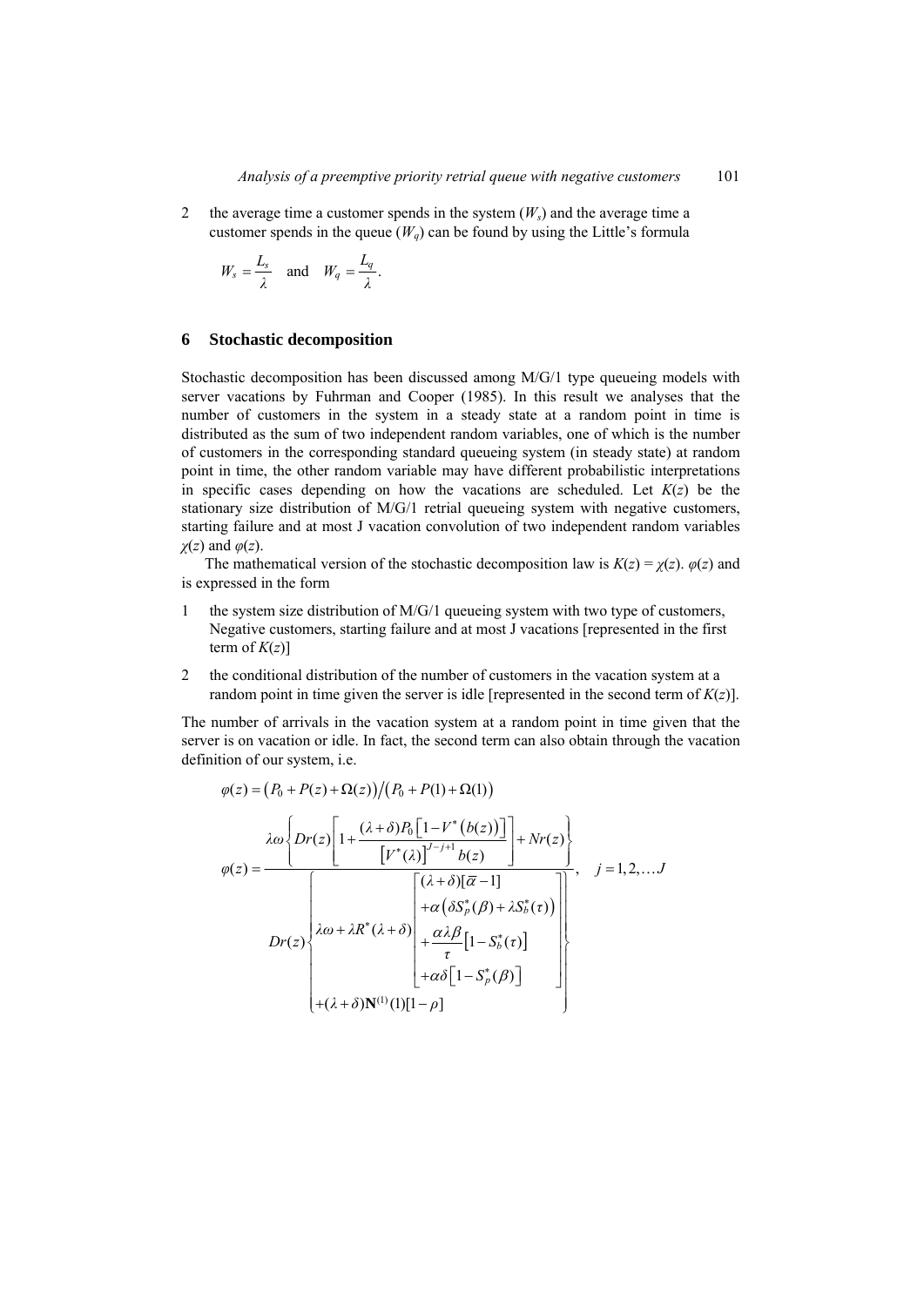2 the average time a customer spends in the system ($W_s$) and the average time a customer spends in the queue ($W_q$) can be found by using the Little's formula

$$W_s = \frac{L_s}{\lambda} \quad \text{and} \quad W_q = \frac{L_q}{\lambda}.$$

## 6 Stochastic decomposition

Stochastic decomposition has been discussed among M/G/1 type queueing models with server vacations by Fuhrman and Cooper (1985). In this result we analyses that the number of customers in the system in a steady state at a random point in time is distributed as the sum of two independent random variables, one of which is the number of customers in the corresponding standard queueing system (in steady state) at random point in time, the other random variable may have different probabilistic interpretations in specific cases depending on how the vacations are scheduled. Let $K(z)$ be the stationary size distribution of M/G/1 retrial queueing system with negative customers, starting failure and at most J vacation convolution of two independent random variables $\chi(z)$ and $\varphi(z)$.

The mathematical version of the stochastic decomposition law is $K(z) = \chi(z).\ \varphi(z)$ and is expressed in the form

1 the system size distribution of M/G/1 queueing system with two type of customers, Negative customers, starting failure and at most J vacations [represented in the first term of $K(z)$]

2 the conditional distribution of the number of customers in the vacation system at a random point in time given the server is idle [represented in the second term of $K(z)$].

The number of arrivals in the vacation system at a random point in time given that the server is on vacation or idle. In fact, the second term can also obtain through the vacation definition of our system, i.e.

$$\varphi(z) = \left(P_0 + P(z) + \Omega(z)\right) / \left(P_0 + P(1) + \Omega(1)\right)$$

$$\varphi(z) = \frac{\lambda\omega \left\{ Dr(z)\left[1 + \dfrac{(\lambda+\delta)P_0\left[1 - V^*\left(b(z)\right)\right]}{\left[V^*(\lambda)\right]^{J-j+1} b(z)}\right] + Nr(z) \right\}}{Dr(z)\left\{ \begin{array}{l} \lambda\omega + \lambda R^*(\lambda+\delta) \left[ \begin{array}{l} (\lambda+\delta)[\overline{\alpha} - 1] \\ +\alpha\left(\delta S_p^*(\beta) + \lambda S_b^*(\tau)\right) \\ +\dfrac{\alpha\lambda\beta}{\tau}\left[1 - S_b^*(\tau)\right] \\ +\alpha\delta\left[1 - S_p^*(\beta)\right] \end{array} \right] \\ +(\lambda+\delta)\mathbf{N}^{(1)}(1)[1-\rho] \end{array} \right\}}, \quad j = 1, 2, \ldots J$$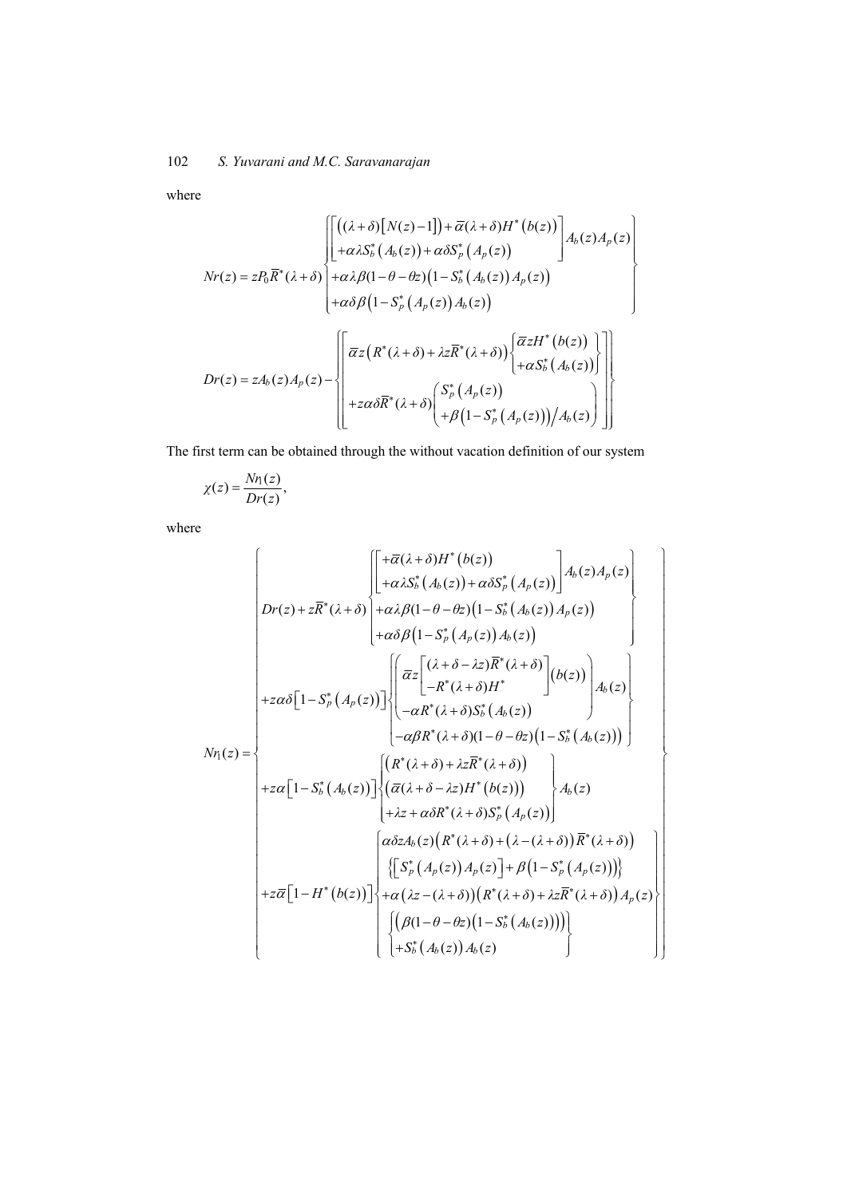where

$$
Nr(z) = zP_0\overline{R}^*(\lambda+\delta)\begin{Bmatrix} \begin{bmatrix} \left((\lambda+\delta)\left[N(z)-1\right]\right) + \overline{\alpha}(\lambda+\delta)H^*\left(b(z)\right) \\ +\alpha\lambda S_b^*\left(A_b(z)\right) + \alpha\delta S_p^*\left(A_p(z)\right) \end{bmatrix} A_b(z)A_p(z) \\ +\alpha\lambda\beta(1-\theta-\theta z)\left(1-S_b^*\left(A_b(z)\right)A_p(z)\right) \\ +\alpha\delta\beta\left(1-S_p^*\left(A_p(z)\right)A_b(z)\right) \end{Bmatrix}
$$

$$
Dr(z) = zA_b(z)A_p(z) - \begin{Bmatrix} \begin{bmatrix} \overline{\alpha}z\left(R^*(\lambda+\delta) + \lambda z\overline{R}^*(\lambda+\delta)\right)\begin{Bmatrix} \overline{\alpha}zH^*\left(b(z)\right) \\ +\alpha S_b^*\left(A_b(z)\right) \end{Bmatrix} \\ +z\alpha\delta\overline{R}^*(\lambda+\delta)\begin{pmatrix} S_p^*\left(A_p(z)\right) \\ +\beta\left(1-S_p^*\left(A_p(z)\right)\right)\Big/A_b(z) \end{pmatrix} \end{bmatrix} \end{Bmatrix}
$$

The first term can be obtained through the without vacation definition of our system

$$
\chi(z) = \frac{Nr_1(z)}{Dr(z)},
$$

where

$$
Nr_1(z) = \begin{Bmatrix} Dr(z) + z\overline{R}^*(\lambda+\delta)\begin{Bmatrix} \begin{bmatrix} +\overline{\alpha}(\lambda+\delta)H^*\left(b(z)\right) \\ +\alpha\lambda S_b^*\left(A_b(z)\right) + \alpha\delta S_p^*\left(A_p(z)\right) \end{bmatrix} A_b(z)A_p(z) \\ +\alpha\lambda\beta(1-\theta-\theta z)\left(1-S_b^*\left(A_b(z)\right)A_p(z)\right) \\ +\alpha\delta\beta\left(1-S_p^*\left(A_p(z)\right)A_b(z)\right) \end{Bmatrix} \\ +z\alpha\delta\left[1-S_p^*\left(A_p(z)\right)\right]\begin{Bmatrix} \begin{pmatrix} \overline{\alpha}z\begin{bmatrix} (\lambda+\delta-\lambda z)\overline{R}^*(\lambda+\delta) \\ -R^*(\lambda+\delta)H^* \end{bmatrix}(b(z)) \\ -\alpha R^*(\lambda+\delta)S_b^*\left(A_b(z)\right) \end{pmatrix} A_b(z) \\ -\alpha\beta R^*(\lambda+\delta)(1-\theta-\theta z)\left(1-S_b^*\left(A_b(z)\right)\right) \end{Bmatrix} \\ +z\alpha\left[1-S_b^*\left(A_b(z)\right)\right]\begin{Bmatrix} \left(R^*(\lambda+\delta) + \lambda z\overline{R}^*(\lambda+\delta)\right) \\ \left(\overline{\alpha}(\lambda+\delta-\lambda z)H^*\left(b(z)\right)\right) \\ +\lambda z + \alpha\delta R^*(\lambda+\delta)S_p^*\left(A_p(z)\right) \end{Bmatrix} A_b(z) \\ +z\overline{\alpha}\left[1-H^*\left(b(z)\right)\right]\begin{Bmatrix} \alpha\delta zA_b(z)\left(R^*(\lambda+\delta) + \left(\lambda-(\lambda+\delta)\right)\overline{R}^*(\lambda+\delta)\right) \\ \left\{\left[S_p^*\left(A_p(z)\right)A_p(z)\right] + \beta\left(1-S_p^*\left(A_p(z)\right)\right)\right\} \\ +\alpha\left(\lambda z-(\lambda+\delta)\right)\left(R^*(\lambda+\delta) + \lambda z\overline{R}^*(\lambda+\delta)\right)A_p(z) \\ \begin{Bmatrix} \left(\beta(1-\theta-\theta z)\left(1-S_b^*\left(A_b(z)\right)\right)\right) \\ +S_b^*\left(A_b(z)\right)A_b(z) \end{Bmatrix} \end{Bmatrix} \end{Bmatrix}
$$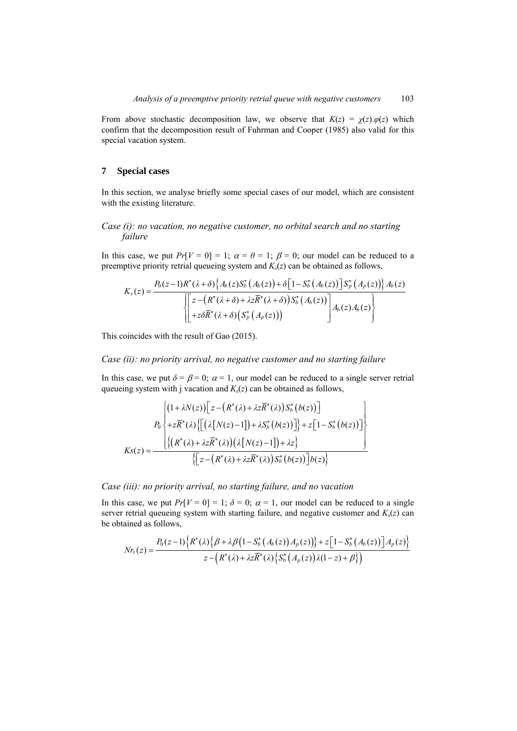From above stochastic decomposition law, we observe that $K(z) = \chi(z).\varphi(z)$ which confirm that the decomposition result of Fuhrman and Cooper (1985) also valid for this special vacation system.

## 7 Special cases

In this section, we analyse briefly some special cases of our model, which are consistent with the existing literature.

### *Case (i): no vacation, no negative customer, no orbital search and no starting failure*

In this case, we put $Pr[V = 0] = 1$; $\alpha = \theta = 1$; $\beta = 0$; our model can be reduced to a preemptive priority retrial queueing system and $K_s(z)$ can be obtained as follows,

$$K_s(z) = \frac{P_0(z-1)R^*(\lambda+\delta)\left\{A_b(z)S_b^*\left(A_b(z)\right)+\delta\left[1-S_b^*\left(A_b(z)\right)\right]S_p^*\left(A_p(z)\right)\right\}A_b(z)}{\left\{\begin{bmatrix} z-\left(R^*(\lambda+\delta)+\lambda z\overline{R}^*(\lambda+\delta)\right)S_b^*\left(A_b(z)\right) \\ +z\delta\overline{R}^*(\lambda+\delta)\left(S_p^*\left(A_p(z)\right)\right) \end{bmatrix} A_b(z)A_b(z)\right\}}$$

This coincides with the result of Gao (2015).

### *Case (ii): no priority arrival, no negative customer and no starting failure*

In this case, we put $\delta = \beta = 0$; $\alpha = 1$, our model can be reduced to a single server retrial queueing system with j vacation and $K_s(z)$ can be obtained as follows,

$$Ks(z) = \frac{P_0\left\{\begin{matrix} \left(1+\lambda N(z)\right)\left[z-\left(R^*(\lambda)+\lambda z\overline{R}^*(\lambda)\right)S_b^*\left(b(z)\right)\right] \\ +z\overline{R}^*(\lambda)\left\{\left[\left(\lambda\left[N(z)-1\right]\right)+\lambda S_b^*\left(b(z)\right)\right]\right\}+z\left[1-S_b^*\left(b(z)\right)\right] \\ \left\{\left(R^*(\lambda)+\lambda z\overline{R}^*(\lambda)\right)\left(\lambda\left[N(z)-1\right]\right)+\lambda z\right\} \end{matrix}\right\}}{\left\{\left[z-\left(R^*(\lambda)+\lambda z\overline{R}^*(\lambda)\right)S_b^*\left(b(z)\right)\right]b(z)\right\}}$$

### *Case (iii): no priority arrival, no starting failure, and no vacation*

In this case, we put $Pr[V = 0] = 1$; $\delta = 0$; $\alpha = 1$, our model can be reduced to a single server retrial queueing system with starting failure, and negative customer and $K_s(z)$ can be obtained as follows,

$$Nr_s(z) = \frac{P_0(z-1)\left\{R^*(\lambda)\left\{\beta+\lambda\beta\left(1-S_b^*\left(A_b(z)\right)A_p(z)\right)\right\}+z\left[1-S_b^*\left(A_b(z)\right)\right]A_p(z)\right\}}{z-\left(R^*(\lambda)+\lambda z\overline{R}^*(\lambda)\left\{S_b^*\left(A_p(z)\right)\lambda(1-z)+\beta\right\}\right)}$$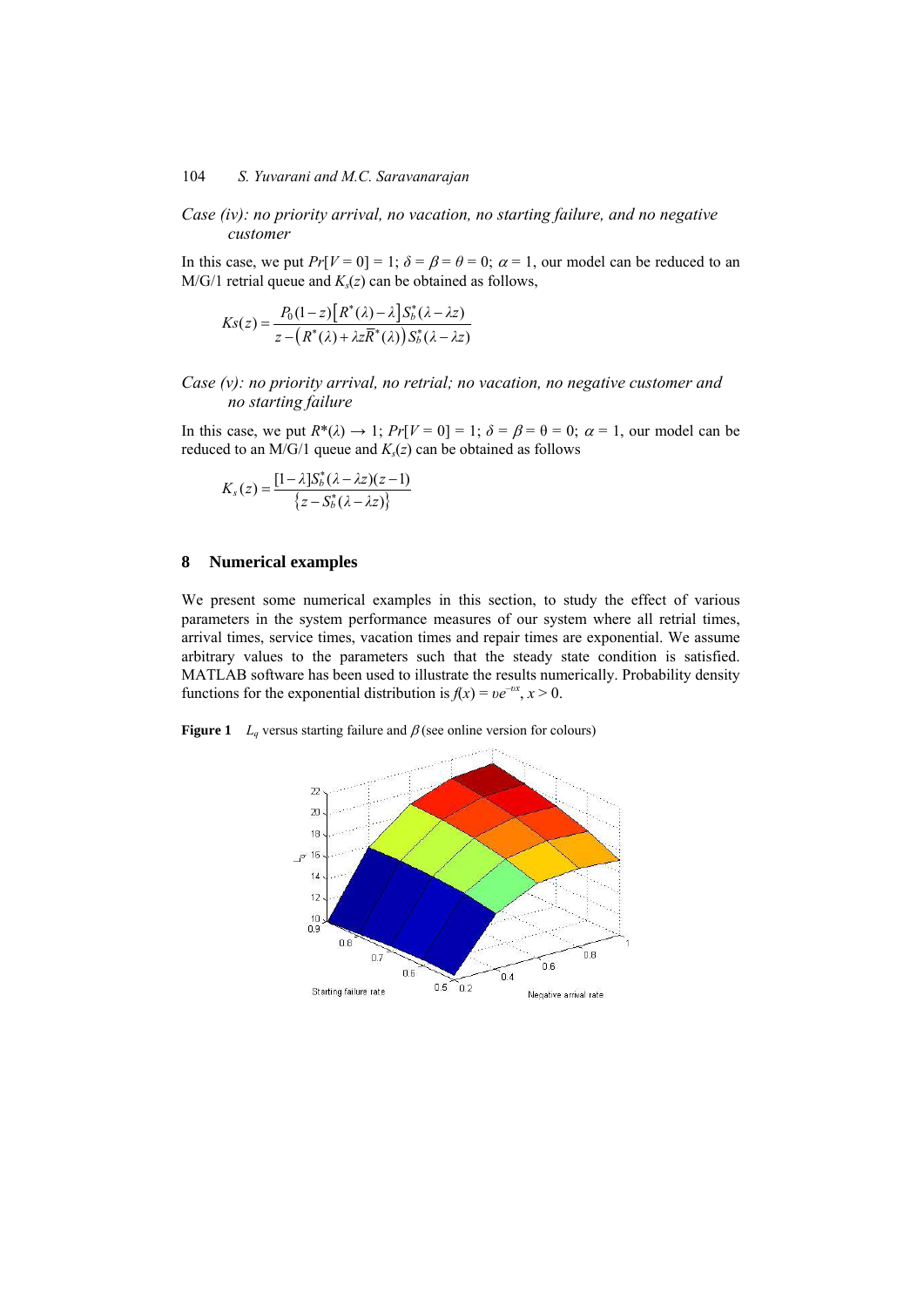*Case (iv): no priority arrival, no vacation, no starting failure, and no negative customer*

In this case, we put $Pr[V = 0] = 1$; $\delta = \beta = \theta = 0$; $\alpha = 1$, our model can be reduced to an M/G/1 retrial queue and $K_s(z)$ can be obtained as follows,

$$Ks(z) = \frac{P_0(1-z)\left[R^*(\lambda) - \lambda\right] S_b^*(\lambda - \lambda z)}{z - \left(R^*(\lambda) + \lambda z \bar{R}^*(\lambda)\right) S_b^*(\lambda - \lambda z)}$$

*Case (v): no priority arrival, no retrial; no vacation, no negative customer and no starting failure*

In this case, we put $R^*(\lambda) \to 1$; $Pr[V = 0] = 1$; $\delta = \beta = \theta = 0$; $\alpha = 1$, our model can be reduced to an M/G/1 queue and $K_s(z)$ can be obtained as follows

$$K_s(z) = \frac{[1-\lambda] S_b^*(\lambda - \lambda z)(z-1)}{\left\{z - S_b^*(\lambda - \lambda z)\right\}}$$

## 8 Numerical examples

We present some numerical examples in this section, to study the effect of various parameters in the system performance measures of our system where all retrial times, arrival times, service times, vacation times and repair times are exponential. We assume arbitrary values to the parameters such that the steady state condition is satisfied. MATLAB software has been used to illustrate the results numerically. Probability density functions for the exponential distribution is $f(x) = \upsilon e^{-\upsilon x}$, $x > 0$.

**Figure 1** $L_q$ versus starting failure and $\beta$ (see online version for colours)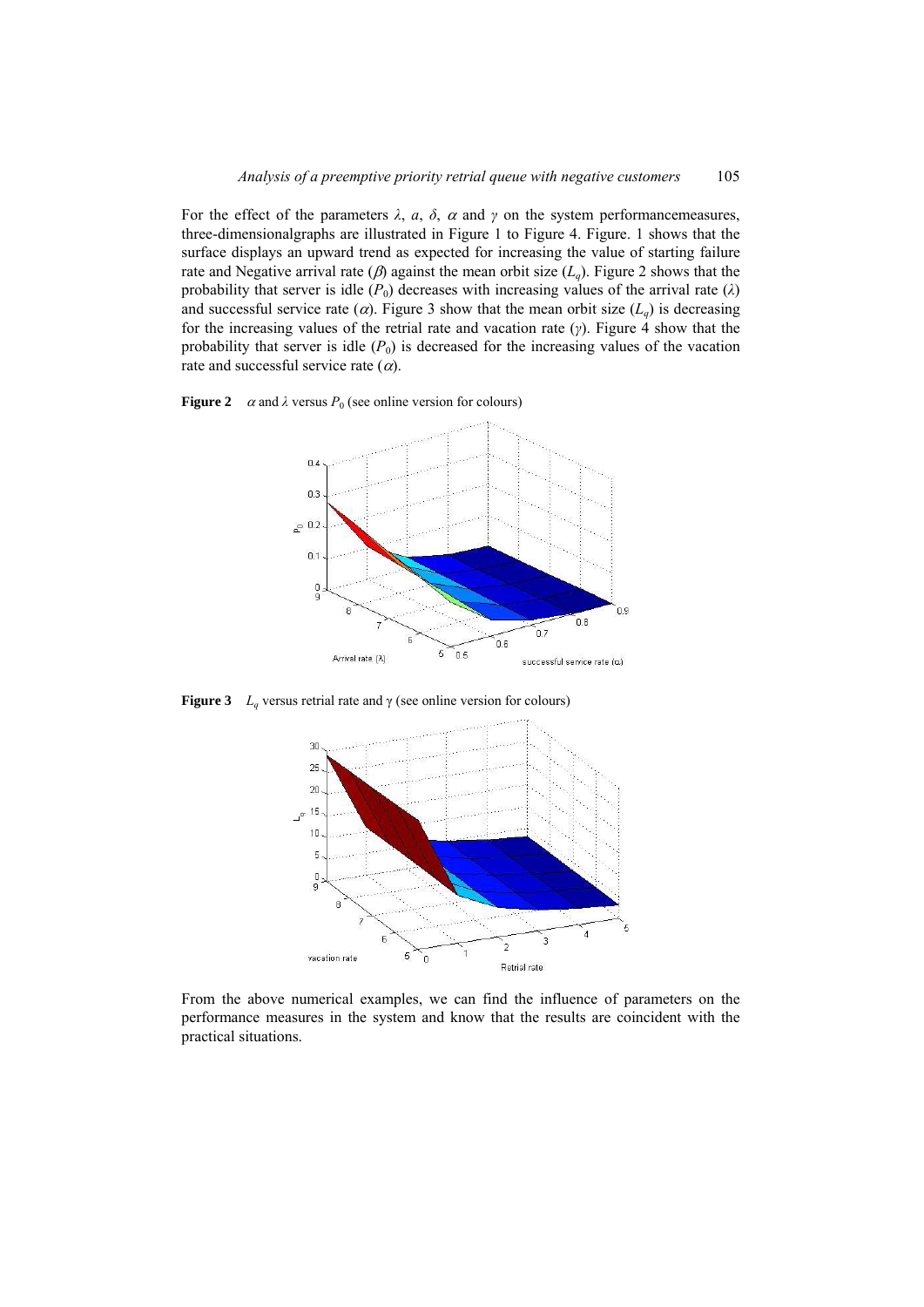For the effect of the parameters $\lambda$, $a$, $\delta$, $\alpha$ and $\gamma$ on the system performancemeasures, three-dimensionalgraphs are illustrated in Figure 1 to Figure 4. Figure. 1 shows that the surface displays an upward trend as expected for increasing the value of starting failure rate and Negative arrival rate ($\beta$) against the mean orbit size ($L_q$). Figure 2 shows that the probability that server is idle ($P_0$) decreases with increasing values of the arrival rate ($\lambda$) and successful service rate ($\alpha$). Figure 3 show that the mean orbit size ($L_q$) is decreasing for the increasing values of the retrial rate and vacation rate ($\gamma$). Figure 4 show that the probability that server is idle ($P_0$) is decreased for the increasing values of the vacation rate and successful service rate ($\alpha$).

**Figure 2** $\alpha$ and $\lambda$ versus $P_0$ (see online version for colours)

**Figure 3** $L_q$ versus retrial rate and $\gamma$ (see online version for colours)

From the above numerical examples, we can find the influence of parameters on the performance measures in the system and know that the results are coincident with the practical situations.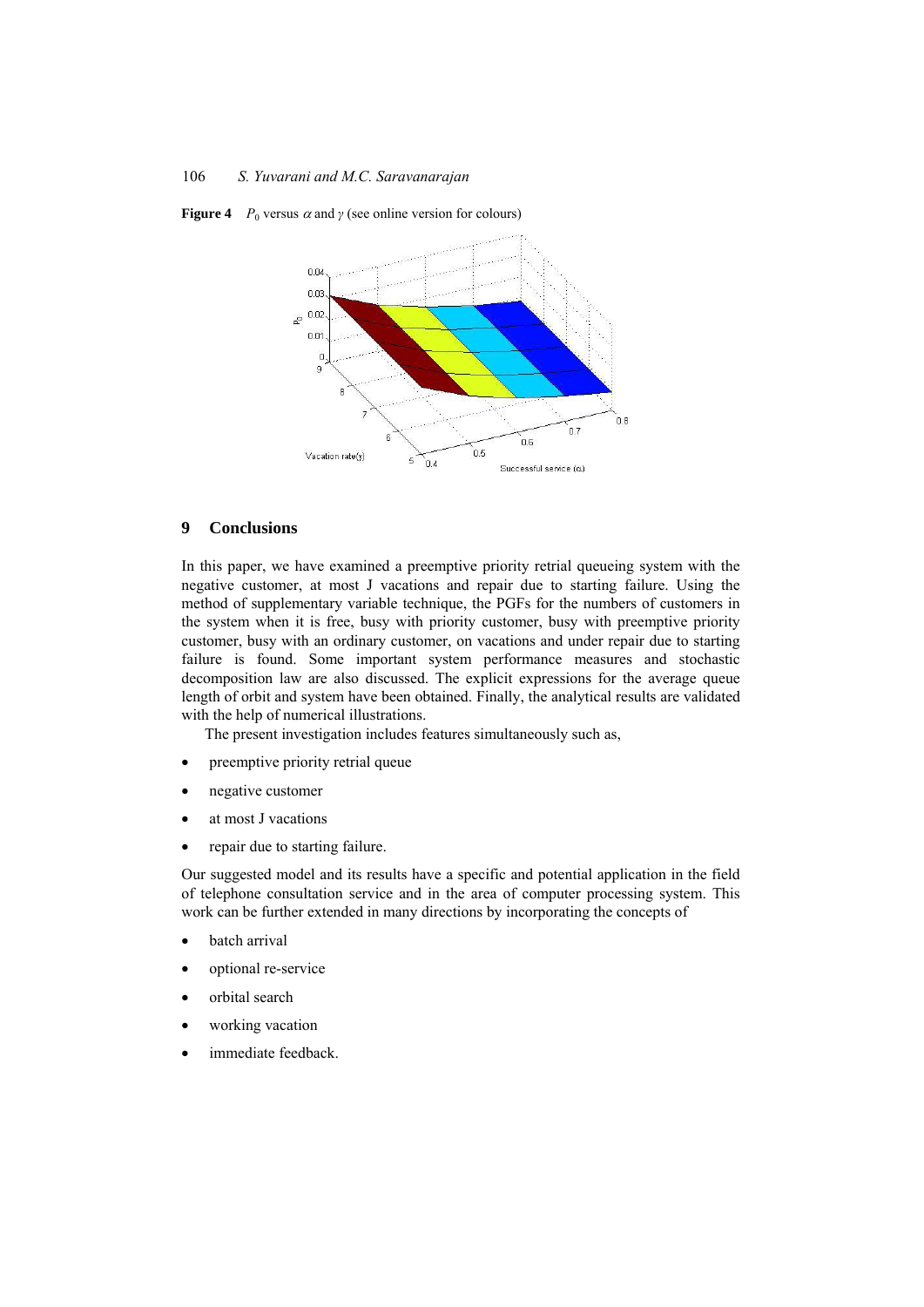**Figure 4** $P_0$ versus $\alpha$ and $\gamma$ (see online version for colours)

## 9 Conclusions

In this paper, we have examined a preemptive priority retrial queueing system with the negative customer, at most J vacations and repair due to starting failure. Using the method of supplementary variable technique, the PGFs for the numbers of customers in the system when it is free, busy with priority customer, busy with preemptive priority customer, busy with an ordinary customer, on vacations and under repair due to starting failure is found. Some important system performance measures and stochastic decomposition law are also discussed. The explicit expressions for the average queue length of orbit and system have been obtained. Finally, the analytical results are validated with the help of numerical illustrations.

The present investigation includes features simultaneously such as,

- preemptive priority retrial queue
- negative customer
- at most J vacations
- repair due to starting failure.

Our suggested model and its results have a specific and potential application in the field of telephone consultation service and in the area of computer processing system. This work can be further extended in many directions by incorporating the concepts of

- batch arrival
- optional re-service
- orbital search
- working vacation
- immediate feedback.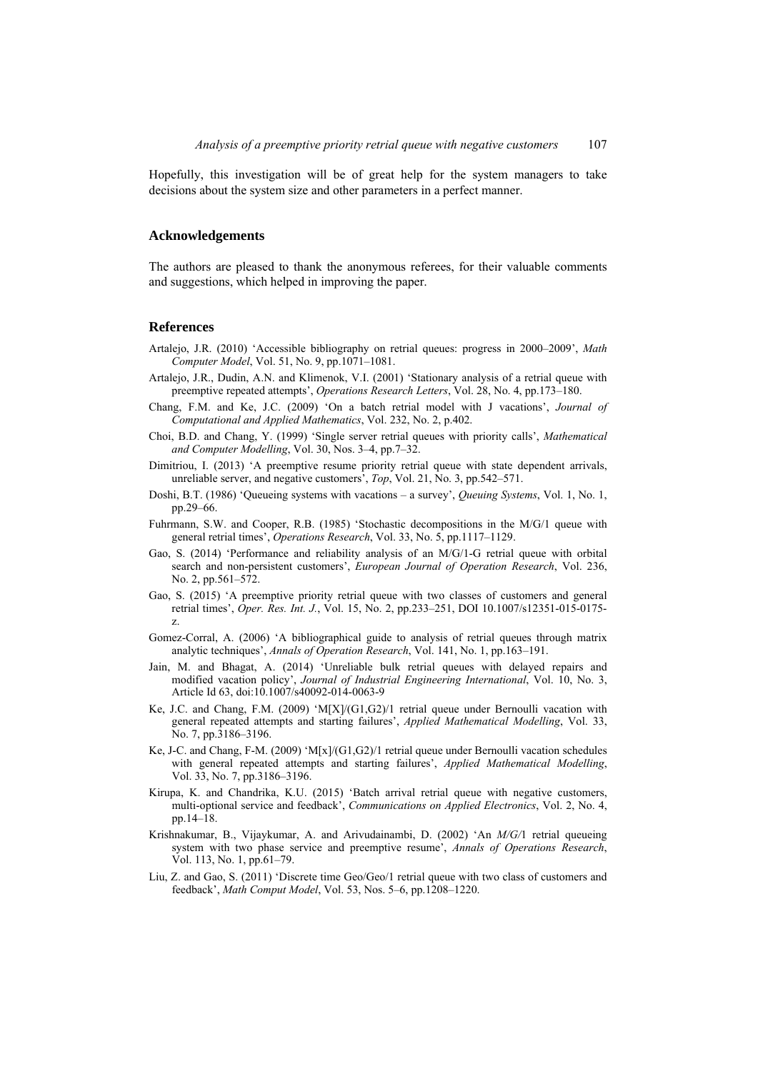Hopefully, this investigation will be of great help for the system managers to take decisions about the system size and other parameters in a perfect manner.

## Acknowledgements

The authors are pleased to thank the anonymous referees, for their valuable comments and suggestions, which helped in improving the paper.

## References

Artalejo, J.R. (2010) 'Accessible bibliography on retrial queues: progress in 2000–2009', *Math Computer Model*, Vol. 51, No. 9, pp.1071–1081.

Artalejo, J.R., Dudin, A.N. and Klimenok, V.I. (2001) 'Stationary analysis of a retrial queue with preemptive repeated attempts', *Operations Research Letters*, Vol. 28, No. 4, pp.173–180.

Chang, F.M. and Ke, J.C. (2009) 'On a batch retrial model with J vacations', *Journal of Computational and Applied Mathematics*, Vol. 232, No. 2, p.402.

Choi, B.D. and Chang, Y. (1999) 'Single server retrial queues with priority calls', *Mathematical and Computer Modelling*, Vol. 30, Nos. 3–4, pp.7–32.

Dimitriou, I. (2013) 'A preemptive resume priority retrial queue with state dependent arrivals, unreliable server, and negative customers', *Top*, Vol. 21, No. 3, pp.542–571.

Doshi, B.T. (1986) 'Queueing systems with vacations – a survey', *Queuing Systems*, Vol. 1, No. 1, pp.29–66.

Fuhrmann, S.W. and Cooper, R.B. (1985) 'Stochastic decompositions in the M/G/1 queue with general retrial times', *Operations Research*, Vol. 33, No. 5, pp.1117–1129.

Gao, S. (2014) 'Performance and reliability analysis of an M/G/1-G retrial queue with orbital search and non-persistent customers', *European Journal of Operation Research*, Vol. 236, No. 2, pp.561–572.

Gao, S. (2015) 'A preemptive priority retrial queue with two classes of customers and general retrial times', *Oper. Res. Int. J.*, Vol. 15, No. 2, pp.233–251, DOI 10.1007/s12351-015-0175-z.

Gomez-Corral, A. (2006) 'A bibliographical guide to analysis of retrial queues through matrix analytic techniques', *Annals of Operation Research*, Vol. 141, No. 1, pp.163–191.

Jain, M. and Bhagat, A. (2014) 'Unreliable bulk retrial queues with delayed repairs and modified vacation policy', *Journal of Industrial Engineering International*, Vol. 10, No. 3, Article Id 63, doi:10.1007/s40092-014-0063-9

Ke, J.C. and Chang, F.M. (2009) 'M[X]/(G1,G2)/1 retrial queue under Bernoulli vacation with general repeated attempts and starting failures', *Applied Mathematical Modelling*, Vol. 33, No. 7, pp.3186–3196.

Ke, J-C. and Chang, F-M. (2009) 'M[x]/(G1,G2)/1 retrial queue under Bernoulli vacation schedules with general repeated attempts and starting failures', *Applied Mathematical Modelling*, Vol. 33, No. 7, pp.3186–3196.

Kirupa, K. and Chandrika, K.U. (2015) 'Batch arrival retrial queue with negative customers, multi-optional service and feedback', *Communications on Applied Electronics*, Vol. 2, No. 4, pp.14–18.

Krishnakumar, B., Vijaykumar, A. and Arivudainambi, D. (2002) 'An *M/G/*1 retrial queueing system with two phase service and preemptive resume', *Annals of Operations Research*, Vol. 113, No. 1, pp.61–79.

Liu, Z. and Gao, S. (2011) 'Discrete time Geo/Geo/1 retrial queue with two class of customers and feedback', *Math Comput Model*, Vol. 53, Nos. 5–6, pp.1208–1220.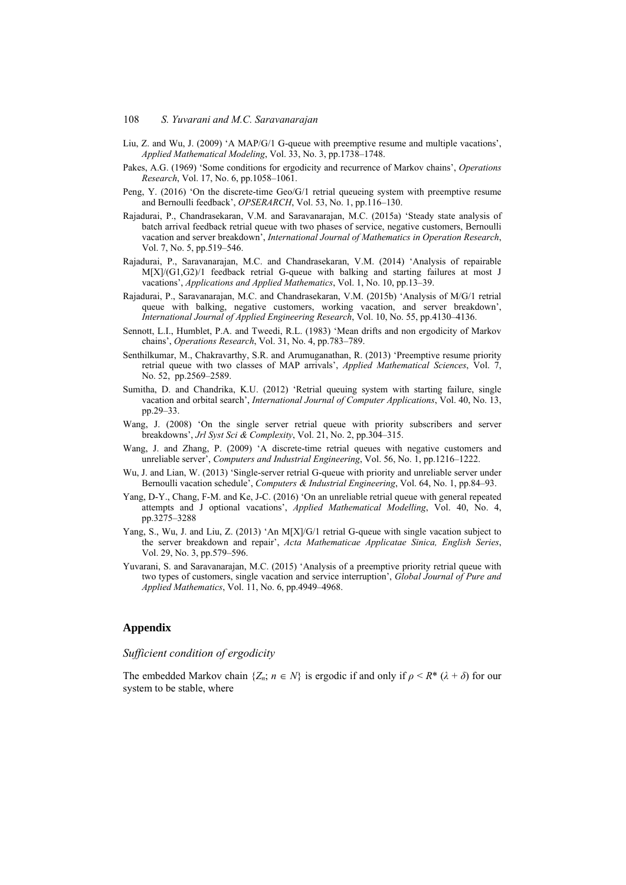- Liu, Z. and Wu, J. (2009) 'A MAP/G/1 G-queue with preemptive resume and multiple vacations', *Applied Mathematical Modeling*, Vol. 33, No. 3, pp.1738–1748.
- Pakes, A.G. (1969) 'Some conditions for ergodicity and recurrence of Markov chains', *Operations Research*, Vol. 17, No. 6, pp.1058–1061.
- Peng, Y. (2016) 'On the discrete-time Geo/G/1 retrial queueing system with preemptive resume and Bernoulli feedback', *OPSERARCH*, Vol. 53, No. 1, pp.116–130.
- Rajadurai, P., Chandrasekaran, V.M. and Saravanarajan, M.C. (2015a) 'Steady state analysis of batch arrival feedback retrial queue with two phases of service, negative customers, Bernoulli vacation and server breakdown', *International Journal of Mathematics in Operation Research*, Vol. 7, No. 5, pp.519–546.
- Rajadurai, P., Saravanarajan, M.C. and Chandrasekaran, V.M. (2014) 'Analysis of repairable M[X]/(G1,G2)/1 feedback retrial G-queue with balking and starting failures at most J vacations', *Applications and Applied Mathematics*, Vol. 1, No. 10, pp.13–39.
- Rajadurai, P., Saravanarajan, M.C. and Chandrasekaran, V.M. (2015b) 'Analysis of M/G/1 retrial queue with balking, negative customers, working vacation, and server breakdown', *International Journal of Applied Engineering Research*, Vol. 10, No. 55, pp.4130–4136.
- Sennott, L.I., Humblet, P.A. and Tweedi, R.L. (1983) 'Mean drifts and non ergodicity of Markov chains', *Operations Research*, Vol. 31, No. 4, pp.783–789.
- Senthilkumar, M., Chakravarthy, S.R. and Arumuganathan, R. (2013) 'Preemptive resume priority retrial queue with two classes of MAP arrivals', *Applied Mathematical Sciences*, Vol. 7, No. 52, pp.2569–2589.
- Sumitha, D. and Chandrika, K.U. (2012) 'Retrial queuing system with starting failure, single vacation and orbital search', *International Journal of Computer Applications*, Vol. 40, No. 13, pp.29–33.
- Wang, J. (2008) 'On the single server retrial queue with priority subscribers and server breakdowns', *Jrl Syst Sci & Complexity*, Vol. 21, No. 2, pp.304–315.
- Wang, J. and Zhang, P. (2009) 'A discrete-time retrial queues with negative customers and unreliable server', *Computers and Industrial Engineering*, Vol. 56, No. 1, pp.1216–1222.
- Wu, J. and Lian, W. (2013) 'Single-server retrial G-queue with priority and unreliable server under Bernoulli vacation schedule', *Computers & Industrial Engineering*, Vol. 64, No. 1, pp.84–93.
- Yang, D-Y., Chang, F-M. and Ke, J-C. (2016) 'On an unreliable retrial queue with general repeated attempts and J optional vacations', *Applied Mathematical Modelling*, Vol. 40, No. 4, pp.3275–3288
- Yang, S., Wu, J. and Liu, Z. (2013) 'An M[X]/G/1 retrial G-queue with single vacation subject to the server breakdown and repair', *Acta Mathematicae Applicatae Sinica, English Series*, Vol. 29, No. 3, pp.579–596.
- Yuvarani, S. and Saravanarajan, M.C. (2015) 'Analysis of a preemptive priority retrial queue with two types of customers, single vacation and service interruption', *Global Journal of Pure and Applied Mathematics*, Vol. 11, No. 6, pp.4949–4968.

## Appendix

*Sufficient condition of ergodicity*

The embedded Markov chain $\{Z_n; n \in N\}$ is ergodic if and only if $\rho < R^*(\lambda + \delta)$ for our system to be stable, where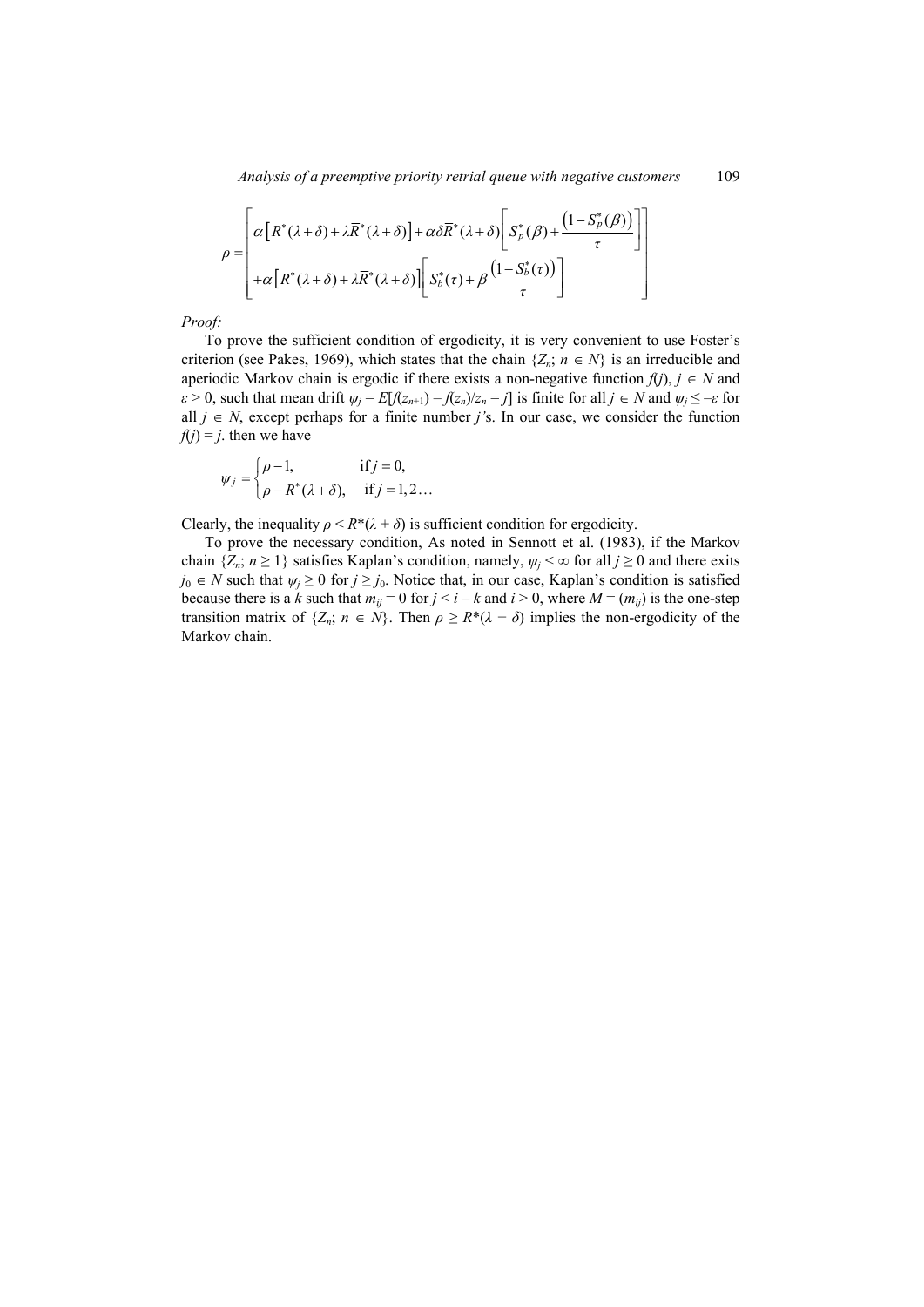$$\rho = \begin{bmatrix} \bar{\alpha}\left[R^*(\lambda+\delta)+\lambda\bar{R}^*(\lambda+\delta)\right]+\alpha\delta\bar{R}^*(\lambda+\delta)\left[S_p^*(\beta)+\dfrac{\left(1-S_p^*(\beta)\right)}{\tau}\right] \\ +\alpha\left[R^*(\lambda+\delta)+\lambda\bar{R}^*(\lambda+\delta)\right]\left[S_b^*(\tau)+\beta\dfrac{\left(1-S_b^*(\tau)\right)}{\tau}\right] \end{bmatrix}$$

*Proof:*

To prove the sufficient condition of ergodicity, it is very convenient to use Foster's criterion (see Pakes, 1969), which states that the chain $\{Z_n;\, n \in N\}$ is an irreducible and aperiodic Markov chain is ergodic if there exists a non-negative function $f(j)$, $j \in N$ and $\varepsilon > 0$, such that mean drift $\psi_j = E[f(z_{n+1}) - f(z_n)/z_n = j]$ is finite for all $j \in N$ and $\psi_j \leq -\varepsilon$ for all $j \in N$, except perhaps for a finite number $j$'s. In our case, we consider the function $f(j) = j$. then we have

$$\psi_j = \begin{cases} \rho - 1, & \text{if } j = 0, \\ \rho - R^*(\lambda+\delta), & \text{if } j = 1, 2\ldots \end{cases}$$

Clearly, the inequality $\rho < R^*(\lambda + \delta)$ is sufficient condition for ergodicity.

To prove the necessary condition, As noted in Sennott et al. (1983), if the Markov chain $\{Z_n;\, n \geq 1\}$ satisfies Kaplan's condition, namely, $\psi_j < \infty$ for all $j \geq 0$ and there exits $j_0 \in N$ such that $\psi_j \geq 0$ for $j \geq j_0$. Notice that, in our case, Kaplan's condition is satisfied because there is a $k$ such that $m_{ij} = 0$ for $j < i - k$ and $i > 0$, where $M = (m_{ij})$ is the one-step transition matrix of $\{Z_n;\, n \in N\}$. Then $\rho \geq R^*(\lambda + \delta)$ implies the non-ergodicity of the Markov chain.